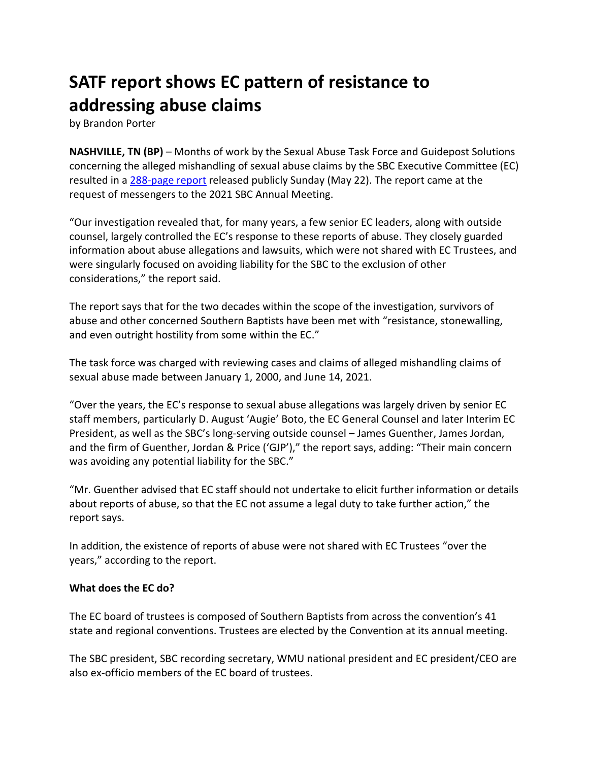# SATF report shows EC pattern of resistance to addressing abuse claims

by Brandon Porter

**NASHVILLE, TN (BP)** – Months of work by the Sexual Abuse Task Force and Guidepost Solutions concerning the alleged mishandling of sexual abuse claims by the SBC Executive Committee (EC) resulted in a 288-page report released publicly Sunday (May 22). The report came at the request of messengers to the 2021 SBC Annual Meeting.

"Our investigation revealed that, for many years, a few senior EC leaders, along with outside counsel, largely controlled the EC's response to these reports of abuse. They closely guarded information about abuse allegations and lawsuits, which were not shared with EC Trustees, and were singularly focused on avoiding liability for the SBC to the exclusion of other considerations," the report said.

The report says that for the two decades within the scope of the investigation, survivors of abuse and other concerned Southern Baptists have been met with "resistance, stonewalling, and even outright hostility from some within the EC."

The task force was charged with reviewing cases and claims of alleged mishandling claims of sexual abuse made between January 1, 2000, and June 14, 2021.

"Over the years, the EC's response to sexual abuse allegations was largely driven by senior EC staff members, particularly D. August 'Augie' Boto, the EC General Counsel and later Interim EC President, as well as the SBC's long-serving outside counsel – James Guenther, James Jordan, and the firm of Guenther, Jordan & Price ('GJP')," the report says, adding: "Their main concern was avoiding any potential liability for the SBC."

"Mr. Guenther advised that EC staff should not undertake to elicit further information or details about reports of abuse, so that the EC not assume a legal duty to take further action," the report says.

In addition, the existence of reports of abuse were not shared with EC Trustees "over the years," according to the report.

**What does the EC do?**

The EC board of trustees is composed of Southern Baptists from across the convention's 41 state and regional conventions. Trustees are elected by the Convention at its annual meeting.

The SBC president, SBC recording secretary, WMU national president and EC president/CEO are also ex-officio members of the EC board of trustees.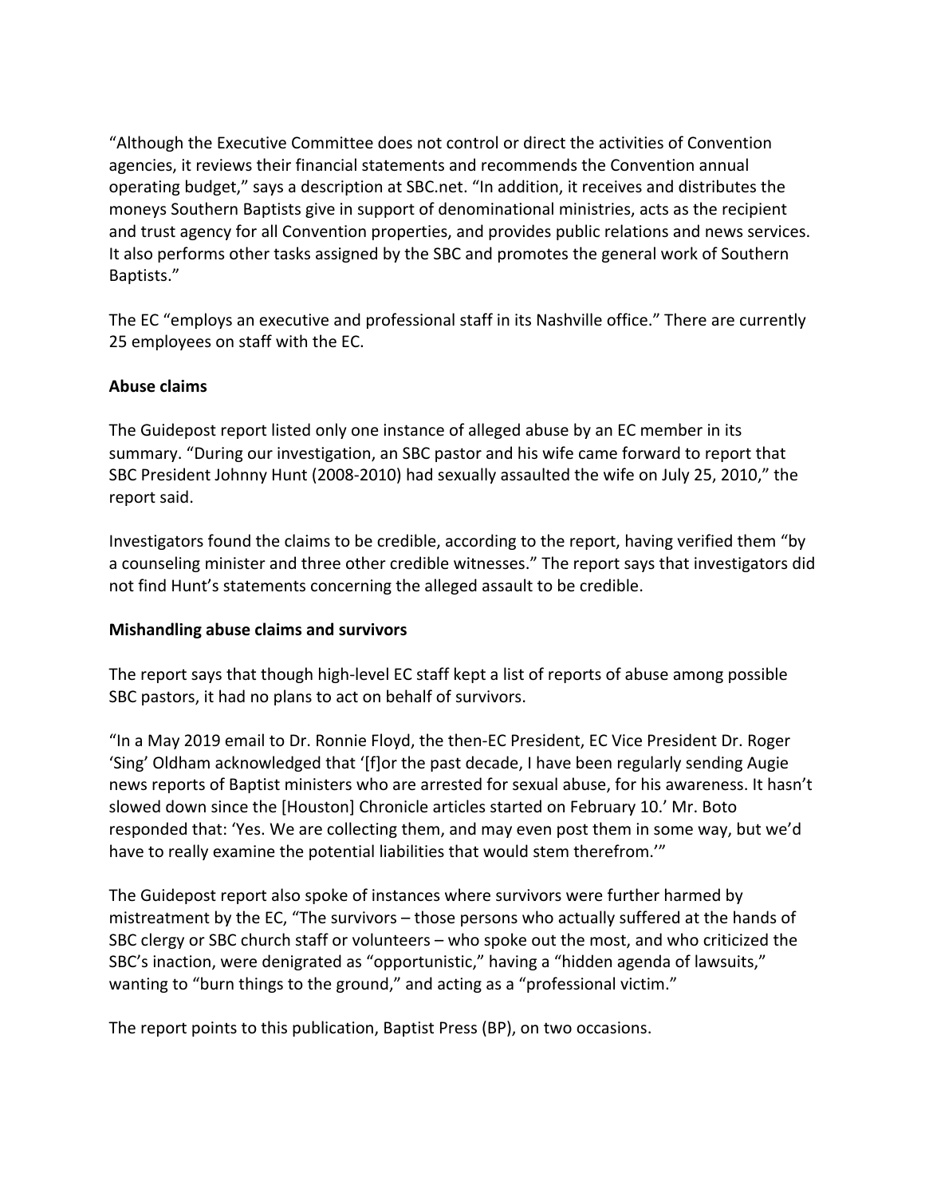"Although the Executive Committee does not control or direct the activities of Convention agencies, it reviews their financial statements and recommends the Convention annual operating budget," says a description at SBC.net. "In addition, it receives and distributes the moneys Southern Baptists give in support of denominational ministries, acts as the recipient and trust agency for all Convention properties, and provides public relations and news services. It also performs other tasks assigned by the SBC and promotes the general work of Southern Baptists."

The EC "employs an executive and professional staff in its Nashville office." There are currently 25 employees on staff with the EC.

**Abuse claims**

The Guidepost report listed only one instance of alleged abuse by an EC member in its summary. "During our investigation, an SBC pastor and his wife came forward to report that SBC President Johnny Hunt (2008-2010) had sexually assaulted the wife on July 25, 2010," the report said.

Investigators found the claims to be credible, according to the report, having verified them "by a counseling minister and three other credible witnesses." The report says that investigators did not find Hunt's statements concerning the alleged assault to be credible.

**Mishandling abuse claims and survivors**

The report says that though high-level EC staff kept a list of reports of abuse among possible SBC pastors, it had no plans to act on behalf of survivors.

"In a May 2019 email to Dr. Ronnie Floyd, the then-EC President, EC Vice President Dr. Roger 'Sing' Oldham acknowledged that '[f]or the past decade, I have been regularly sending Augie news reports of Baptist ministers who are arrested for sexual abuse, for his awareness. It hasn't slowed down since the [Houston] Chronicle articles started on February 10.' Mr. Boto responded that: 'Yes. We are collecting them, and may even post them in some way, but we'd have to really examine the potential liabilities that would stem therefrom.'"

The Guidepost report also spoke of instances where survivors were further harmed by mistreatment by the EC, "The survivors – those persons who actually suffered at the hands of SBC clergy or SBC church staff or volunteers – who spoke out the most, and who criticized the SBC's inaction, were denigrated as "opportunistic," having a "hidden agenda of lawsuits," wanting to "burn things to the ground," and acting as a "professional victim."

The report points to this publication, Baptist Press (BP), on two occasions.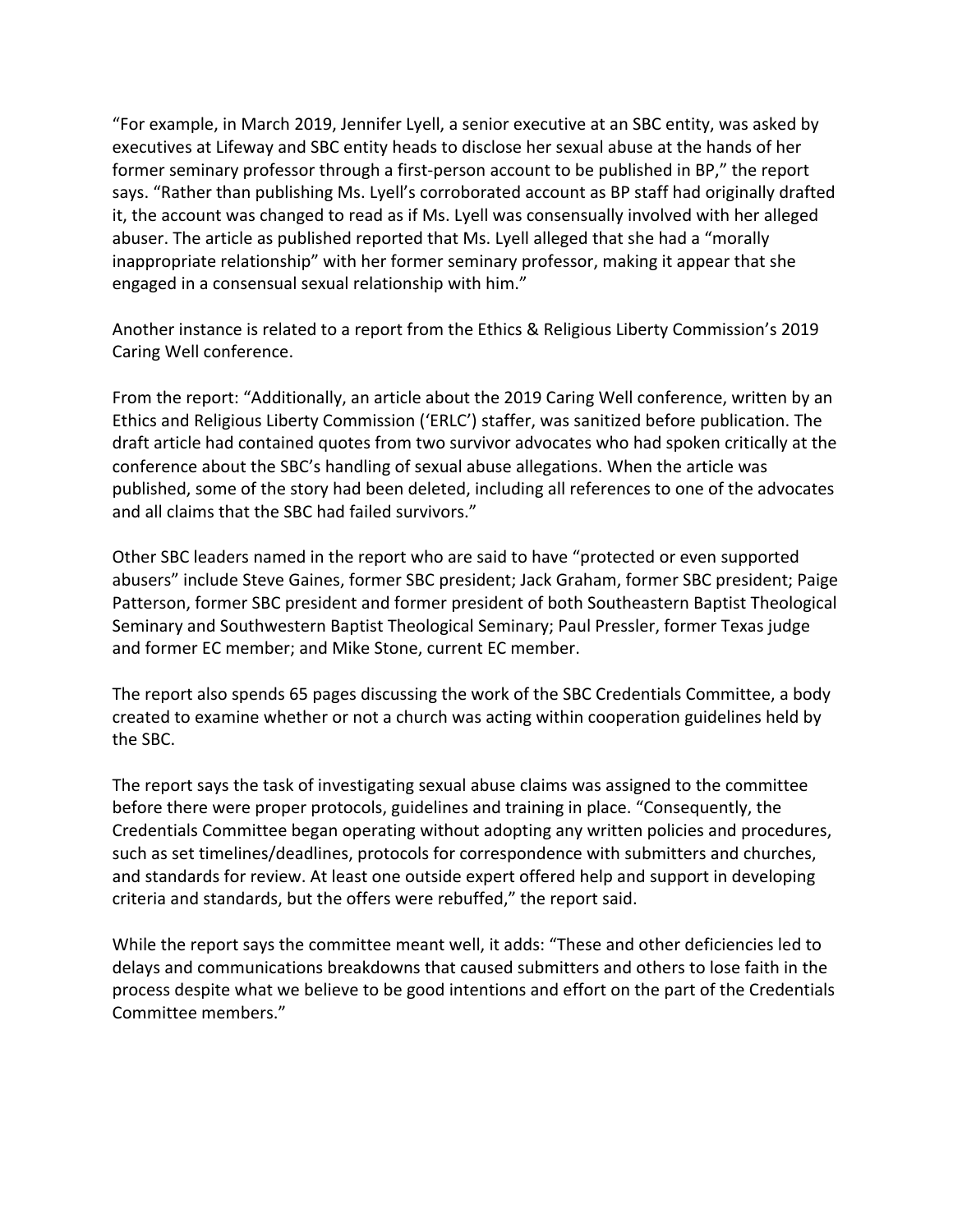"For example, in March 2019, Jennifer Lyell, a senior executive at an SBC entity, was asked by executives at Lifeway and SBC entity heads to disclose her sexual abuse at the hands of her former seminary professor through a first-person account to be published in BP," the report says. "Rather than publishing Ms. Lyell's corroborated account as BP staff had originally drafted it, the account was changed to read as if Ms. Lyell was consensually involved with her alleged abuser. The article as published reported that Ms. Lyell alleged that she had a "morally inappropriate relationship" with her former seminary professor, making it appear that she engaged in a consensual sexual relationship with him."

Another instance is related to a report from the Ethics & Religious Liberty Commission's 2019 Caring Well conference.

From the report: "Additionally, an article about the 2019 Caring Well conference, written by an Ethics and Religious Liberty Commission ('ERLC') staffer, was sanitized before publication. The draft article had contained quotes from two survivor advocates who had spoken critically at the conference about the SBC's handling of sexual abuse allegations. When the article was published, some of the story had been deleted, including all references to one of the advocates and all claims that the SBC had failed survivors."

Other SBC leaders named in the report who are said to have "protected or even supported abusers" include Steve Gaines, former SBC president; Jack Graham, former SBC president; Paige Patterson, former SBC president and former president of both Southeastern Baptist Theological Seminary and Southwestern Baptist Theological Seminary; Paul Pressler, former Texas judge and former EC member; and Mike Stone, current EC member.

The report also spends 65 pages discussing the work of the SBC Credentials Committee, a body created to examine whether or not a church was acting within cooperation guidelines held by the SBC.

The report says the task of investigating sexual abuse claims was assigned to the committee before there were proper protocols, guidelines and training in place. "Consequently, the Credentials Committee began operating without adopting any written policies and procedures, such as set timelines/deadlines, protocols for correspondence with submitters and churches, and standards for review. At least one outside expert offered help and support in developing criteria and standards, but the offers were rebuffed," the report said.

While the report says the committee meant well, it adds: "These and other deficiencies led to delays and communications breakdowns that caused submitters and others to lose faith in the process despite what we believe to be good intentions and effort on the part of the Credentials Committee members."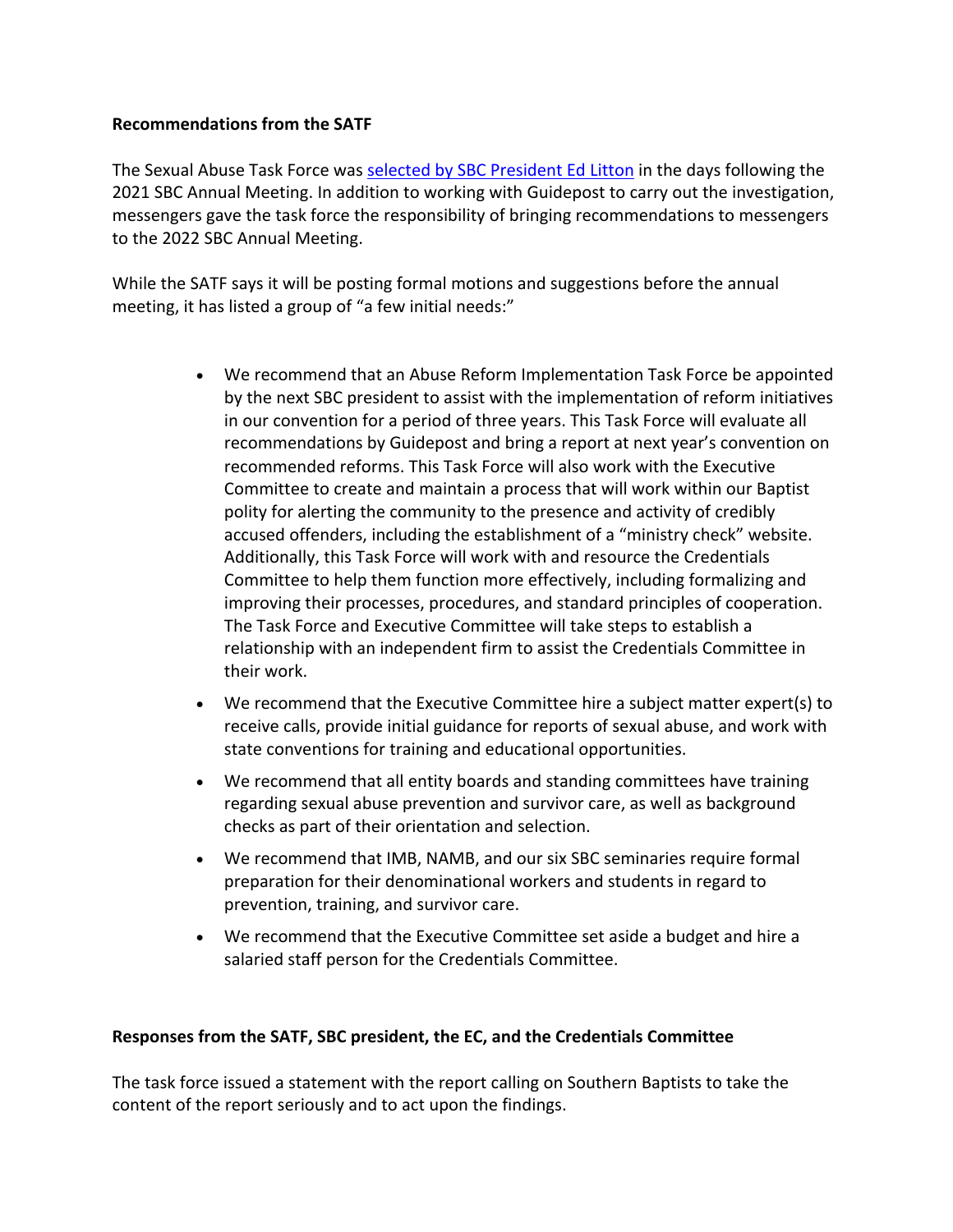**Recommendations from the SATF**

The Sexual Abuse Task Force was selected by SBC President Ed Litton in the days following the 2021 SBC Annual Meeting. In addition to working with Guidepost to carry out the investigation, messengers gave the task force the responsibility of bringing recommendations to messengers to the 2022 SBC Annual Meeting.

While the SATF says it will be posting formal motions and suggestions before the annual meeting, it has listed a group of "a few initial needs:"

> - We recommend that an Abuse Reform Implementation Task Force be appointed by the next SBC president to assist with the implementation of reform initiatives in our convention for a period of three years. This Task Force will evaluate all recommendations by Guidepost and bring a report at next year's convention on recommended reforms. This Task Force will also work with the Executive Committee to create and maintain a process that will work within our Baptist polity for alerting the community to the presence and activity of credibly accused offenders, including the establishment of a "ministry check" website. Additionally, this Task Force will work with and resource the Credentials Committee to help them function more effectively, including formalizing and improving their processes, procedures, and standard principles of cooperation. The Task Force and Executive Committee will take steps to establish a relationship with an independent firm to assist the Credentials Committee in their work.
> - We recommend that the Executive Committee hire a subject matter expert(s) to receive calls, provide initial guidance for reports of sexual abuse, and work with state conventions for training and educational opportunities.
> - We recommend that all entity boards and standing committees have training regarding sexual abuse prevention and survivor care, as well as background checks as part of their orientation and selection.
> - We recommend that IMB, NAMB, and our six SBC seminaries require formal preparation for their denominational workers and students in regard to prevention, training, and survivor care.
> - We recommend that the Executive Committee set aside a budget and hire a salaried staff person for the Credentials Committee.

**Responses from the SATF, SBC president, the EC, and the Credentials Committee**

The task force issued a statement with the report calling on Southern Baptists to take the content of the report seriously and to act upon the findings.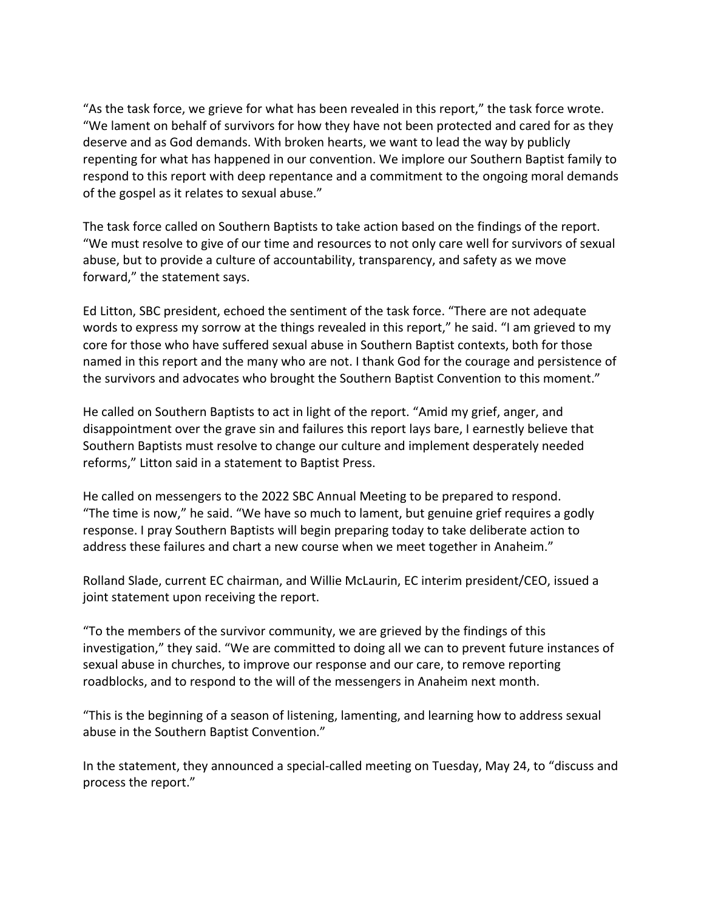"As the task force, we grieve for what has been revealed in this report," the task force wrote. "We lament on behalf of survivors for how they have not been protected and cared for as they deserve and as God demands. With broken hearts, we want to lead the way by publicly repenting for what has happened in our convention. We implore our Southern Baptist family to respond to this report with deep repentance and a commitment to the ongoing moral demands of the gospel as it relates to sexual abuse."

The task force called on Southern Baptists to take action based on the findings of the report. "We must resolve to give of our time and resources to not only care well for survivors of sexual abuse, but to provide a culture of accountability, transparency, and safety as we move forward," the statement says.

Ed Litton, SBC president, echoed the sentiment of the task force. "There are not adequate words to express my sorrow at the things revealed in this report," he said. "I am grieved to my core for those who have suffered sexual abuse in Southern Baptist contexts, both for those named in this report and the many who are not. I thank God for the courage and persistence of the survivors and advocates who brought the Southern Baptist Convention to this moment."

He called on Southern Baptists to act in light of the report. "Amid my grief, anger, and disappointment over the grave sin and failures this report lays bare, I earnestly believe that Southern Baptists must resolve to change our culture and implement desperately needed reforms," Litton said in a statement to Baptist Press.

He called on messengers to the 2022 SBC Annual Meeting to be prepared to respond. "The time is now," he said. "We have so much to lament, but genuine grief requires a godly response. I pray Southern Baptists will begin preparing today to take deliberate action to address these failures and chart a new course when we meet together in Anaheim."

Rolland Slade, current EC chairman, and Willie McLaurin, EC interim president/CEO, issued a joint statement upon receiving the report.

"To the members of the survivor community, we are grieved by the findings of this investigation," they said. "We are committed to doing all we can to prevent future instances of sexual abuse in churches, to improve our response and our care, to remove reporting roadblocks, and to respond to the will of the messengers in Anaheim next month.

"This is the beginning of a season of listening, lamenting, and learning how to address sexual abuse in the Southern Baptist Convention."

In the statement, they announced a special-called meeting on Tuesday, May 24, to "discuss and process the report."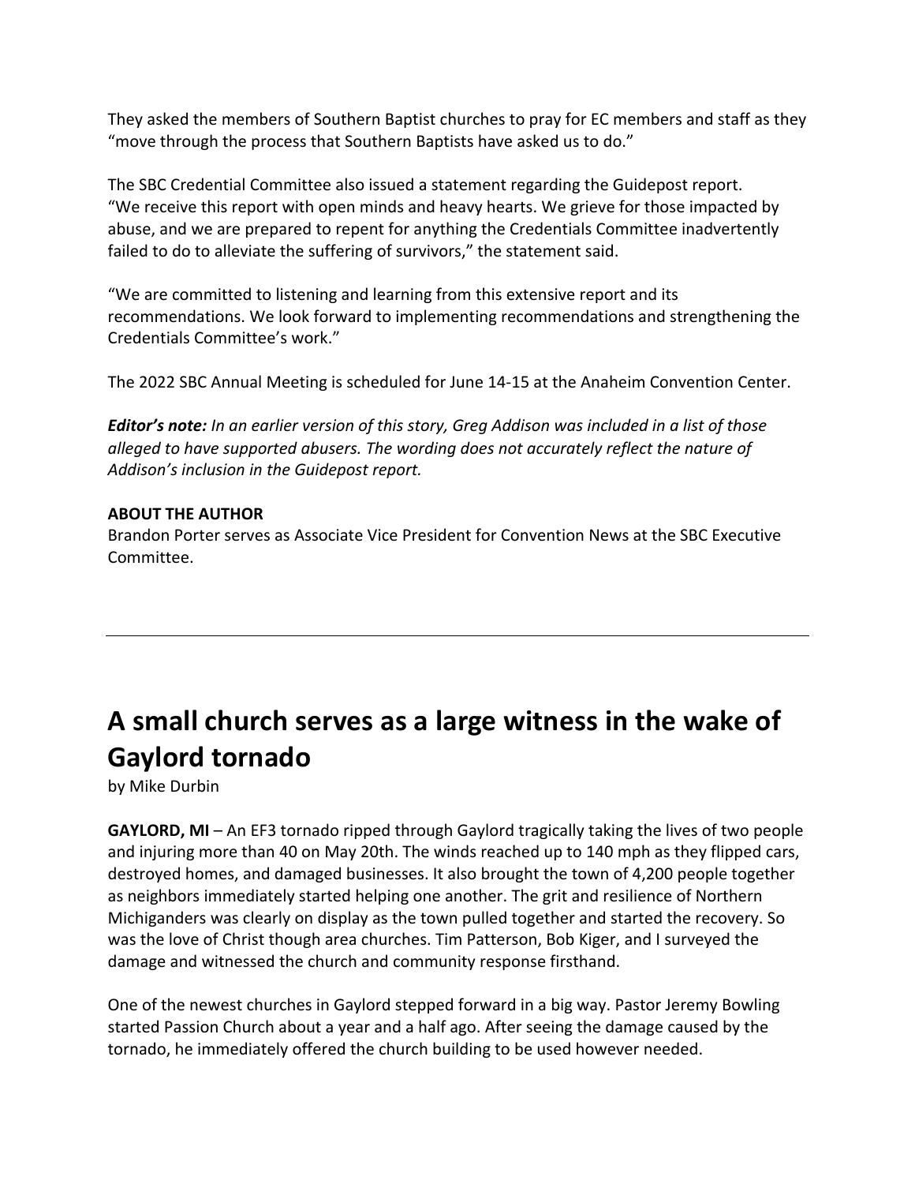They asked the members of Southern Baptist churches to pray for EC members and staff as they "move through the process that Southern Baptists have asked us to do."

The SBC Credential Committee also issued a statement regarding the Guidepost report. "We receive this report with open minds and heavy hearts. We grieve for those impacted by abuse, and we are prepared to repent for anything the Credentials Committee inadvertently failed to do to alleviate the suffering of survivors," the statement said.

"We are committed to listening and learning from this extensive report and its recommendations. We look forward to implementing recommendations and strengthening the Credentials Committee's work."

The 2022 SBC Annual Meeting is scheduled for June 14-15 at the Anaheim Convention Center.

***Editor's note:*** *In an earlier version of this story, Greg Addison was included in a list of those alleged to have supported abusers. The wording does not accurately reflect the nature of Addison's inclusion in the Guidepost report.*

**ABOUT THE AUTHOR**
Brandon Porter serves as Associate Vice President for Convention News at the SBC Executive Committee.

---

# A small church serves as a large witness in the wake of Gaylord tornado

by Mike Durbin

**GAYLORD, MI** – An EF3 tornado ripped through Gaylord tragically taking the lives of two people and injuring more than 40 on May 20th. The winds reached up to 140 mph as they flipped cars, destroyed homes, and damaged businesses. It also brought the town of 4,200 people together as neighbors immediately started helping one another. The grit and resilience of Northern Michiganders was clearly on display as the town pulled together and started the recovery. So was the love of Christ though area churches. Tim Patterson, Bob Kiger, and I surveyed the damage and witnessed the church and community response firsthand.

One of the newest churches in Gaylord stepped forward in a big way. Pastor Jeremy Bowling started Passion Church about a year and a half ago. After seeing the damage caused by the tornado, he immediately offered the church building to be used however needed.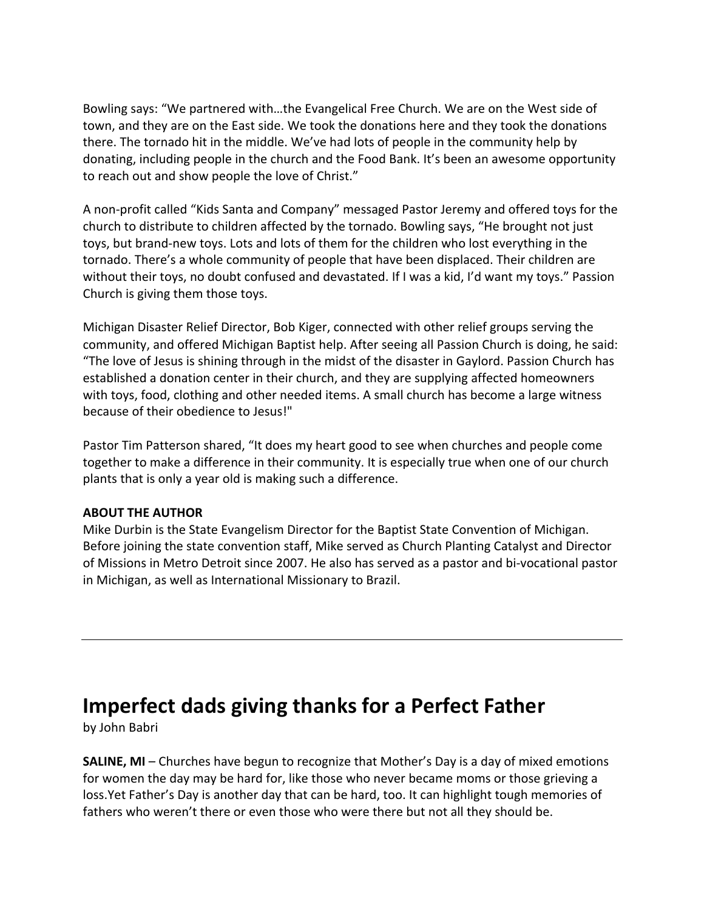Bowling says: "We partnered with…the Evangelical Free Church. We are on the West side of town, and they are on the East side. We took the donations here and they took the donations there. The tornado hit in the middle. We've had lots of people in the community help by donating, including people in the church and the Food Bank. It's been an awesome opportunity to reach out and show people the love of Christ."

A non-profit called "Kids Santa and Company" messaged Pastor Jeremy and offered toys for the church to distribute to children affected by the tornado. Bowling says, "He brought not just toys, but brand-new toys. Lots and lots of them for the children who lost everything in the tornado. There's a whole community of people that have been displaced. Their children are without their toys, no doubt confused and devastated. If I was a kid, I'd want my toys." Passion Church is giving them those toys.

Michigan Disaster Relief Director, Bob Kiger, connected with other relief groups serving the community, and offered Michigan Baptist help. After seeing all Passion Church is doing, he said: "The love of Jesus is shining through in the midst of the disaster in Gaylord. Passion Church has established a donation center in their church, and they are supplying affected homeowners with toys, food, clothing and other needed items. A small church has become a large witness because of their obedience to Jesus!"

Pastor Tim Patterson shared, "It does my heart good to see when churches and people come together to make a difference in their community. It is especially true when one of our church plants that is only a year old is making such a difference.

**ABOUT THE AUTHOR**
Mike Durbin is the State Evangelism Director for the Baptist State Convention of Michigan. Before joining the state convention staff, Mike served as Church Planting Catalyst and Director of Missions in Metro Detroit since 2007. He also has served as a pastor and bi-vocational pastor in Michigan, as well as International Missionary to Brazil.

---

# Imperfect dads giving thanks for a Perfect Father

by John Babri

**SALINE, MI** – Churches have begun to recognize that Mother's Day is a day of mixed emotions for women the day may be hard for, like those who never became moms or those grieving a loss.Yet Father's Day is another day that can be hard, too. It can highlight tough memories of fathers who weren't there or even those who were there but not all they should be.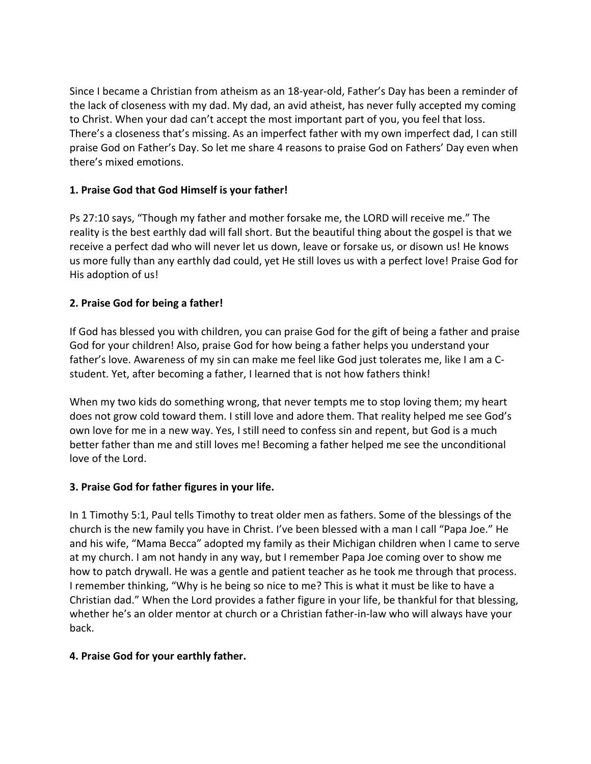Since I became a Christian from atheism as an 18-year-old, Father's Day has been a reminder of the lack of closeness with my dad. My dad, an avid atheist, has never fully accepted my coming to Christ. When your dad can't accept the most important part of you, you feel that loss. There's a closeness that's missing. As an imperfect father with my own imperfect dad, I can still praise God on Father's Day. So let me share 4 reasons to praise God on Fathers' Day even when there's mixed emotions.

**1. Praise God that God Himself is your father!**

Ps 27:10 says, "Though my father and mother forsake me, the LORD will receive me." The reality is the best earthly dad will fall short. But the beautiful thing about the gospel is that we receive a perfect dad who will never let us down, leave or forsake us, or disown us! He knows us more fully than any earthly dad could, yet He still loves us with a perfect love! Praise God for His adoption of us!

**2. Praise God for being a father!**

If God has blessed you with children, you can praise God for the gift of being a father and praise God for your children! Also, praise God for how being a father helps you understand your father's love. Awareness of my sin can make me feel like God just tolerates me, like I am a C-student. Yet, after becoming a father, I learned that is not how fathers think!

When my two kids do something wrong, that never tempts me to stop loving them; my heart does not grow cold toward them. I still love and adore them. That reality helped me see God's own love for me in a new way. Yes, I still need to confess sin and repent, but God is a much better father than me and still loves me! Becoming a father helped me see the unconditional love of the Lord.

**3. Praise God for father figures in your life.**

In 1 Timothy 5:1, Paul tells Timothy to treat older men as fathers. Some of the blessings of the church is the new family you have in Christ. I've been blessed with a man I call "Papa Joe." He and his wife, "Mama Becca" adopted my family as their Michigan children when I came to serve at my church. I am not handy in any way, but I remember Papa Joe coming over to show me how to patch drywall. He was a gentle and patient teacher as he took me through that process. I remember thinking, "Why is he being so nice to me? This is what it must be like to have a Christian dad." When the Lord provides a father figure in your life, be thankful for that blessing, whether he's an older mentor at church or a Christian father-in-law who will always have your back.

**4. Praise God for your earthly father.**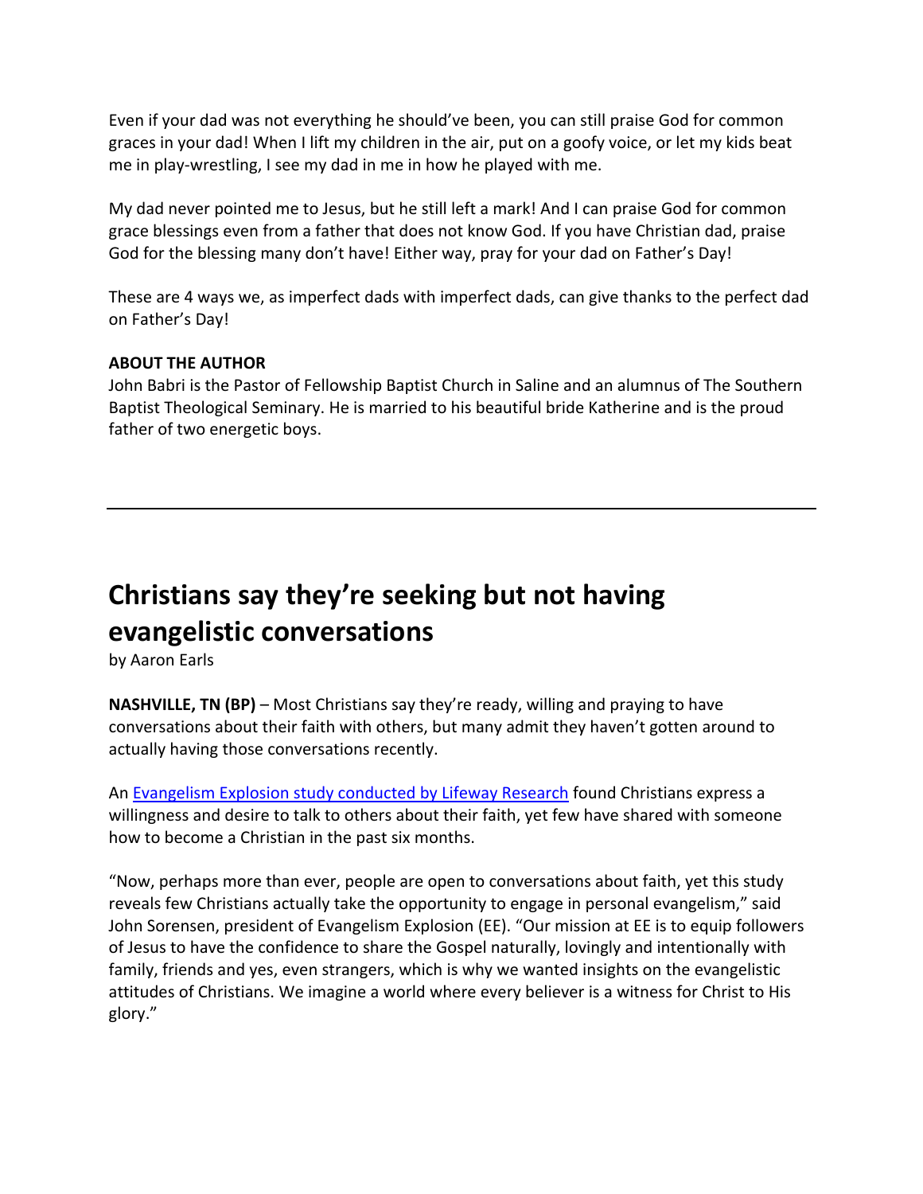Even if your dad was not everything he should've been, you can still praise God for common graces in your dad! When I lift my children in the air, put on a goofy voice, or let my kids beat me in play-wrestling, I see my dad in me in how he played with me.

My dad never pointed me to Jesus, but he still left a mark! And I can praise God for common grace blessings even from a father that does not know God. If you have Christian dad, praise God for the blessing many don't have! Either way, pray for your dad on Father's Day!

These are 4 ways we, as imperfect dads with imperfect dads, can give thanks to the perfect dad on Father's Day!

**ABOUT THE AUTHOR**
John Babri is the Pastor of Fellowship Baptist Church in Saline and an alumnus of The Southern Baptist Theological Seminary. He is married to his beautiful bride Katherine and is the proud father of two energetic boys.

---

# Christians say they're seeking but not having evangelistic conversations

by Aaron Earls

**NASHVILLE, TN (BP)** – Most Christians say they're ready, willing and praying to have conversations about their faith with others, but many admit they haven't gotten around to actually having those conversations recently.

An Evangelism Explosion study conducted by Lifeway Research found Christians express a willingness and desire to talk to others about their faith, yet few have shared with someone how to become a Christian in the past six months.

"Now, perhaps more than ever, people are open to conversations about faith, yet this study reveals few Christians actually take the opportunity to engage in personal evangelism," said John Sorensen, president of Evangelism Explosion (EE). "Our mission at EE is to equip followers of Jesus to have the confidence to share the Gospel naturally, lovingly and intentionally with family, friends and yes, even strangers, which is why we wanted insights on the evangelistic attitudes of Christians. We imagine a world where every believer is a witness for Christ to His glory."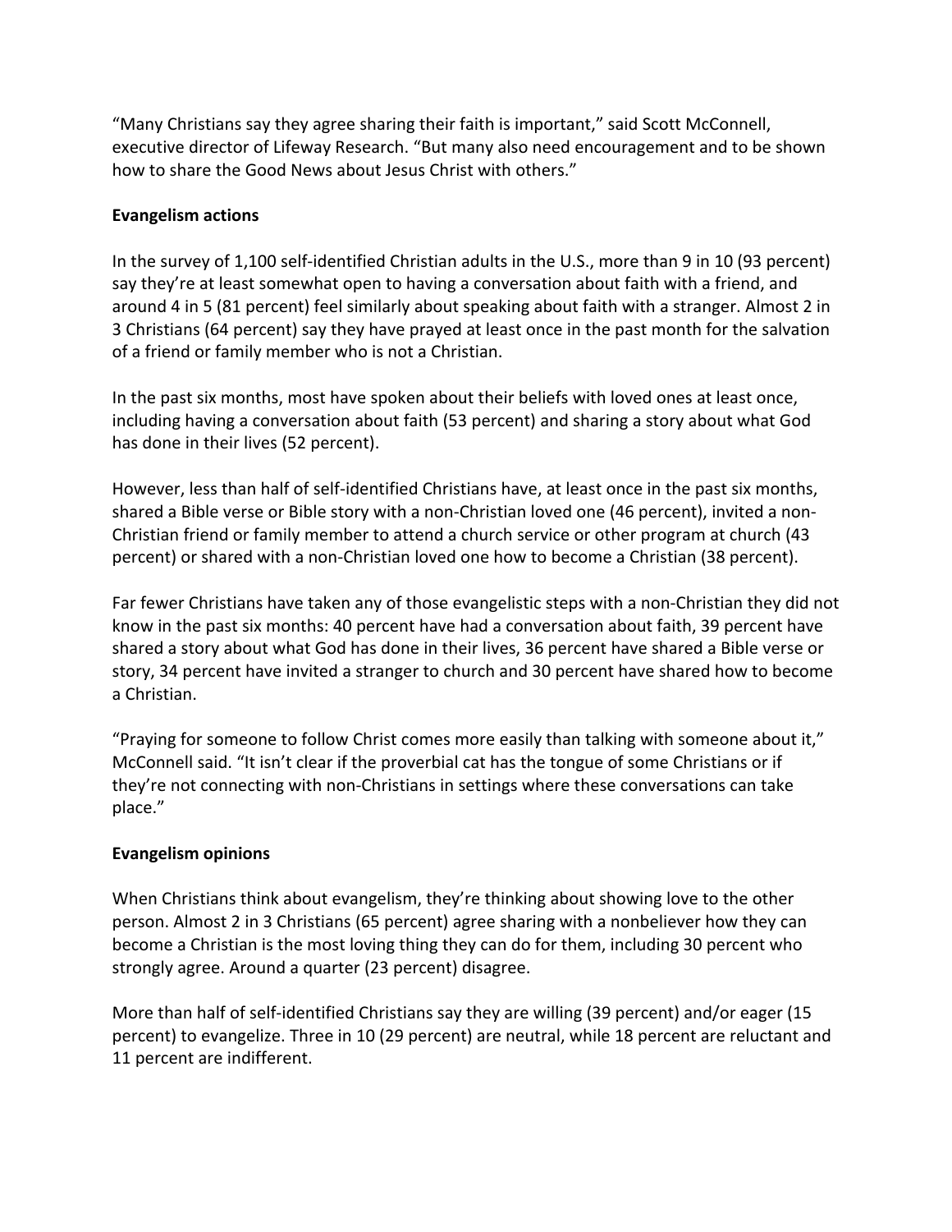"Many Christians say they agree sharing their faith is important," said Scott McConnell, executive director of Lifeway Research. "But many also need encouragement and to be shown how to share the Good News about Jesus Christ with others."

**Evangelism actions**

In the survey of 1,100 self-identified Christian adults in the U.S., more than 9 in 10 (93 percent) say they're at least somewhat open to having a conversation about faith with a friend, and around 4 in 5 (81 percent) feel similarly about speaking about faith with a stranger. Almost 2 in 3 Christians (64 percent) say they have prayed at least once in the past month for the salvation of a friend or family member who is not a Christian.

In the past six months, most have spoken about their beliefs with loved ones at least once, including having a conversation about faith (53 percent) and sharing a story about what God has done in their lives (52 percent).

However, less than half of self-identified Christians have, at least once in the past six months, shared a Bible verse or Bible story with a non-Christian loved one (46 percent), invited a non-Christian friend or family member to attend a church service or other program at church (43 percent) or shared with a non-Christian loved one how to become a Christian (38 percent).

Far fewer Christians have taken any of those evangelistic steps with a non-Christian they did not know in the past six months: 40 percent have had a conversation about faith, 39 percent have shared a story about what God has done in their lives, 36 percent have shared a Bible verse or story, 34 percent have invited a stranger to church and 30 percent have shared how to become a Christian.

"Praying for someone to follow Christ comes more easily than talking with someone about it," McConnell said. "It isn't clear if the proverbial cat has the tongue of some Christians or if they're not connecting with non-Christians in settings where these conversations can take place."

**Evangelism opinions**

When Christians think about evangelism, they're thinking about showing love to the other person. Almost 2 in 3 Christians (65 percent) agree sharing with a nonbeliever how they can become a Christian is the most loving thing they can do for them, including 30 percent who strongly agree. Around a quarter (23 percent) disagree.

More than half of self-identified Christians say they are willing (39 percent) and/or eager (15 percent) to evangelize. Three in 10 (29 percent) are neutral, while 18 percent are reluctant and 11 percent are indifferent.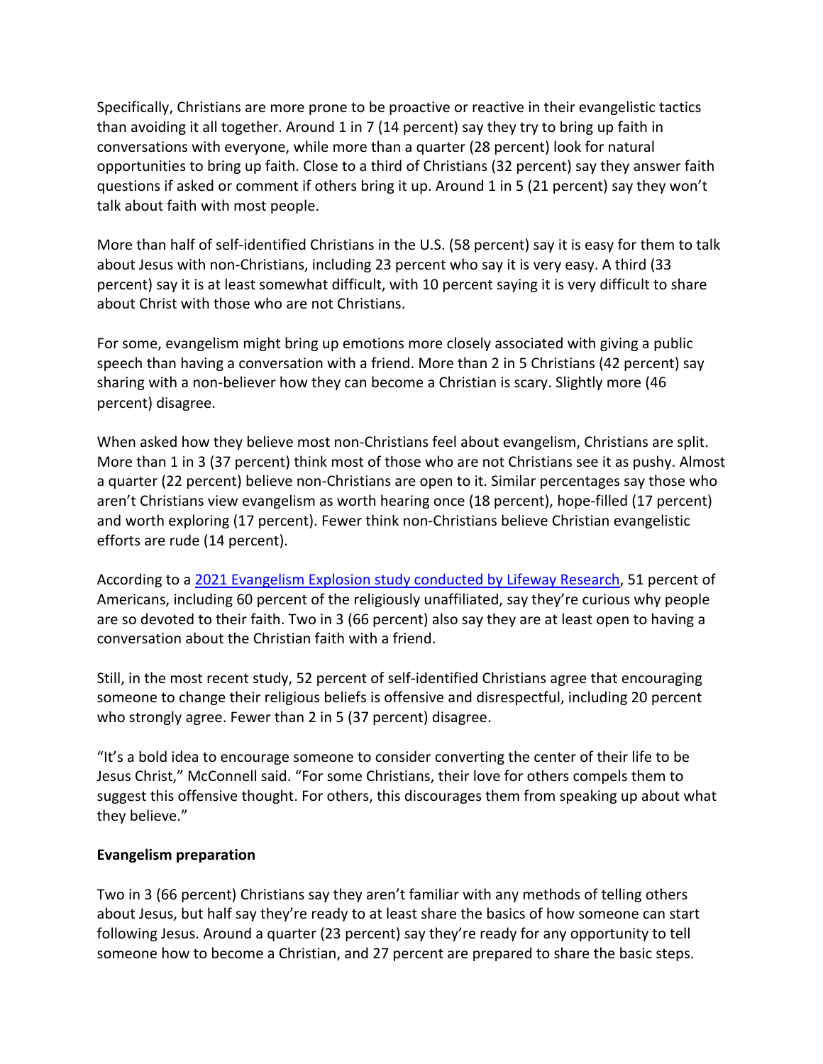Specifically, Christians are more prone to be proactive or reactive in their evangelistic tactics than avoiding it all together. Around 1 in 7 (14 percent) say they try to bring up faith in conversations with everyone, while more than a quarter (28 percent) look for natural opportunities to bring up faith. Close to a third of Christians (32 percent) say they answer faith questions if asked or comment if others bring it up. Around 1 in 5 (21 percent) say they won't talk about faith with most people.

More than half of self-identified Christians in the U.S. (58 percent) say it is easy for them to talk about Jesus with non-Christians, including 23 percent who say it is very easy. A third (33 percent) say it is at least somewhat difficult, with 10 percent saying it is very difficult to share about Christ with those who are not Christians.

For some, evangelism might bring up emotions more closely associated with giving a public speech than having a conversation with a friend. More than 2 in 5 Christians (42 percent) say sharing with a non-believer how they can become a Christian is scary. Slightly more (46 percent) disagree.

When asked how they believe most non-Christians feel about evangelism, Christians are split. More than 1 in 3 (37 percent) think most of those who are not Christians see it as pushy. Almost a quarter (22 percent) believe non-Christians are open to it. Similar percentages say those who aren't Christians view evangelism as worth hearing once (18 percent), hope-filled (17 percent) and worth exploring (17 percent). Fewer think non-Christians believe Christian evangelistic efforts are rude (14 percent).

According to a 2021 Evangelism Explosion study conducted by Lifeway Research, 51 percent of Americans, including 60 percent of the religiously unaffiliated, say they're curious why people are so devoted to their faith. Two in 3 (66 percent) also say they are at least open to having a conversation about the Christian faith with a friend.

Still, in the most recent study, 52 percent of self-identified Christians agree that encouraging someone to change their religious beliefs is offensive and disrespectful, including 20 percent who strongly agree. Fewer than 2 in 5 (37 percent) disagree.

"It's a bold idea to encourage someone to consider converting the center of their life to be Jesus Christ," McConnell said. "For some Christians, their love for others compels them to suggest this offensive thought. For others, this discourages them from speaking up about what they believe."

**Evangelism preparation**

Two in 3 (66 percent) Christians say they aren't familiar with any methods of telling others about Jesus, but half say they're ready to at least share the basics of how someone can start following Jesus. Around a quarter (23 percent) say they're ready for any opportunity to tell someone how to become a Christian, and 27 percent are prepared to share the basic steps.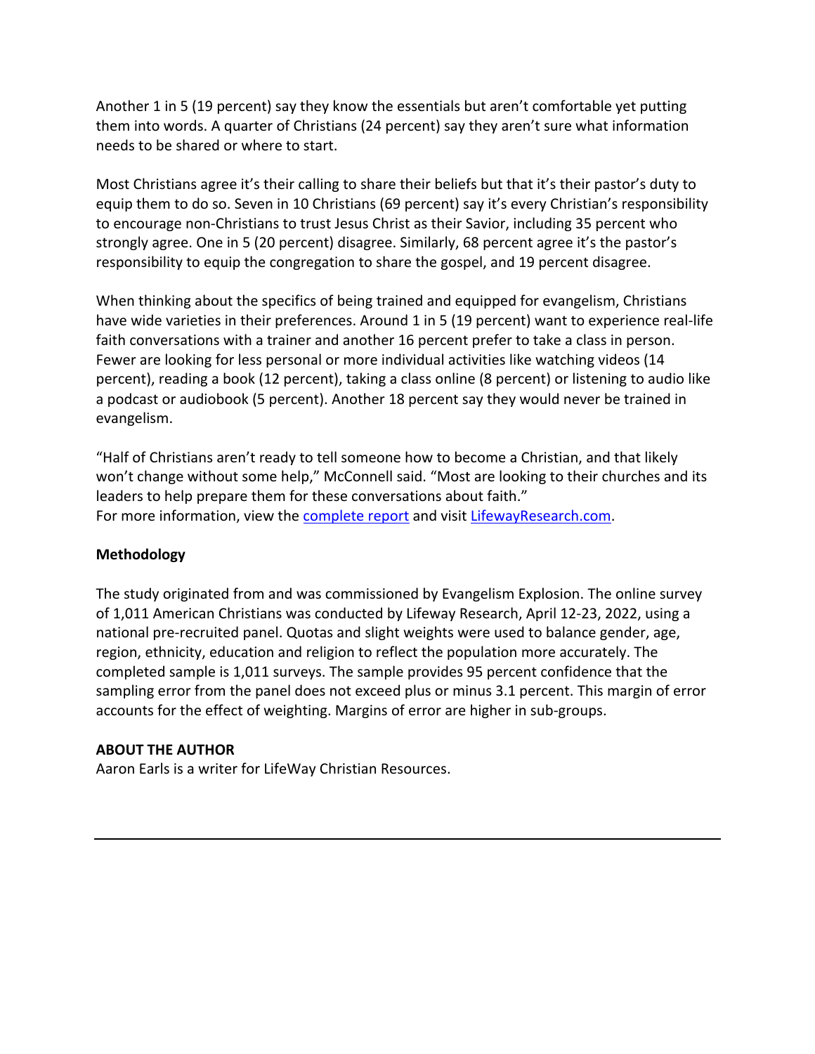Another 1 in 5 (19 percent) say they know the essentials but aren't comfortable yet putting them into words. A quarter of Christians (24 percent) say they aren't sure what information needs to be shared or where to start.

Most Christians agree it's their calling to share their beliefs but that it's their pastor's duty to equip them to do so. Seven in 10 Christians (69 percent) say it's every Christian's responsibility to encourage non-Christians to trust Jesus Christ as their Savior, including 35 percent who strongly agree. One in 5 (20 percent) disagree. Similarly, 68 percent agree it's the pastor's responsibility to equip the congregation to share the gospel, and 19 percent disagree.

When thinking about the specifics of being trained and equipped for evangelism, Christians have wide varieties in their preferences. Around 1 in 5 (19 percent) want to experience real-life faith conversations with a trainer and another 16 percent prefer to take a class in person. Fewer are looking for less personal or more individual activities like watching videos (14 percent), reading a book (12 percent), taking a class online (8 percent) or listening to audio like a podcast or audiobook (5 percent). Another 18 percent say they would never be trained in evangelism.

"Half of Christians aren't ready to tell someone how to become a Christian, and that likely won't change without some help," McConnell said. "Most are looking to their churches and its leaders to help prepare them for these conversations about faith."
For more information, view the [complete report] and visit [LifewayResearch.com].

**Methodology**

The study originated from and was commissioned by Evangelism Explosion. The online survey of 1,011 American Christians was conducted by Lifeway Research, April 12-23, 2022, using a national pre-recruited panel. Quotas and slight weights were used to balance gender, age, region, ethnicity, education and religion to reflect the population more accurately. The completed sample is 1,011 surveys. The sample provides 95 percent confidence that the sampling error from the panel does not exceed plus or minus 3.1 percent. This margin of error accounts for the effect of weighting. Margins of error are higher in sub-groups.

**ABOUT THE AUTHOR**
Aaron Earls is a writer for LifeWay Christian Resources.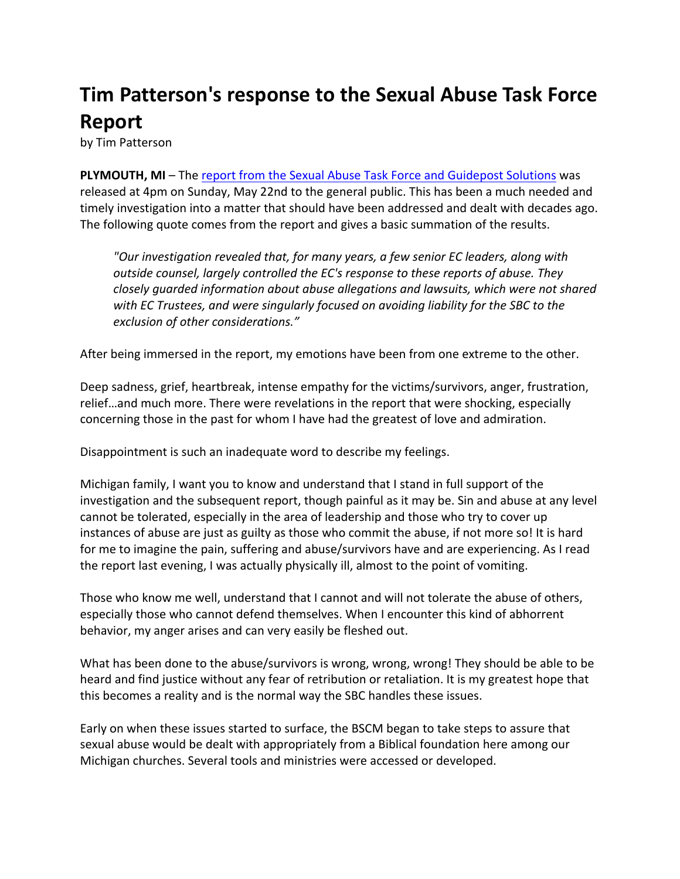# Tim Patterson's response to the Sexual Abuse Task Force Report

by Tim Patterson

**PLYMOUTH, MI** – The [report from the Sexual Abuse Task Force and Guidepost Solutions]() was released at 4pm on Sunday, May 22nd to the general public. This has been a much needed and timely investigation into a matter that should have been addressed and dealt with decades ago. The following quote comes from the report and gives a basic summation of the results.

> *"Our investigation revealed that, for many years, a few senior EC leaders, along with outside counsel, largely controlled the EC's response to these reports of abuse. They closely guarded information about abuse allegations and lawsuits, which were not shared with EC Trustees, and were singularly focused on avoiding liability for the SBC to the exclusion of other considerations."*

After being immersed in the report, my emotions have been from one extreme to the other.

Deep sadness, grief, heartbreak, intense empathy for the victims/survivors, anger, frustration, relief…and much more. There were revelations in the report that were shocking, especially concerning those in the past for whom I have had the greatest of love and admiration.

Disappointment is such an inadequate word to describe my feelings.

Michigan family, I want you to know and understand that I stand in full support of the investigation and the subsequent report, though painful as it may be. Sin and abuse at any level cannot be tolerated, especially in the area of leadership and those who try to cover up instances of abuse are just as guilty as those who commit the abuse, if not more so! It is hard for me to imagine the pain, suffering and abuse/survivors have and are experiencing. As I read the report last evening, I was actually physically ill, almost to the point of vomiting.

Those who know me well, understand that I cannot and will not tolerate the abuse of others, especially those who cannot defend themselves. When I encounter this kind of abhorrent behavior, my anger arises and can very easily be fleshed out.

What has been done to the abuse/survivors is wrong, wrong, wrong! They should be able to be heard and find justice without any fear of retribution or retaliation. It is my greatest hope that this becomes a reality and is the normal way the SBC handles these issues.

Early on when these issues started to surface, the BSCM began to take steps to assure that sexual abuse would be dealt with appropriately from a Biblical foundation here among our Michigan churches. Several tools and ministries were accessed or developed.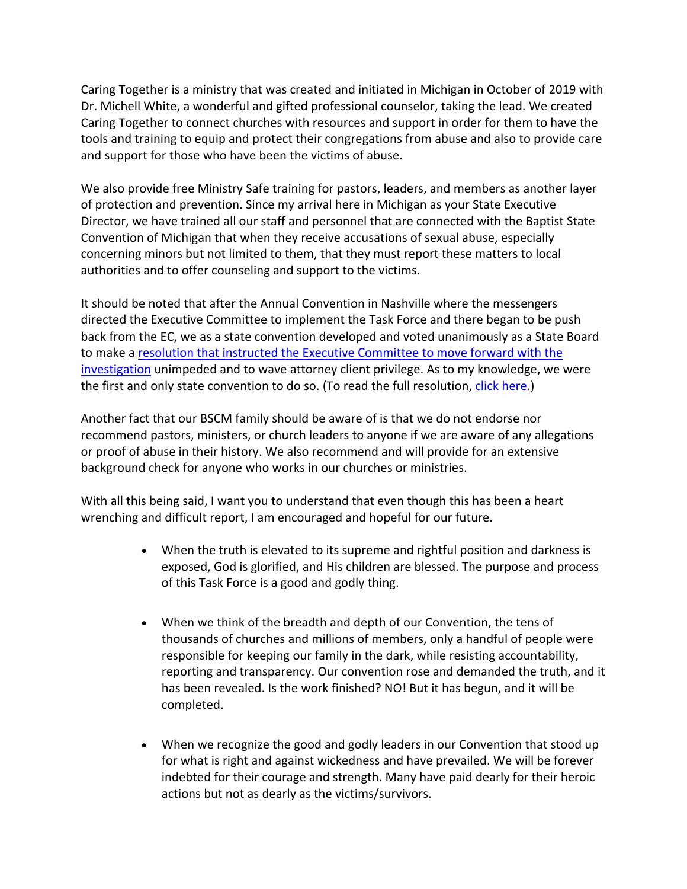Caring Together is a ministry that was created and initiated in Michigan in October of 2019 with Dr. Michell White, a wonderful and gifted professional counselor, taking the lead. We created Caring Together to connect churches with resources and support in order for them to have the tools and training to equip and protect their congregations from abuse and also to provide care and support for those who have been the victims of abuse.

We also provide free Ministry Safe training for pastors, leaders, and members as another layer of protection and prevention. Since my arrival here in Michigan as your State Executive Director, we have trained all our staff and personnel that are connected with the Baptist State Convention of Michigan that when they receive accusations of sexual abuse, especially concerning minors but not limited to them, that they must report these matters to local authorities and to offer counseling and support to the victims.

It should be noted that after the Annual Convention in Nashville where the messengers directed the Executive Committee to implement the Task Force and there began to be push back from the EC, we as a state convention developed and voted unanimously as a State Board to make a [resolution that instructed the Executive Committee to move forward with the investigation]() unimpeded and to wave attorney client privilege. As to my knowledge, we were the first and only state convention to do so. (To read the full resolution, [click here]().)

Another fact that our BSCM family should be aware of is that we do not endorse nor recommend pastors, ministers, or church leaders to anyone if we are aware of any allegations or proof of abuse in their history. We also recommend and will provide for an extensive background check for anyone who works in our churches or ministries.

With all this being said, I want you to understand that even though this has been a heart wrenching and difficult report, I am encouraged and hopeful for our future.

- When the truth is elevated to its supreme and rightful position and darkness is exposed, God is glorified, and His children are blessed. The purpose and process of this Task Force is a good and godly thing.

- When we think of the breadth and depth of our Convention, the tens of thousands of churches and millions of members, only a handful of people were responsible for keeping our family in the dark, while resisting accountability, reporting and transparency. Our convention rose and demanded the truth, and it has been revealed. Is the work finished? NO! But it has begun, and it will be completed.

- When we recognize the good and godly leaders in our Convention that stood up for what is right and against wickedness and have prevailed. We will be forever indebted for their courage and strength. Many have paid dearly for their heroic actions but not as dearly as the victims/survivors.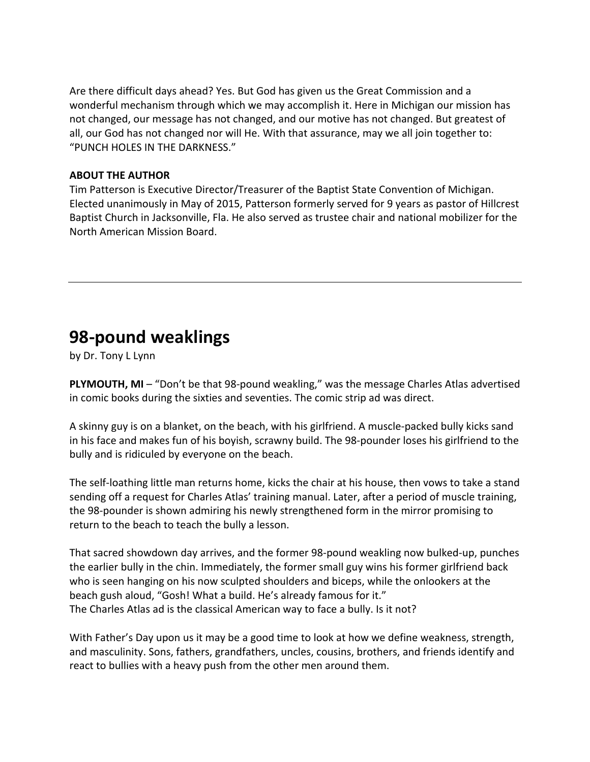Are there difficult days ahead? Yes. But God has given us the Great Commission and a wonderful mechanism through which we may accomplish it. Here in Michigan our mission has not changed, our message has not changed, and our motive has not changed. But greatest of all, our God has not changed nor will He. With that assurance, may we all join together to: "PUNCH HOLES IN THE DARKNESS."

**ABOUT THE AUTHOR**
Tim Patterson is Executive Director/Treasurer of the Baptist State Convention of Michigan. Elected unanimously in May of 2015, Patterson formerly served for 9 years as pastor of Hillcrest Baptist Church in Jacksonville, Fla. He also served as trustee chair and national mobilizer for the North American Mission Board.

---

# 98-pound weaklings

by Dr. Tony L Lynn

**PLYMOUTH, MI** – "Don't be that 98-pound weakling," was the message Charles Atlas advertised in comic books during the sixties and seventies. The comic strip ad was direct.

A skinny guy is on a blanket, on the beach, with his girlfriend. A muscle-packed bully kicks sand in his face and makes fun of his boyish, scrawny build. The 98-pounder loses his girlfriend to the bully and is ridiculed by everyone on the beach.

The self-loathing little man returns home, kicks the chair at his house, then vows to take a stand sending off a request for Charles Atlas' training manual. Later, after a period of muscle training, the 98-pounder is shown admiring his newly strengthened form in the mirror promising to return to the beach to teach the bully a lesson.

That sacred showdown day arrives, and the former 98-pound weakling now bulked-up, punches the earlier bully in the chin. Immediately, the former small guy wins his former girlfriend back who is seen hanging on his now sculpted shoulders and biceps, while the onlookers at the beach gush aloud, "Gosh! What a build. He's already famous for it."
The Charles Atlas ad is the classical American way to face a bully. Is it not?

With Father's Day upon us it may be a good time to look at how we define weakness, strength, and masculinity. Sons, fathers, grandfathers, uncles, cousins, brothers, and friends identify and react to bullies with a heavy push from the other men around them.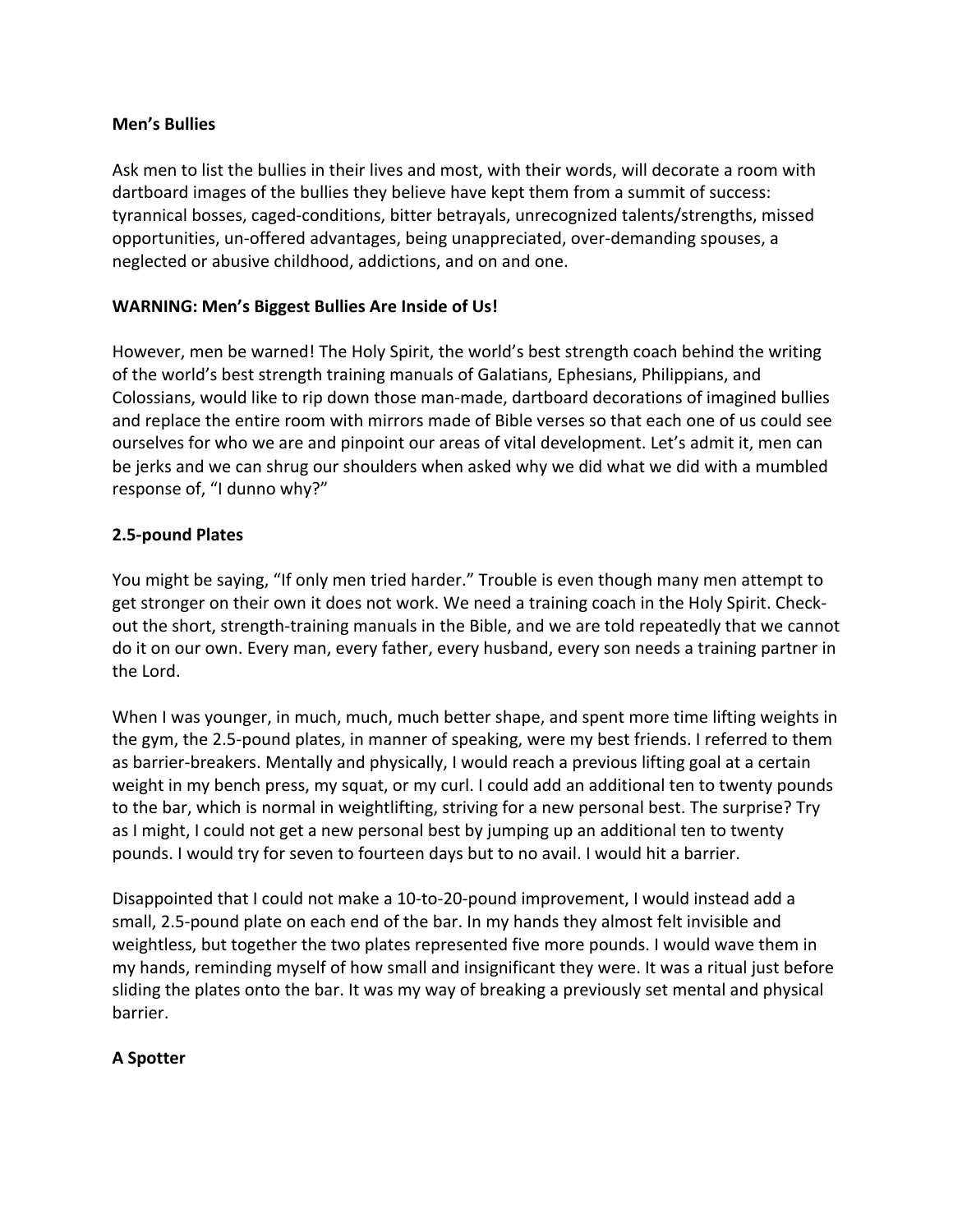**Men's Bullies**

Ask men to list the bullies in their lives and most, with their words, will decorate a room with dartboard images of the bullies they believe have kept them from a summit of success: tyrannical bosses, caged-conditions, bitter betrayals, unrecognized talents/strengths, missed opportunities, un-offered advantages, being unappreciated, over-demanding spouses, a neglected or abusive childhood, addictions, and on and one.

**WARNING: Men's Biggest Bullies Are Inside of Us!**

However, men be warned! The Holy Spirit, the world's best strength coach behind the writing of the world's best strength training manuals of Galatians, Ephesians, Philippians, and Colossians, would like to rip down those man-made, dartboard decorations of imagined bullies and replace the entire room with mirrors made of Bible verses so that each one of us could see ourselves for who we are and pinpoint our areas of vital development. Let's admit it, men can be jerks and we can shrug our shoulders when asked why we did what we did with a mumbled response of, "I dunno why?"

**2.5-pound Plates**

You might be saying, "If only men tried harder." Trouble is even though many men attempt to get stronger on their own it does not work. We need a training coach in the Holy Spirit. Check-out the short, strength-training manuals in the Bible, and we are told repeatedly that we cannot do it on our own. Every man, every father, every husband, every son needs a training partner in the Lord.

When I was younger, in much, much, much better shape, and spent more time lifting weights in the gym, the 2.5-pound plates, in manner of speaking, were my best friends. I referred to them as barrier-breakers. Mentally and physically, I would reach a previous lifting goal at a certain weight in my bench press, my squat, or my curl. I could add an additional ten to twenty pounds to the bar, which is normal in weightlifting, striving for a new personal best. The surprise? Try as I might, I could not get a new personal best by jumping up an additional ten to twenty pounds. I would try for seven to fourteen days but to no avail. I would hit a barrier.

Disappointed that I could not make a 10-to-20-pound improvement, I would instead add a small, 2.5-pound plate on each end of the bar. In my hands they almost felt invisible and weightless, but together the two plates represented five more pounds. I would wave them in my hands, reminding myself of how small and insignificant they were. It was a ritual just before sliding the plates onto the bar. It was my way of breaking a previously set mental and physical barrier.

**A Spotter**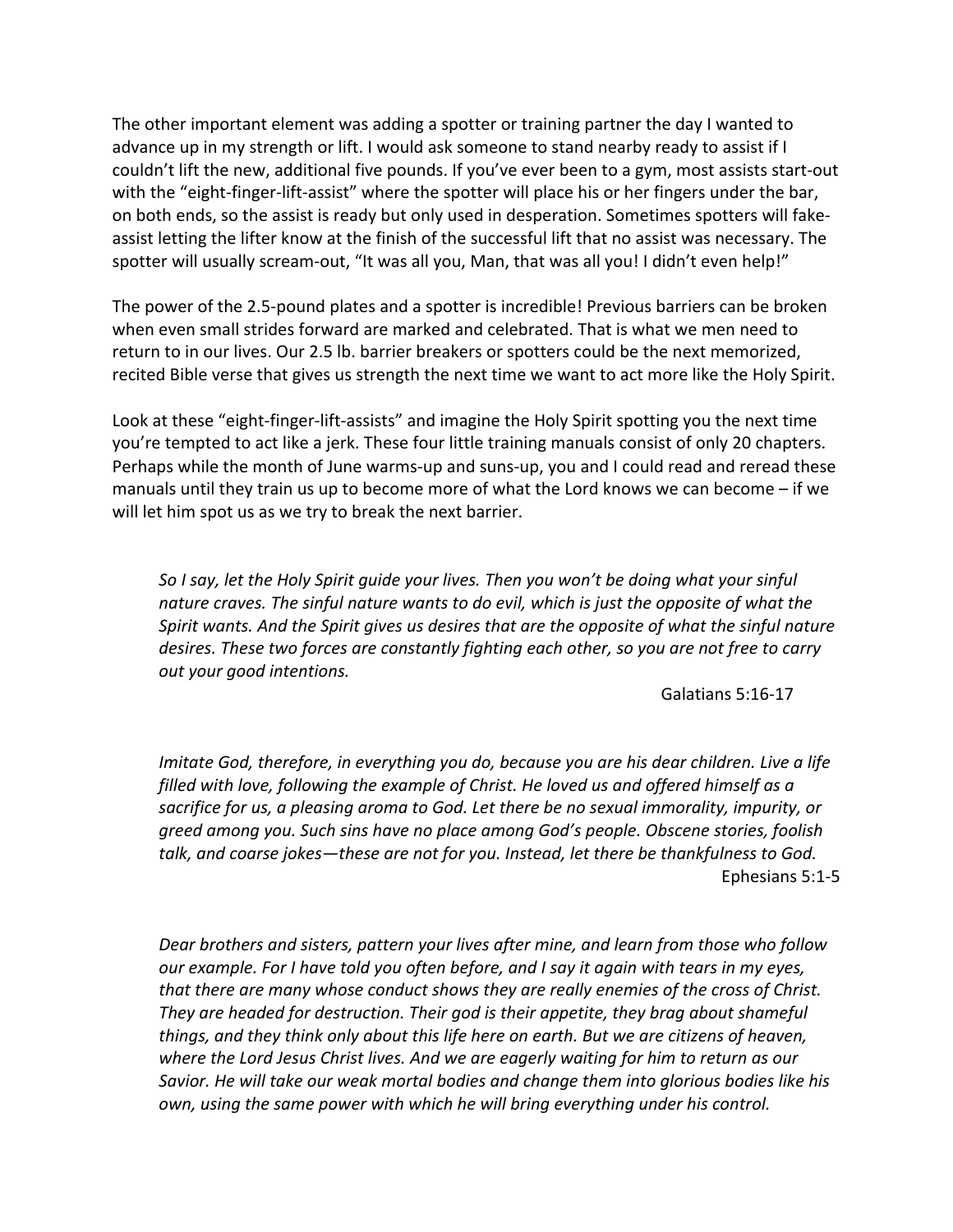The other important element was adding a spotter or training partner the day I wanted to advance up in my strength or lift. I would ask someone to stand nearby ready to assist if I couldn't lift the new, additional five pounds. If you've ever been to a gym, most assists start-out with the "eight-finger-lift-assist" where the spotter will place his or her fingers under the bar, on both ends, so the assist is ready but only used in desperation. Sometimes spotters will fake-assist letting the lifter know at the finish of the successful lift that no assist was necessary. The spotter will usually scream-out, "It was all you, Man, that was all you! I didn't even help!"

The power of the 2.5-pound plates and a spotter is incredible! Previous barriers can be broken when even small strides forward are marked and celebrated. That is what we men need to return to in our lives. Our 2.5 lb. barrier breakers or spotters could be the next memorized, recited Bible verse that gives us strength the next time we want to act more like the Holy Spirit.

Look at these "eight-finger-lift-assists" and imagine the Holy Spirit spotting you the next time you're tempted to act like a jerk. These four little training manuals consist of only 20 chapters. Perhaps while the month of June warms-up and suns-up, you and I could read and reread these manuals until they train us up to become more of what the Lord knows we can become – if we will let him spot us as we try to break the next barrier.

> *So I say, let the Holy Spirit guide your lives. Then you won't be doing what your sinful nature craves. The sinful nature wants to do evil, which is just the opposite of what the Spirit wants. And the Spirit gives us desires that are the opposite of what the sinful nature desires. These two forces are constantly fighting each other, so you are not free to carry out your good intentions.*
>
> Galatians 5:16-17

> *Imitate God, therefore, in everything you do, because you are his dear children. Live a life filled with love, following the example of Christ. He loved us and offered himself as a sacrifice for us, a pleasing aroma to God. Let there be no sexual immorality, impurity, or greed among you. Such sins have no place among God's people. Obscene stories, foolish talk, and coarse jokes—these are not for you. Instead, let there be thankfulness to God.*
>
> Ephesians 5:1-5

> *Dear brothers and sisters, pattern your lives after mine, and learn from those who follow our example. For I have told you often before, and I say it again with tears in my eyes, that there are many whose conduct shows they are really enemies of the cross of Christ. They are headed for destruction. Their god is their appetite, they brag about shameful things, and they think only about this life here on earth. But we are citizens of heaven, where the Lord Jesus Christ lives. And we are eagerly waiting for him to return as our Savior. He will take our weak mortal bodies and change them into glorious bodies like his own, using the same power with which he will bring everything under his control.*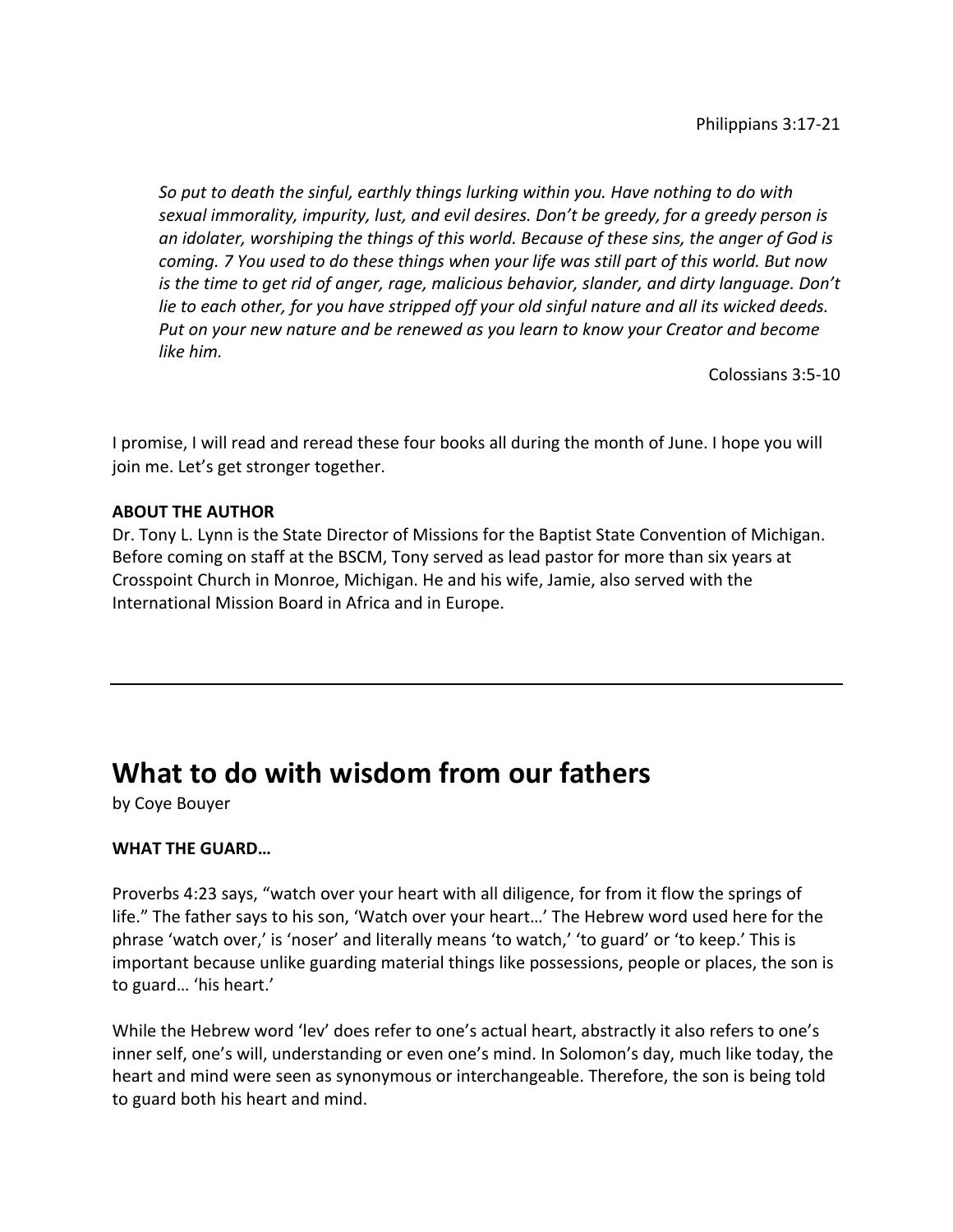Philippians 3:17-21

> *So put to death the sinful, earthly things lurking within you. Have nothing to do with sexual immorality, impurity, lust, and evil desires. Don't be greedy, for a greedy person is an idolater, worshiping the things of this world. Because of these sins, the anger of God is coming. 7 You used to do these things when your life was still part of this world. But now is the time to get rid of anger, rage, malicious behavior, slander, and dirty language. Don't lie to each other, for you have stripped off your old sinful nature and all its wicked deeds. Put on your new nature and be renewed as you learn to know your Creator and become like him.*
>
> Colossians 3:5-10

I promise, I will read and reread these four books all during the month of June. I hope you will join me. Let's get stronger together.

**ABOUT THE AUTHOR**
Dr. Tony L. Lynn is the State Director of Missions for the Baptist State Convention of Michigan. Before coming on staff at the BSCM, Tony served as lead pastor for more than six years at Crosspoint Church in Monroe, Michigan. He and his wife, Jamie, also served with the International Mission Board in Africa and in Europe.

---

# What to do with wisdom from our fathers

by Coye Bouyer

**WHAT THE GUARD…**

Proverbs 4:23 says, "watch over your heart with all diligence, for from it flow the springs of life." The father says to his son, 'Watch over your heart…' The Hebrew word used here for the phrase 'watch over,' is 'noser' and literally means 'to watch,' 'to guard' or 'to keep.' This is important because unlike guarding material things like possessions, people or places, the son is to guard… 'his heart.'

While the Hebrew word 'lev' does refer to one's actual heart, abstractly it also refers to one's inner self, one's will, understanding or even one's mind. In Solomon's day, much like today, the heart and mind were seen as synonymous or interchangeable. Therefore, the son is being told to guard both his heart and mind.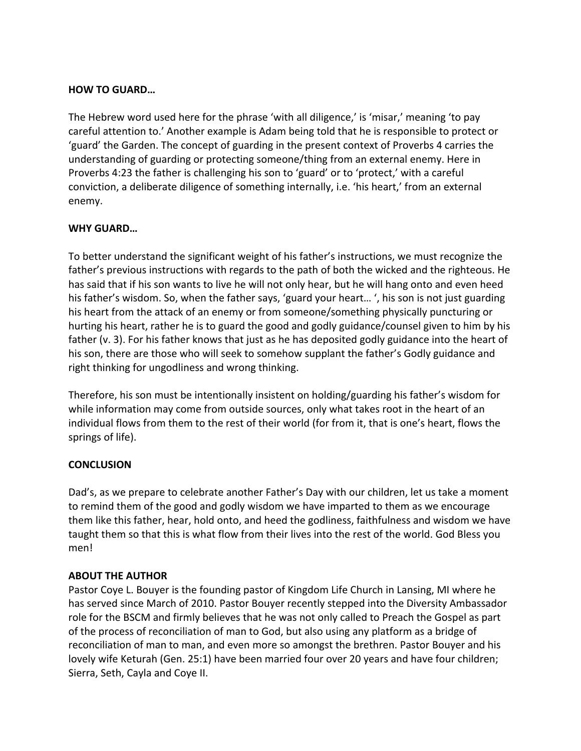**HOW TO GUARD…**

The Hebrew word used here for the phrase 'with all diligence,' is 'misar,' meaning 'to pay careful attention to.' Another example is Adam being told that he is responsible to protect or 'guard' the Garden. The concept of guarding in the present context of Proverbs 4 carries the understanding of guarding or protecting someone/thing from an external enemy. Here in Proverbs 4:23 the father is challenging his son to 'guard' or to 'protect,' with a careful conviction, a deliberate diligence of something internally, i.e. 'his heart,' from an external enemy.

**WHY GUARD…**

To better understand the significant weight of his father's instructions, we must recognize the father's previous instructions with regards to the path of both the wicked and the righteous. He has said that if his son wants to live he will not only hear, but he will hang onto and even heed his father's wisdom. So, when the father says, 'guard your heart… ', his son is not just guarding his heart from the attack of an enemy or from someone/something physically puncturing or hurting his heart, rather he is to guard the good and godly guidance/counsel given to him by his father (v. 3). For his father knows that just as he has deposited godly guidance into the heart of his son, there are those who will seek to somehow supplant the father's Godly guidance and right thinking for ungodliness and wrong thinking.

Therefore, his son must be intentionally insistent on holding/guarding his father's wisdom for while information may come from outside sources, only what takes root in the heart of an individual flows from them to the rest of their world (for from it, that is one's heart, flows the springs of life).

**CONCLUSION**

Dad's, as we prepare to celebrate another Father's Day with our children, let us take a moment to remind them of the good and godly wisdom we have imparted to them as we encourage them like this father, hear, hold onto, and heed the godliness, faithfulness and wisdom we have taught them so that this is what flow from their lives into the rest of the world. God Bless you men!

**ABOUT THE AUTHOR**

Pastor Coye L. Bouyer is the founding pastor of Kingdom Life Church in Lansing, MI where he has served since March of 2010. Pastor Bouyer recently stepped into the Diversity Ambassador role for the BSCM and firmly believes that he was not only called to Preach the Gospel as part of the process of reconciliation of man to God, but also using any platform as a bridge of reconciliation of man to man, and even more so amongst the brethren. Pastor Bouyer and his lovely wife Keturah (Gen. 25:1) have been married four over 20 years and have four children; Sierra, Seth, Cayla and Coye II.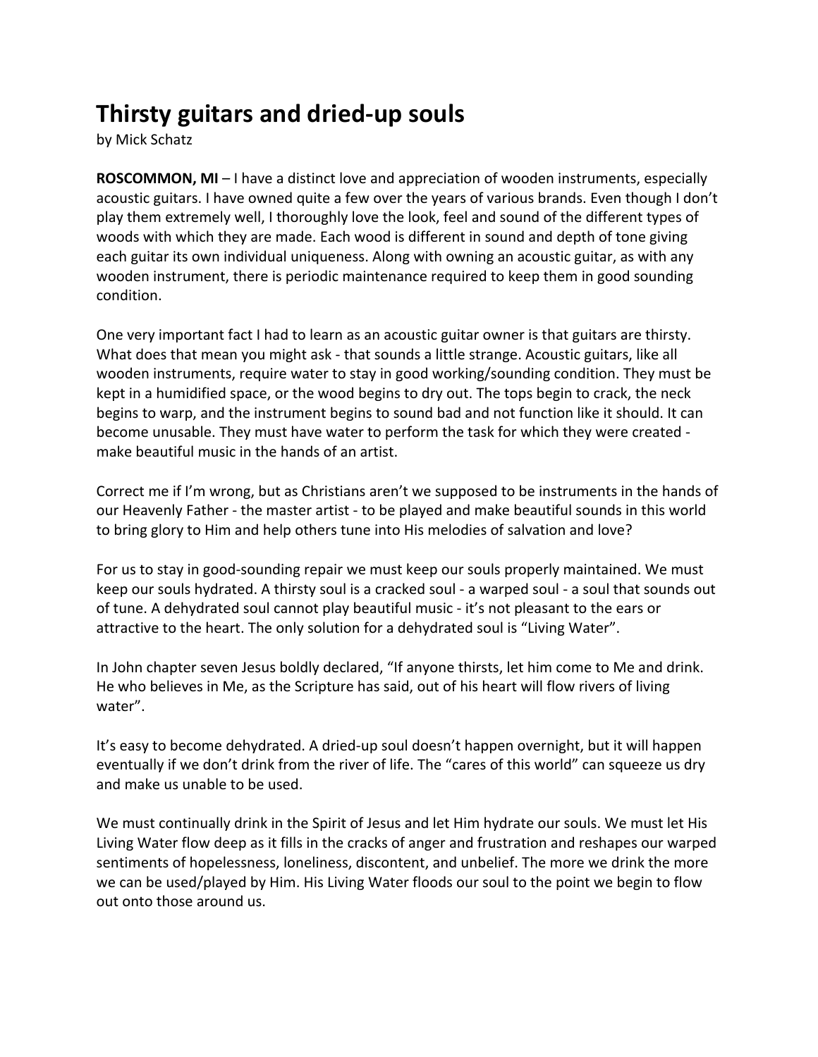# Thirsty guitars and dried-up souls

by Mick Schatz

**ROSCOMMON, MI** – I have a distinct love and appreciation of wooden instruments, especially acoustic guitars. I have owned quite a few over the years of various brands. Even though I don't play them extremely well, I thoroughly love the look, feel and sound of the different types of woods with which they are made. Each wood is different in sound and depth of tone giving each guitar its own individual uniqueness. Along with owning an acoustic guitar, as with any wooden instrument, there is periodic maintenance required to keep them in good sounding condition.

One very important fact I had to learn as an acoustic guitar owner is that guitars are thirsty. What does that mean you might ask - that sounds a little strange. Acoustic guitars, like all wooden instruments, require water to stay in good working/sounding condition. They must be kept in a humidified space, or the wood begins to dry out. The tops begin to crack, the neck begins to warp, and the instrument begins to sound bad and not function like it should. It can become unusable. They must have water to perform the task for which they were created - make beautiful music in the hands of an artist.

Correct me if I'm wrong, but as Christians aren't we supposed to be instruments in the hands of our Heavenly Father - the master artist - to be played and make beautiful sounds in this world to bring glory to Him and help others tune into His melodies of salvation and love?

For us to stay in good-sounding repair we must keep our souls properly maintained. We must keep our souls hydrated. A thirsty soul is a cracked soul - a warped soul - a soul that sounds out of tune. A dehydrated soul cannot play beautiful music - it's not pleasant to the ears or attractive to the heart. The only solution for a dehydrated soul is "Living Water".

In John chapter seven Jesus boldly declared, "If anyone thirsts, let him come to Me and drink. He who believes in Me, as the Scripture has said, out of his heart will flow rivers of living water".

It's easy to become dehydrated. A dried-up soul doesn't happen overnight, but it will happen eventually if we don't drink from the river of life. The "cares of this world" can squeeze us dry and make us unable to be used.

We must continually drink in the Spirit of Jesus and let Him hydrate our souls. We must let His Living Water flow deep as it fills in the cracks of anger and frustration and reshapes our warped sentiments of hopelessness, loneliness, discontent, and unbelief. The more we drink the more we can be used/played by Him. His Living Water floods our soul to the point we begin to flow out onto those around us.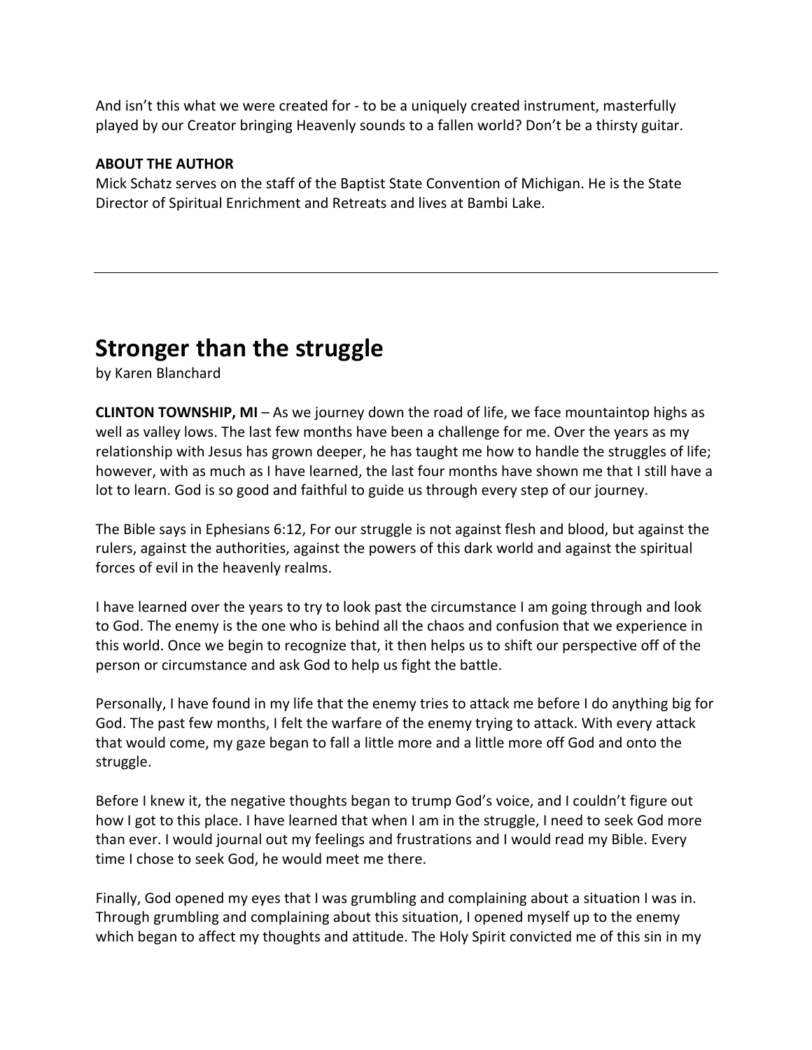And isn’t this what we were created for - to be a uniquely created instrument, masterfully played by our Creator bringing Heavenly sounds to a fallen world? Don’t be a thirsty guitar.

**ABOUT THE AUTHOR**
Mick Schatz serves on the staff of the Baptist State Convention of Michigan. He is the State Director of Spiritual Enrichment and Retreats and lives at Bambi Lake.

---

# Stronger than the struggle

by Karen Blanchard

**CLINTON TOWNSHIP, MI** – As we journey down the road of life, we face mountaintop highs as well as valley lows. The last few months have been a challenge for me. Over the years as my relationship with Jesus has grown deeper, he has taught me how to handle the struggles of life; however, with as much as I have learned, the last four months have shown me that I still have a lot to learn. God is so good and faithful to guide us through every step of our journey.

The Bible says in Ephesians 6:12, For our struggle is not against flesh and blood, but against the rulers, against the authorities, against the powers of this dark world and against the spiritual forces of evil in the heavenly realms.

I have learned over the years to try to look past the circumstance I am going through and look to God. The enemy is the one who is behind all the chaos and confusion that we experience in this world. Once we begin to recognize that, it then helps us to shift our perspective off of the person or circumstance and ask God to help us fight the battle.

Personally, I have found in my life that the enemy tries to attack me before I do anything big for God. The past few months, I felt the warfare of the enemy trying to attack. With every attack that would come, my gaze began to fall a little more and a little more off God and onto the struggle.

Before I knew it, the negative thoughts began to trump God’s voice, and I couldn’t figure out how I got to this place. I have learned that when I am in the struggle, I need to seek God more than ever. I would journal out my feelings and frustrations and I would read my Bible. Every time I chose to seek God, he would meet me there.

Finally, God opened my eyes that I was grumbling and complaining about a situation I was in. Through grumbling and complaining about this situation, I opened myself up to the enemy which began to affect my thoughts and attitude. The Holy Spirit convicted me of this sin in my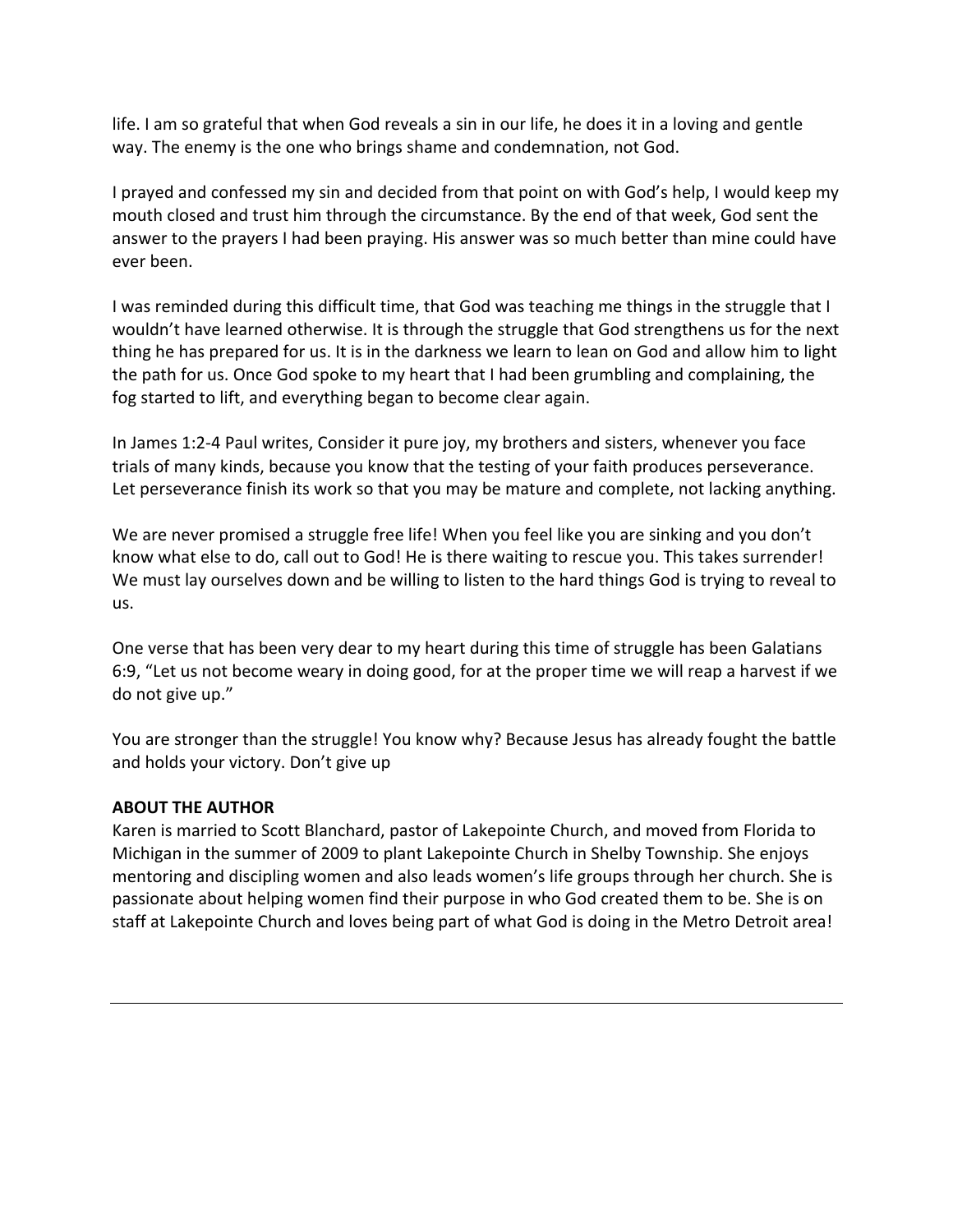life. I am so grateful that when God reveals a sin in our life, he does it in a loving and gentle way. The enemy is the one who brings shame and condemnation, not God.

I prayed and confessed my sin and decided from that point on with God's help, I would keep my mouth closed and trust him through the circumstance. By the end of that week, God sent the answer to the prayers I had been praying. His answer was so much better than mine could have ever been.

I was reminded during this difficult time, that God was teaching me things in the struggle that I wouldn't have learned otherwise. It is through the struggle that God strengthens us for the next thing he has prepared for us. It is in the darkness we learn to lean on God and allow him to light the path for us. Once God spoke to my heart that I had been grumbling and complaining, the fog started to lift, and everything began to become clear again.

In James 1:2-4 Paul writes, Consider it pure joy, my brothers and sisters, whenever you face trials of many kinds, because you know that the testing of your faith produces perseverance. Let perseverance finish its work so that you may be mature and complete, not lacking anything.

We are never promised a struggle free life! When you feel like you are sinking and you don't know what else to do, call out to God! He is there waiting to rescue you. This takes surrender! We must lay ourselves down and be willing to listen to the hard things God is trying to reveal to us.

One verse that has been very dear to my heart during this time of struggle has been Galatians 6:9, "Let us not become weary in doing good, for at the proper time we will reap a harvest if we do not give up."

You are stronger than the struggle! You know why? Because Jesus has already fought the battle and holds your victory. Don't give up

**ABOUT THE AUTHOR**
Karen is married to Scott Blanchard, pastor of Lakepointe Church, and moved from Florida to Michigan in the summer of 2009 to plant Lakepointe Church in Shelby Township. She enjoys mentoring and discipling women and also leads women's life groups through her church. She is passionate about helping women find their purpose in who God created them to be. She is on staff at Lakepointe Church and loves being part of what God is doing in the Metro Detroit area!

---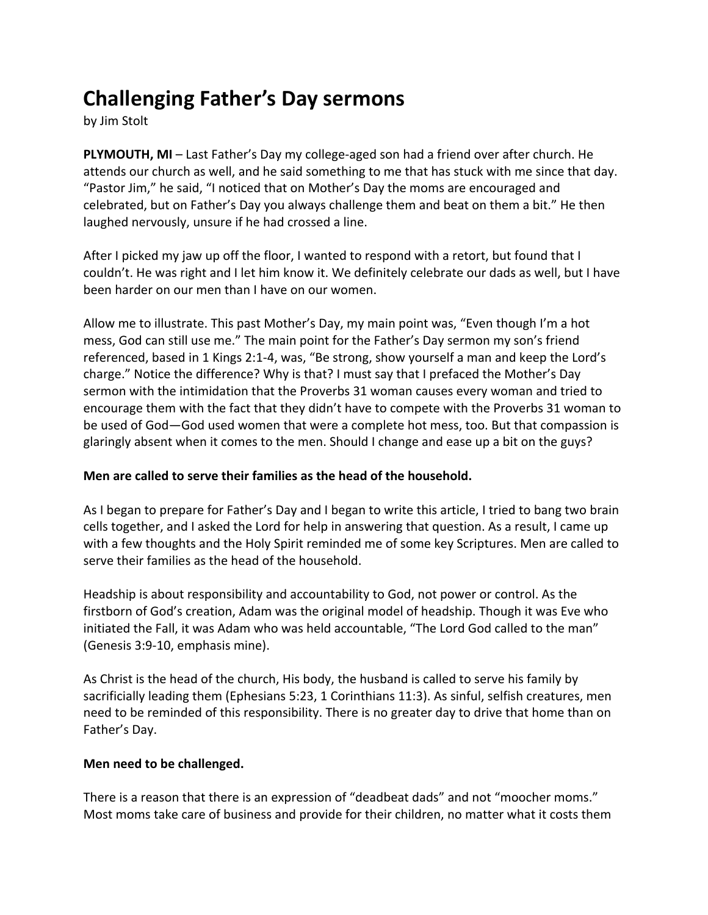# Challenging Father's Day sermons

by Jim Stolt

**PLYMOUTH, MI** – Last Father's Day my college-aged son had a friend over after church. He attends our church as well, and he said something to me that has stuck with me since that day. "Pastor Jim," he said, "I noticed that on Mother's Day the moms are encouraged and celebrated, but on Father's Day you always challenge them and beat on them a bit." He then laughed nervously, unsure if he had crossed a line.

After I picked my jaw up off the floor, I wanted to respond with a retort, but found that I couldn't. He was right and I let him know it. We definitely celebrate our dads as well, but I have been harder on our men than I have on our women.

Allow me to illustrate. This past Mother's Day, my main point was, "Even though I'm a hot mess, God can still use me." The main point for the Father's Day sermon my son's friend referenced, based in 1 Kings 2:1-4, was, "Be strong, show yourself a man and keep the Lord's charge." Notice the difference? Why is that? I must say that I prefaced the Mother's Day sermon with the intimidation that the Proverbs 31 woman causes every woman and tried to encourage them with the fact that they didn't have to compete with the Proverbs 31 woman to be used of God—God used women that were a complete hot mess, too. But that compassion is glaringly absent when it comes to the men. Should I change and ease up a bit on the guys?

**Men are called to serve their families as the head of the household.**

As I began to prepare for Father's Day and I began to write this article, I tried to bang two brain cells together, and I asked the Lord for help in answering that question. As a result, I came up with a few thoughts and the Holy Spirit reminded me of some key Scriptures. Men are called to serve their families as the head of the household.

Headship is about responsibility and accountability to God, not power or control. As the firstborn of God's creation, Adam was the original model of headship. Though it was Eve who initiated the Fall, it was Adam who was held accountable, "The Lord God called to the man" (Genesis 3:9-10, emphasis mine).

As Christ is the head of the church, His body, the husband is called to serve his family by sacrificially leading them (Ephesians 5:23, 1 Corinthians 11:3). As sinful, selfish creatures, men need to be reminded of this responsibility. There is no greater day to drive that home than on Father's Day.

**Men need to be challenged.**

There is a reason that there is an expression of "deadbeat dads" and not "moocher moms." Most moms take care of business and provide for their children, no matter what it costs them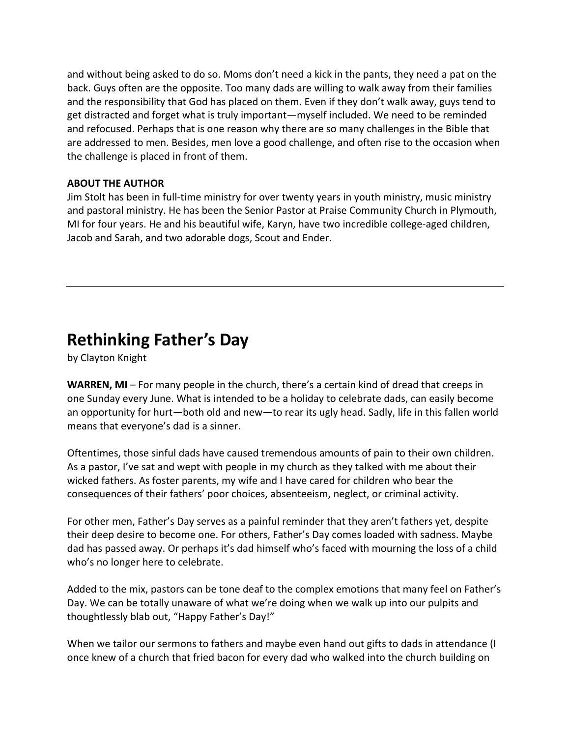and without being asked to do so. Moms don't need a kick in the pants, they need a pat on the back. Guys often are the opposite. Too many dads are willing to walk away from their families and the responsibility that God has placed on them. Even if they don't walk away, guys tend to get distracted and forget what is truly important—myself included. We need to be reminded and refocused. Perhaps that is one reason why there are so many challenges in the Bible that are addressed to men. Besides, men love a good challenge, and often rise to the occasion when the challenge is placed in front of them.

**ABOUT THE AUTHOR**
Jim Stolt has been in full-time ministry for over twenty years in youth ministry, music ministry and pastoral ministry. He has been the Senior Pastor at Praise Community Church in Plymouth, MI for four years. He and his beautiful wife, Karyn, have two incredible college-aged children, Jacob and Sarah, and two adorable dogs, Scout and Ender.

---

# Rethinking Father's Day

by Clayton Knight

**WARREN, MI** – For many people in the church, there's a certain kind of dread that creeps in one Sunday every June. What is intended to be a holiday to celebrate dads, can easily become an opportunity for hurt—both old and new—to rear its ugly head. Sadly, life in this fallen world means that everyone's dad is a sinner.

Oftentimes, those sinful dads have caused tremendous amounts of pain to their own children. As a pastor, I've sat and wept with people in my church as they talked with me about their wicked fathers. As foster parents, my wife and I have cared for children who bear the consequences of their fathers' poor choices, absenteeism, neglect, or criminal activity.

For other men, Father's Day serves as a painful reminder that they aren't fathers yet, despite their deep desire to become one. For others, Father's Day comes loaded with sadness. Maybe dad has passed away. Or perhaps it's dad himself who's faced with mourning the loss of a child who's no longer here to celebrate.

Added to the mix, pastors can be tone deaf to the complex emotions that many feel on Father's Day. We can be totally unaware of what we're doing when we walk up into our pulpits and thoughtlessly blab out, "Happy Father's Day!"

When we tailor our sermons to fathers and maybe even hand out gifts to dads in attendance (I once knew of a church that fried bacon for every dad who walked into the church building on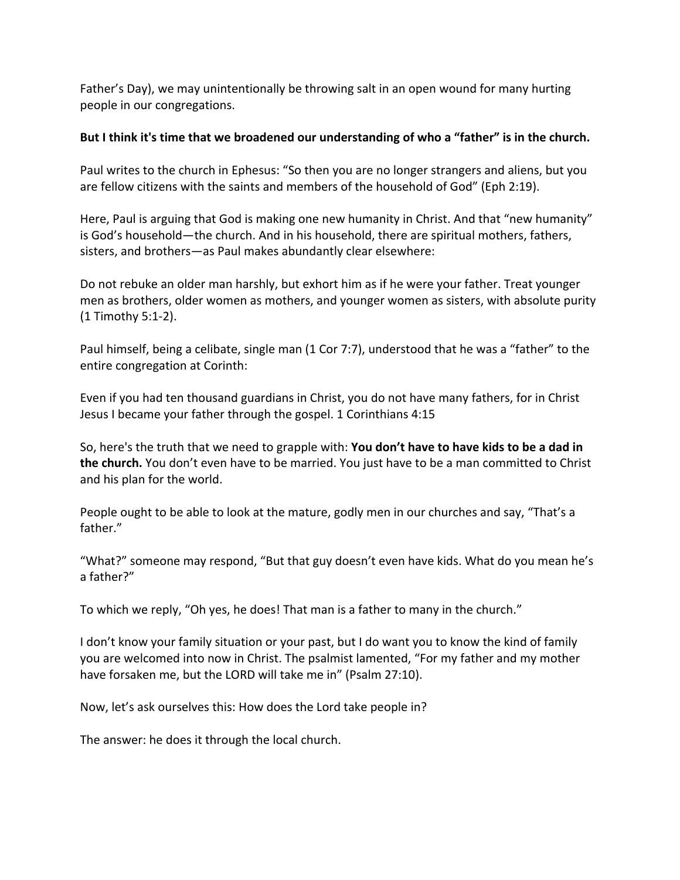Father's Day), we may unintentionally be throwing salt in an open wound for many hurting people in our congregations.

**But I think it's time that we broadened our understanding of who a "father" is in the church.**

Paul writes to the church in Ephesus: "So then you are no longer strangers and aliens, but you are fellow citizens with the saints and members of the household of God" (Eph 2:19).

Here, Paul is arguing that God is making one new humanity in Christ. And that "new humanity" is God's household—the church. And in his household, there are spiritual mothers, fathers, sisters, and brothers—as Paul makes abundantly clear elsewhere:

Do not rebuke an older man harshly, but exhort him as if he were your father. Treat younger men as brothers, older women as mothers, and younger women as sisters, with absolute purity (1 Timothy 5:1-2).

Paul himself, being a celibate, single man (1 Cor 7:7), understood that he was a "father" to the entire congregation at Corinth:

Even if you had ten thousand guardians in Christ, you do not have many fathers, for in Christ Jesus I became your father through the gospel. 1 Corinthians 4:15

So, here's the truth that we need to grapple with: **You don't have to have kids to be a dad in the church.** You don't even have to be married. You just have to be a man committed to Christ and his plan for the world.

People ought to be able to look at the mature, godly men in our churches and say, "That's a father."

"What?" someone may respond, "But that guy doesn't even have kids. What do you mean he's a father?"

To which we reply, "Oh yes, he does! That man is a father to many in the church."

I don't know your family situation or your past, but I do want you to know the kind of family you are welcomed into now in Christ. The psalmist lamented, "For my father and my mother have forsaken me, but the LORD will take me in" (Psalm 27:10).

Now, let's ask ourselves this: How does the Lord take people in?

The answer: he does it through the local church.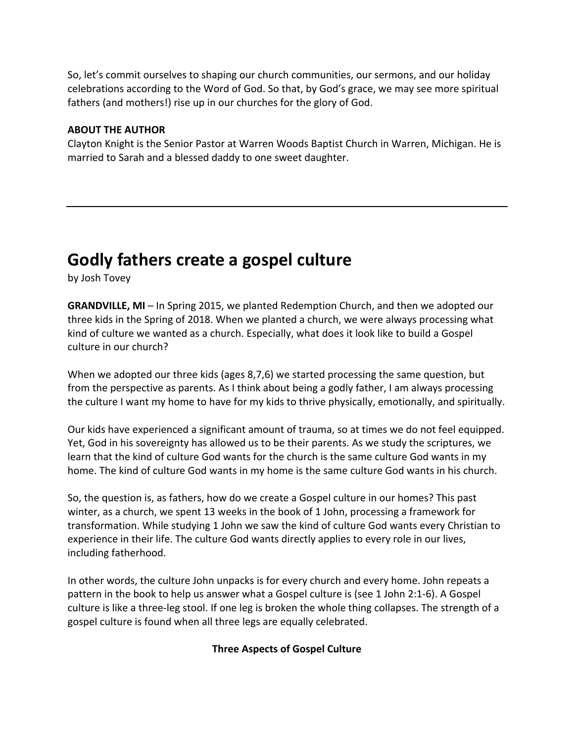So, let's commit ourselves to shaping our church communities, our sermons, and our holiday celebrations according to the Word of God. So that, by God's grace, we may see more spiritual fathers (and mothers!) rise up in our churches for the glory of God.

**ABOUT THE AUTHOR**
Clayton Knight is the Senior Pastor at Warren Woods Baptist Church in Warren, Michigan. He is married to Sarah and a blessed daddy to one sweet daughter.

---

# Godly fathers create a gospel culture

by Josh Tovey

**GRANDVILLE, MI** – In Spring 2015, we planted Redemption Church, and then we adopted our three kids in the Spring of 2018. When we planted a church, we were always processing what kind of culture we wanted as a church. Especially, what does it look like to build a Gospel culture in our church?

When we adopted our three kids (ages 8,7,6) we started processing the same question, but from the perspective as parents. As I think about being a godly father, I am always processing the culture I want my home to have for my kids to thrive physically, emotionally, and spiritually.

Our kids have experienced a significant amount of trauma, so at times we do not feel equipped. Yet, God in his sovereignty has allowed us to be their parents. As we study the scriptures, we learn that the kind of culture God wants for the church is the same culture God wants in my home. The kind of culture God wants in my home is the same culture God wants in his church.

So, the question is, as fathers, how do we create a Gospel culture in our homes? This past winter, as a church, we spent 13 weeks in the book of 1 John, processing a framework for transformation. While studying 1 John we saw the kind of culture God wants every Christian to experience in their life. The culture God wants directly applies to every role in our lives, including fatherhood.

In other words, the culture John unpacks is for every church and every home. John repeats a pattern in the book to help us answer what a Gospel culture is (see 1 John 2:1-6). A Gospel culture is like a three-leg stool. If one leg is broken the whole thing collapses. The strength of a gospel culture is found when all three legs are equally celebrated.

**Three Aspects of Gospel Culture**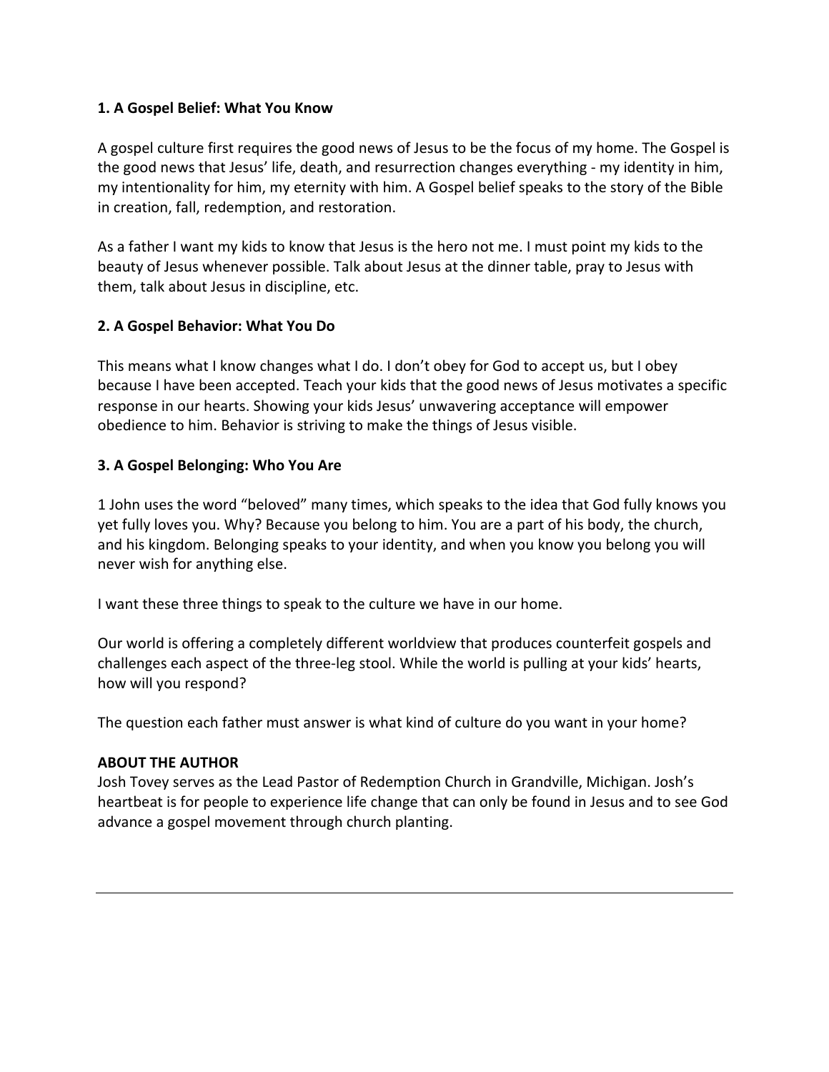**1. A Gospel Belief: What You Know**

A gospel culture first requires the good news of Jesus to be the focus of my home. The Gospel is the good news that Jesus' life, death, and resurrection changes everything - my identity in him, my intentionality for him, my eternity with him. A Gospel belief speaks to the story of the Bible in creation, fall, redemption, and restoration.

As a father I want my kids to know that Jesus is the hero not me. I must point my kids to the beauty of Jesus whenever possible. Talk about Jesus at the dinner table, pray to Jesus with them, talk about Jesus in discipline, etc.

**2. A Gospel Behavior: What You Do**

This means what I know changes what I do. I don't obey for God to accept us, but I obey because I have been accepted. Teach your kids that the good news of Jesus motivates a specific response in our hearts. Showing your kids Jesus' unwavering acceptance will empower obedience to him. Behavior is striving to make the things of Jesus visible.

**3. A Gospel Belonging: Who You Are**

1 John uses the word "beloved" many times, which speaks to the idea that God fully knows you yet fully loves you. Why? Because you belong to him. You are a part of his body, the church, and his kingdom. Belonging speaks to your identity, and when you know you belong you will never wish for anything else.

I want these three things to speak to the culture we have in our home.

Our world is offering a completely different worldview that produces counterfeit gospels and challenges each aspect of the three-leg stool. While the world is pulling at your kids' hearts, how will you respond?

The question each father must answer is what kind of culture do you want in your home?

**ABOUT THE AUTHOR**

Josh Tovey serves as the Lead Pastor of Redemption Church in Grandville, Michigan. Josh's heartbeat is for people to experience life change that can only be found in Jesus and to see God advance a gospel movement through church planting.

---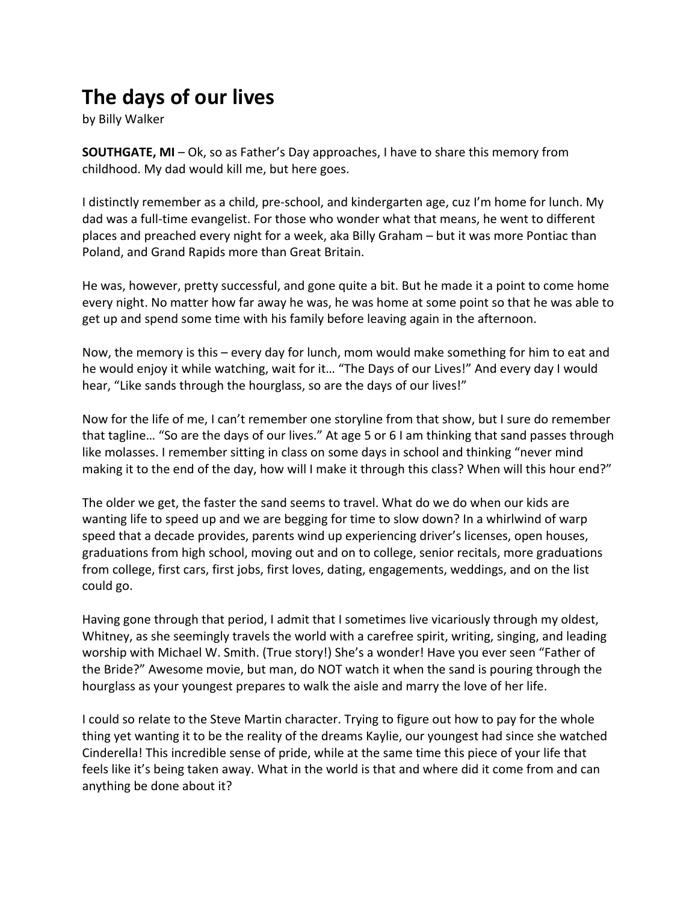# The days of our lives

by Billy Walker

**SOUTHGATE, MI** – Ok, so as Father's Day approaches, I have to share this memory from childhood. My dad would kill me, but here goes.

I distinctly remember as a child, pre-school, and kindergarten age, cuz I'm home for lunch. My dad was a full-time evangelist. For those who wonder what that means, he went to different places and preached every night for a week, aka Billy Graham – but it was more Pontiac than Poland, and Grand Rapids more than Great Britain.

He was, however, pretty successful, and gone quite a bit. But he made it a point to come home every night. No matter how far away he was, he was home at some point so that he was able to get up and spend some time with his family before leaving again in the afternoon.

Now, the memory is this – every day for lunch, mom would make something for him to eat and he would enjoy it while watching, wait for it… "The Days of our Lives!" And every day I would hear, "Like sands through the hourglass, so are the days of our lives!"

Now for the life of me, I can't remember one storyline from that show, but I sure do remember that tagline… "So are the days of our lives." At age 5 or 6 I am thinking that sand passes through like molasses. I remember sitting in class on some days in school and thinking "never mind making it to the end of the day, how will I make it through this class? When will this hour end?"

The older we get, the faster the sand seems to travel. What do we do when our kids are wanting life to speed up and we are begging for time to slow down? In a whirlwind of warp speed that a decade provides, parents wind up experiencing driver's licenses, open houses, graduations from high school, moving out and on to college, senior recitals, more graduations from college, first cars, first jobs, first loves, dating, engagements, weddings, and on the list could go.

Having gone through that period, I admit that I sometimes live vicariously through my oldest, Whitney, as she seemingly travels the world with a carefree spirit, writing, singing, and leading worship with Michael W. Smith. (True story!) She's a wonder! Have you ever seen "Father of the Bride?" Awesome movie, but man, do NOT watch it when the sand is pouring through the hourglass as your youngest prepares to walk the aisle and marry the love of her life.

I could so relate to the Steve Martin character. Trying to figure out how to pay for the whole thing yet wanting it to be the reality of the dreams Kaylie, our youngest had since she watched Cinderella! This incredible sense of pride, while at the same time this piece of your life that feels like it's being taken away. What in the world is that and where did it come from and can anything be done about it?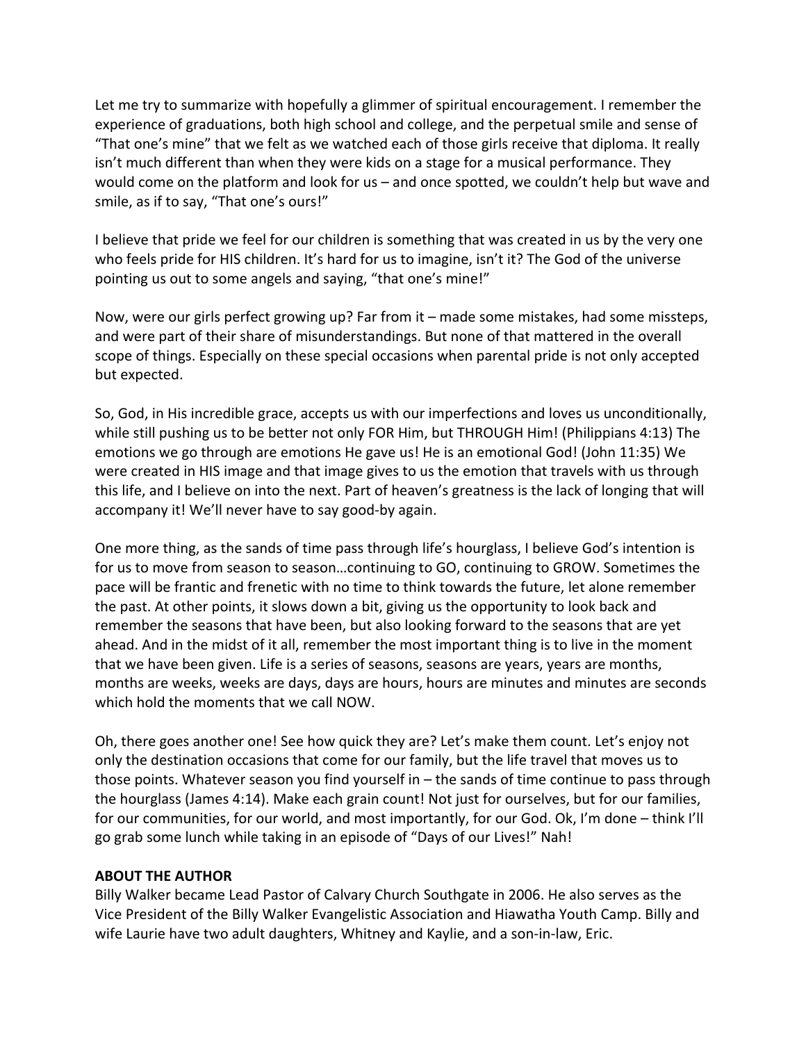Let me try to summarize with hopefully a glimmer of spiritual encouragement. I remember the experience of graduations, both high school and college, and the perpetual smile and sense of "That one's mine" that we felt as we watched each of those girls receive that diploma. It really isn't much different than when they were kids on a stage for a musical performance. They would come on the platform and look for us – and once spotted, we couldn't help but wave and smile, as if to say, "That one's ours!"

I believe that pride we feel for our children is something that was created in us by the very one who feels pride for HIS children. It's hard for us to imagine, isn't it? The God of the universe pointing us out to some angels and saying, "that one's mine!"

Now, were our girls perfect growing up? Far from it – made some mistakes, had some missteps, and were part of their share of misunderstandings. But none of that mattered in the overall scope of things. Especially on these special occasions when parental pride is not only accepted but expected.

So, God, in His incredible grace, accepts us with our imperfections and loves us unconditionally, while still pushing us to be better not only FOR Him, but THROUGH Him! (Philippians 4:13) The emotions we go through are emotions He gave us! He is an emotional God! (John 11:35) We were created in HIS image and that image gives to us the emotion that travels with us through this life, and I believe on into the next. Part of heaven's greatness is the lack of longing that will accompany it! We'll never have to say good-by again.

One more thing, as the sands of time pass through life's hourglass, I believe God's intention is for us to move from season to season…continuing to GO, continuing to GROW. Sometimes the pace will be frantic and frenetic with no time to think towards the future, let alone remember the past. At other points, it slows down a bit, giving us the opportunity to look back and remember the seasons that have been, but also looking forward to the seasons that are yet ahead. And in the midst of it all, remember the most important thing is to live in the moment that we have been given. Life is a series of seasons, seasons are years, years are months, months are weeks, weeks are days, days are hours, hours are minutes and minutes are seconds which hold the moments that we call NOW.

Oh, there goes another one! See how quick they are? Let's make them count. Let's enjoy not only the destination occasions that come for our family, but the life travel that moves us to those points. Whatever season you find yourself in – the sands of time continue to pass through the hourglass (James 4:14). Make each grain count! Not just for ourselves, but for our families, for our communities, for our world, and most importantly, for our God. Ok, I'm done – think I'll go grab some lunch while taking in an episode of "Days of our Lives!" Nah!

**ABOUT THE AUTHOR**

Billy Walker became Lead Pastor of Calvary Church Southgate in 2006. He also serves as the Vice President of the Billy Walker Evangelistic Association and Hiawatha Youth Camp. Billy and wife Laurie have two adult daughters, Whitney and Kaylie, and a son-in-law, Eric.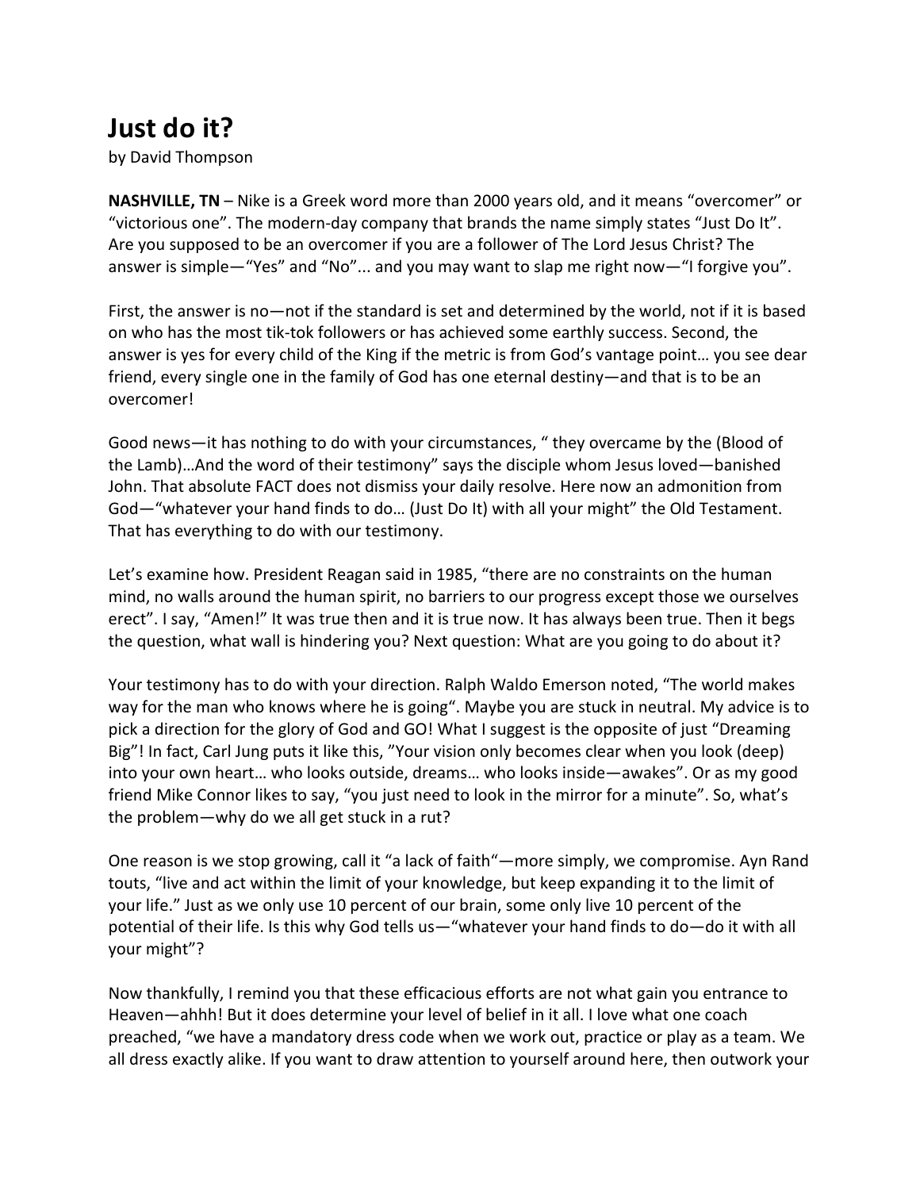# Just do it?

by David Thompson

**NASHVILLE, TN** – Nike is a Greek word more than 2000 years old, and it means "overcomer" or "victorious one". The modern-day company that brands the name simply states "Just Do It". Are you supposed to be an overcomer if you are a follower of The Lord Jesus Christ? The answer is simple—"Yes" and "No"... and you may want to slap me right now—"I forgive you".

First, the answer is no—not if the standard is set and determined by the world, not if it is based on who has the most tik-tok followers or has achieved some earthly success. Second, the answer is yes for every child of the King if the metric is from God's vantage point… you see dear friend, every single one in the family of God has one eternal destiny—and that is to be an overcomer!

Good news—it has nothing to do with your circumstances, " they overcame by the (Blood of the Lamb)…And the word of their testimony" says the disciple whom Jesus loved—banished John. That absolute FACT does not dismiss your daily resolve. Here now an admonition from God—"whatever your hand finds to do… (Just Do It) with all your might" the Old Testament. That has everything to do with our testimony.

Let's examine how. President Reagan said in 1985, "there are no constraints on the human mind, no walls around the human spirit, no barriers to our progress except those we ourselves erect". I say, "Amen!" It was true then and it is true now. It has always been true. Then it begs the question, what wall is hindering you? Next question: What are you going to do about it?

Your testimony has to do with your direction. Ralph Waldo Emerson noted, "The world makes way for the man who knows where he is going". Maybe you are stuck in neutral. My advice is to pick a direction for the glory of God and GO! What I suggest is the opposite of just "Dreaming Big"! In fact, Carl Jung puts it like this, "Your vision only becomes clear when you look (deep) into your own heart… who looks outside, dreams… who looks inside—awakes". Or as my good friend Mike Connor likes to say, "you just need to look in the mirror for a minute". So, what's the problem—why do we all get stuck in a rut?

One reason is we stop growing, call it "a lack of faith"—more simply, we compromise. Ayn Rand touts, "live and act within the limit of your knowledge, but keep expanding it to the limit of your life." Just as we only use 10 percent of our brain, some only live 10 percent of the potential of their life. Is this why God tells us—"whatever your hand finds to do—do it with all your might"?

Now thankfully, I remind you that these efficacious efforts are not what gain you entrance to Heaven—ahhh! But it does determine your level of belief in it all. I love what one coach preached, "we have a mandatory dress code when we work out, practice or play as a team. We all dress exactly alike. If you want to draw attention to yourself around here, then outwork your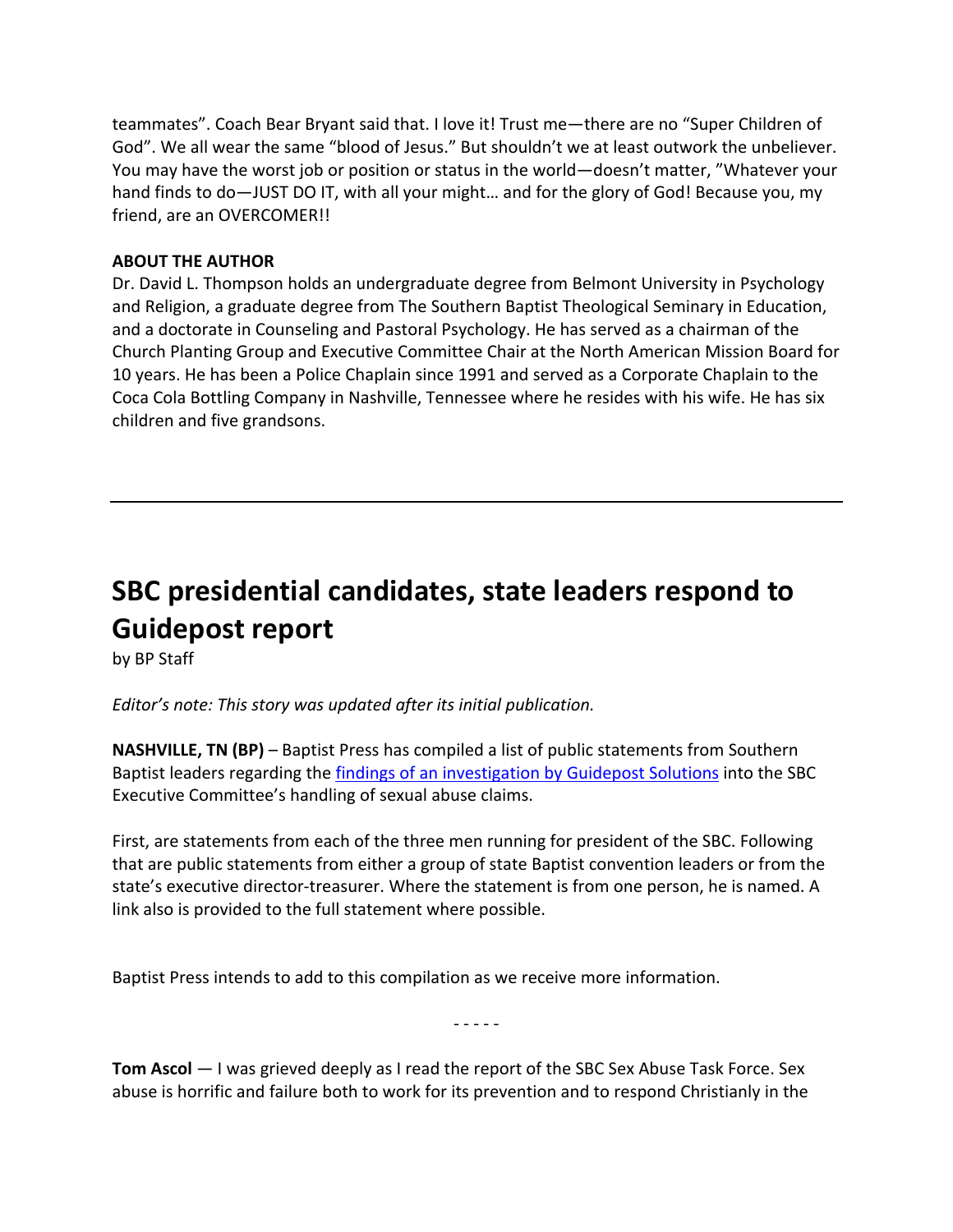teammates". Coach Bear Bryant said that. I love it! Trust me—there are no "Super Children of God". We all wear the same "blood of Jesus." But shouldn't we at least outwork the unbeliever. You may have the worst job or position or status in the world—doesn't matter, "Whatever your hand finds to do—JUST DO IT, with all your might… and for the glory of God! Because you, my friend, are an OVERCOMER!!

**ABOUT THE AUTHOR**

Dr. David L. Thompson holds an undergraduate degree from Belmont University in Psychology and Religion, a graduate degree from The Southern Baptist Theological Seminary in Education, and a doctorate in Counseling and Pastoral Psychology. He has served as a chairman of the Church Planting Group and Executive Committee Chair at the North American Mission Board for 10 years. He has been a Police Chaplain since 1991 and served as a Corporate Chaplain to the Coca Cola Bottling Company in Nashville, Tennessee where he resides with his wife. He has six children and five grandsons.

---

# SBC presidential candidates, state leaders respond to Guidepost report

by BP Staff

*Editor's note: This story was updated after its initial publication.*

**NASHVILLE, TN (BP)** – Baptist Press has compiled a list of public statements from Southern Baptist leaders regarding the findings of an investigation by Guidepost Solutions into the SBC Executive Committee's handling of sexual abuse claims.

First, are statements from each of the three men running for president of the SBC. Following that are public statements from either a group of state Baptist convention leaders or from the state's executive director-treasurer. Where the statement is from one person, he is named. A link also is provided to the full statement where possible.

Baptist Press intends to add to this compilation as we receive more information.

- - - - -

**Tom Ascol** — I was grieved deeply as I read the report of the SBC Sex Abuse Task Force. Sex abuse is horrific and failure both to work for its prevention and to respond Christianly in the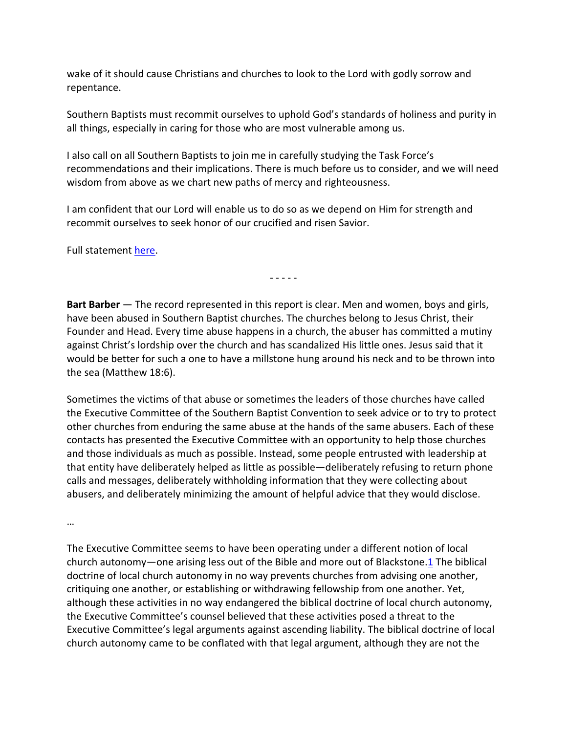wake of it should cause Christians and churches to look to the Lord with godly sorrow and repentance.

Southern Baptists must recommit ourselves to uphold God's standards of holiness and purity in all things, especially in caring for those who are most vulnerable among us.

I also call on all Southern Baptists to join me in carefully studying the Task Force's recommendations and their implications. There is much before us to consider, and we will need wisdom from above as we chart new paths of mercy and righteousness.

I am confident that our Lord will enable us to do so as we depend on Him for strength and recommit ourselves to seek honor of our crucified and risen Savior.

Full statement here.

- - - - -

**Bart Barber** — The record represented in this report is clear. Men and women, boys and girls, have been abused in Southern Baptist churches. The churches belong to Jesus Christ, their Founder and Head. Every time abuse happens in a church, the abuser has committed a mutiny against Christ's lordship over the church and has scandalized His little ones. Jesus said that it would be better for such a one to have a millstone hung around his neck and to be thrown into the sea (Matthew 18:6).

Sometimes the victims of that abuse or sometimes the leaders of those churches have called the Executive Committee of the Southern Baptist Convention to seek advice or to try to protect other churches from enduring the same abuse at the hands of the same abusers. Each of these contacts has presented the Executive Committee with an opportunity to help those churches and those individuals as much as possible. Instead, some people entrusted with leadership at that entity have deliberately helped as little as possible—deliberately refusing to return phone calls and messages, deliberately withholding information that they were collecting about abusers, and deliberately minimizing the amount of helpful advice that they would disclose.

…

The Executive Committee seems to have been operating under a different notion of local church autonomy—one arising less out of the Bible and more out of Blackstone.[1] The biblical doctrine of local church autonomy in no way prevents churches from advising one another, critiquing one another, or establishing or withdrawing fellowship from one another. Yet, although these activities in no way endangered the biblical doctrine of local church autonomy, the Executive Committee's counsel believed that these activities posed a threat to the Executive Committee's legal arguments against ascending liability. The biblical doctrine of local church autonomy came to be conflated with that legal argument, although they are not the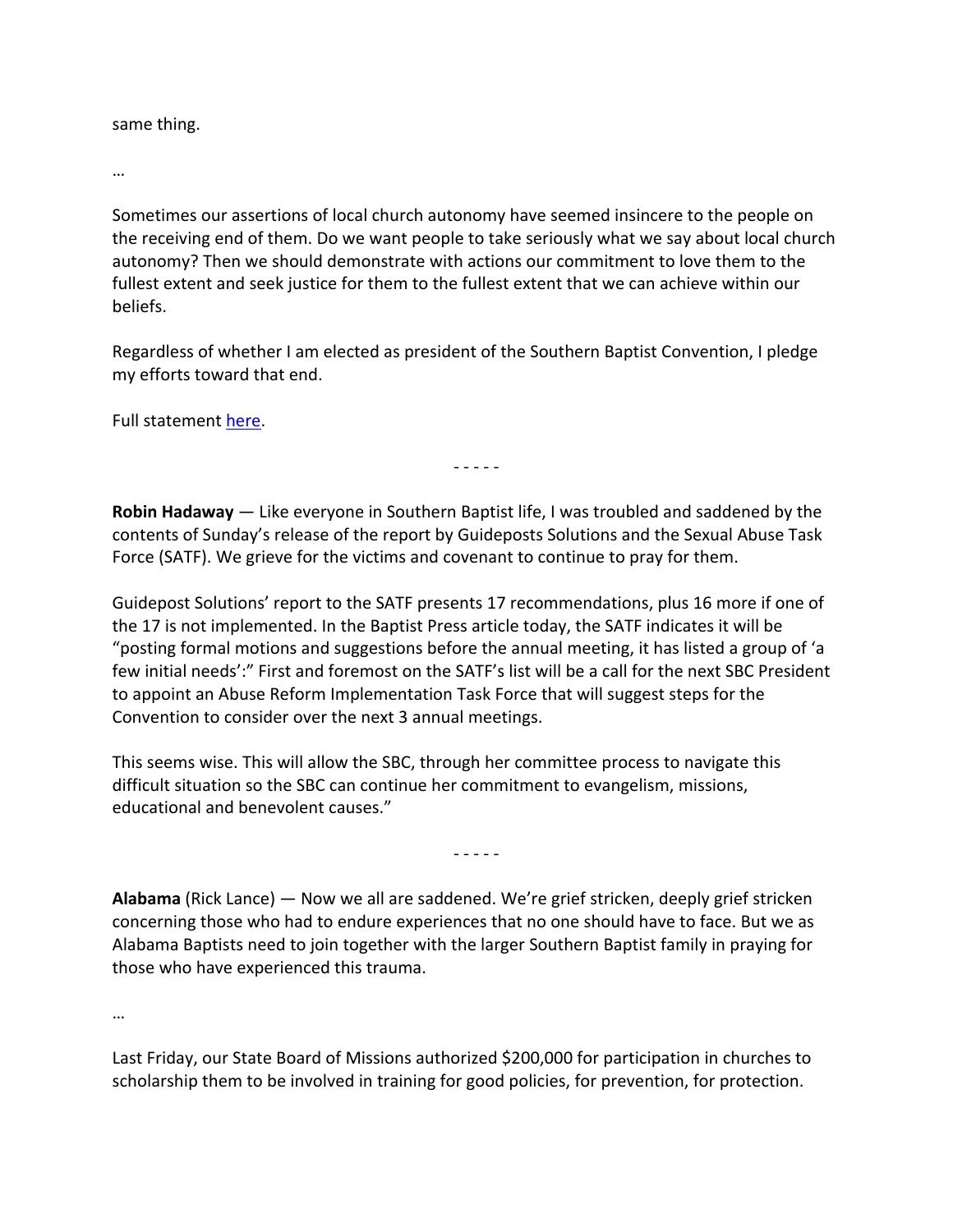same thing.

…

Sometimes our assertions of local church autonomy have seemed insincere to the people on the receiving end of them. Do we want people to take seriously what we say about local church autonomy? Then we should demonstrate with actions our commitment to love them to the fullest extent and seek justice for them to the fullest extent that we can achieve within our beliefs.

Regardless of whether I am elected as president of the Southern Baptist Convention, I pledge my efforts toward that end.

Full statement here.

- - - - -

**Robin Hadaway** — Like everyone in Southern Baptist life, I was troubled and saddened by the contents of Sunday's release of the report by Guideposts Solutions and the Sexual Abuse Task Force (SATF). We grieve for the victims and covenant to continue to pray for them.

Guidepost Solutions' report to the SATF presents 17 recommendations, plus 16 more if one of the 17 is not implemented. In the Baptist Press article today, the SATF indicates it will be "posting formal motions and suggestions before the annual meeting, it has listed a group of 'a few initial needs':" First and foremost on the SATF's list will be a call for the next SBC President to appoint an Abuse Reform Implementation Task Force that will suggest steps for the Convention to consider over the next 3 annual meetings.

This seems wise. This will allow the SBC, through her committee process to navigate this difficult situation so the SBC can continue her commitment to evangelism, missions, educational and benevolent causes."

- - - - -

**Alabama** (Rick Lance) — Now we all are saddened. We're grief stricken, deeply grief stricken concerning those who had to endure experiences that no one should have to face. But we as Alabama Baptists need to join together with the larger Southern Baptist family in praying for those who have experienced this trauma.

…

Last Friday, our State Board of Missions authorized $200,000 for participation in churches to scholarship them to be involved in training for good policies, for prevention, for protection.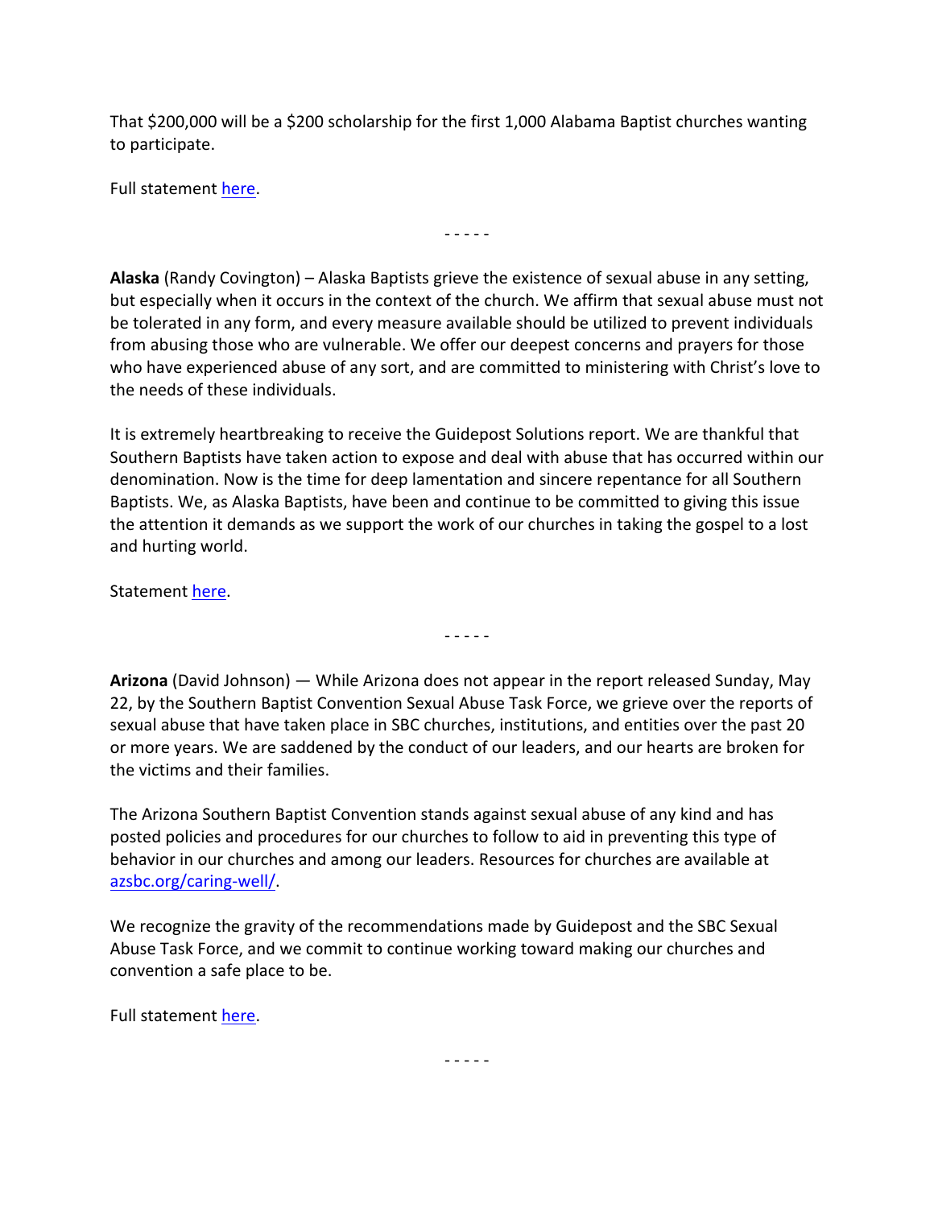That $200,000 will be a $200 scholarship for the first 1,000 Alabama Baptist churches wanting to participate.

Full statement here.

- - - - -

**Alaska** (Randy Covington) – Alaska Baptists grieve the existence of sexual abuse in any setting, but especially when it occurs in the context of the church. We affirm that sexual abuse must not be tolerated in any form, and every measure available should be utilized to prevent individuals from abusing those who are vulnerable. We offer our deepest concerns and prayers for those who have experienced abuse of any sort, and are committed to ministering with Christ's love to the needs of these individuals.

It is extremely heartbreaking to receive the Guidepost Solutions report. We are thankful that Southern Baptists have taken action to expose and deal with abuse that has occurred within our denomination. Now is the time for deep lamentation and sincere repentance for all Southern Baptists. We, as Alaska Baptists, have been and continue to be committed to giving this issue the attention it demands as we support the work of our churches in taking the gospel to a lost and hurting world.

Statement here.

- - - - -

**Arizona** (David Johnson) — While Arizona does not appear in the report released Sunday, May 22, by the Southern Baptist Convention Sexual Abuse Task Force, we grieve over the reports of sexual abuse that have taken place in SBC churches, institutions, and entities over the past 20 or more years. We are saddened by the conduct of our leaders, and our hearts are broken for the victims and their families.

The Arizona Southern Baptist Convention stands against sexual abuse of any kind and has posted policies and procedures for our churches to follow to aid in preventing this type of behavior in our churches and among our leaders. Resources for churches are available at azsbc.org/caring-well/.

We recognize the gravity of the recommendations made by Guidepost and the SBC Sexual Abuse Task Force, and we commit to continue working toward making our churches and convention a safe place to be.

Full statement here.

- - - - -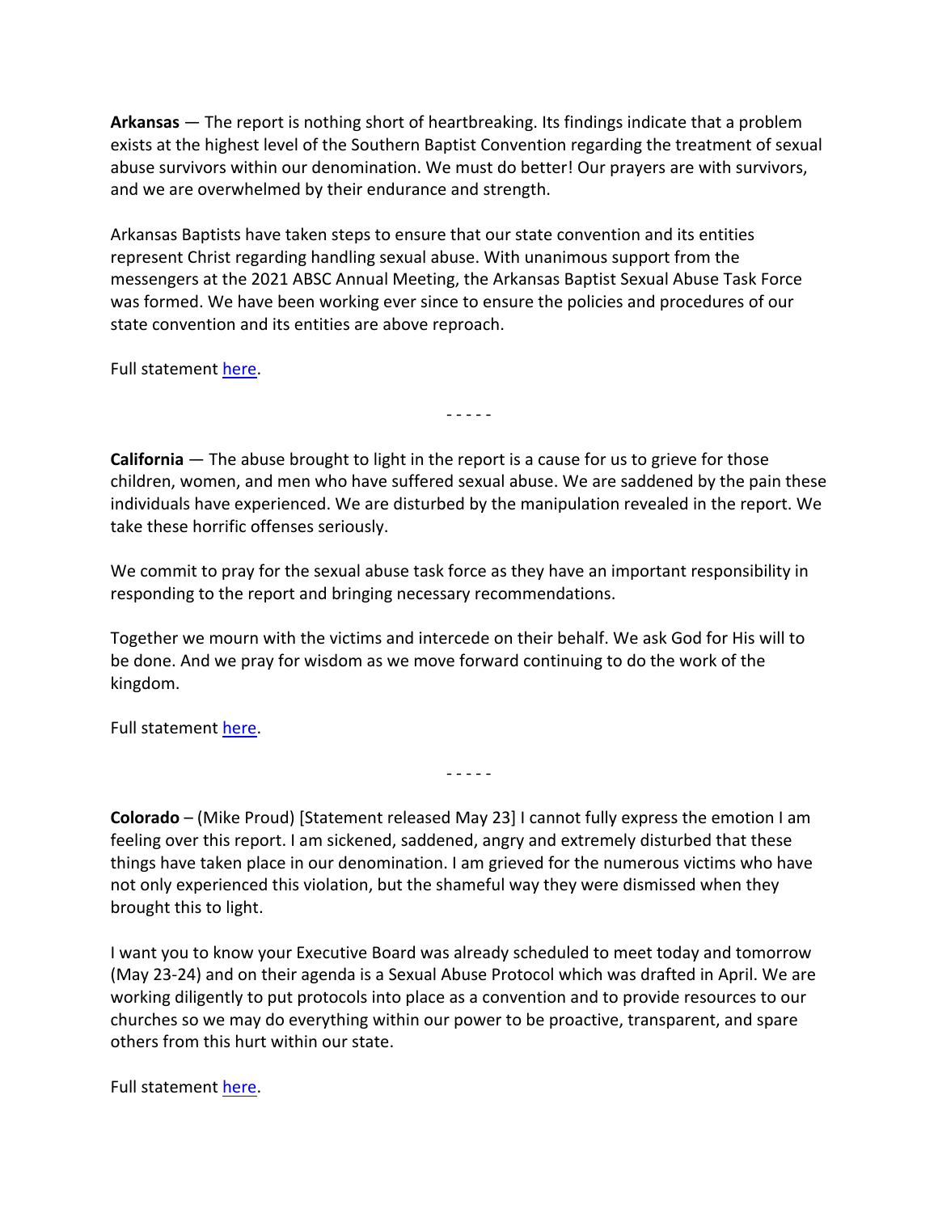**Arkansas** — The report is nothing short of heartbreaking. Its findings indicate that a problem exists at the highest level of the Southern Baptist Convention regarding the treatment of sexual abuse survivors within our denomination. We must do better! Our prayers are with survivors, and we are overwhelmed by their endurance and strength.

Arkansas Baptists have taken steps to ensure that our state convention and its entities represent Christ regarding handling sexual abuse. With unanimous support from the messengers at the 2021 ABSC Annual Meeting, the Arkansas Baptist Sexual Abuse Task Force was formed. We have been working ever since to ensure the policies and procedures of our state convention and its entities are above reproach.

Full statement here.

- - - - -

**California** — The abuse brought to light in the report is a cause for us to grieve for those children, women, and men who have suffered sexual abuse. We are saddened by the pain these individuals have experienced. We are disturbed by the manipulation revealed in the report. We take these horrific offenses seriously.

We commit to pray for the sexual abuse task force as they have an important responsibility in responding to the report and bringing necessary recommendations.

Together we mourn with the victims and intercede on their behalf. We ask God for His will to be done. And we pray for wisdom as we move forward continuing to do the work of the kingdom.

Full statement here.

- - - - -

**Colorado** – (Mike Proud) [Statement released May 23] I cannot fully express the emotion I am feeling over this report. I am sickened, saddened, angry and extremely disturbed that these things have taken place in our denomination. I am grieved for the numerous victims who have not only experienced this violation, but the shameful way they were dismissed when they brought this to light.

I want you to know your Executive Board was already scheduled to meet today and tomorrow (May 23-24) and on their agenda is a Sexual Abuse Protocol which was drafted in April. We are working diligently to put protocols into place as a convention and to provide resources to our churches so we may do everything within our power to be proactive, transparent, and spare others from this hurt within our state.

Full statement here.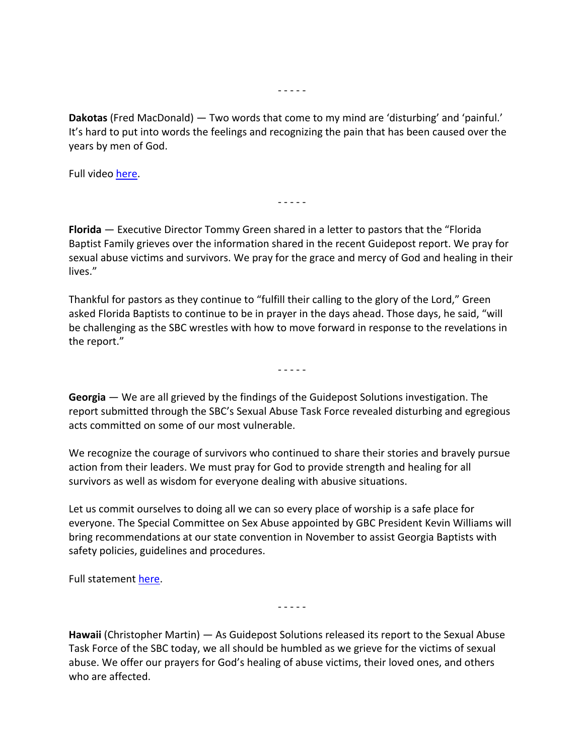- - - - -

**Dakotas** (Fred MacDonald) — Two words that come to my mind are 'disturbing' and 'painful.' It's hard to put into words the feelings and recognizing the pain that has been caused over the years by men of God.

Full video here.

- - - - -

**Florida** — Executive Director Tommy Green shared in a letter to pastors that the "Florida Baptist Family grieves over the information shared in the recent Guidepost report. We pray for sexual abuse victims and survivors. We pray for the grace and mercy of God and healing in their lives."

Thankful for pastors as they continue to "fulfill their calling to the glory of the Lord," Green asked Florida Baptists to continue to be in prayer in the days ahead. Those days, he said, "will be challenging as the SBC wrestles with how to move forward in response to the revelations in the report."

- - - - -

**Georgia** — We are all grieved by the findings of the Guidepost Solutions investigation. The report submitted through the SBC's Sexual Abuse Task Force revealed disturbing and egregious acts committed on some of our most vulnerable.

We recognize the courage of survivors who continued to share their stories and bravely pursue action from their leaders. We must pray for God to provide strength and healing for all survivors as well as wisdom for everyone dealing with abusive situations.

Let us commit ourselves to doing all we can so every place of worship is a safe place for everyone. The Special Committee on Sex Abuse appointed by GBC President Kevin Williams will bring recommendations at our state convention in November to assist Georgia Baptists with safety policies, guidelines and procedures.

Full statement here.

- - - - -

**Hawaii** (Christopher Martin) — As Guidepost Solutions released its report to the Sexual Abuse Task Force of the SBC today, we all should be humbled as we grieve for the victims of sexual abuse. We offer our prayers for God's healing of abuse victims, their loved ones, and others who are affected.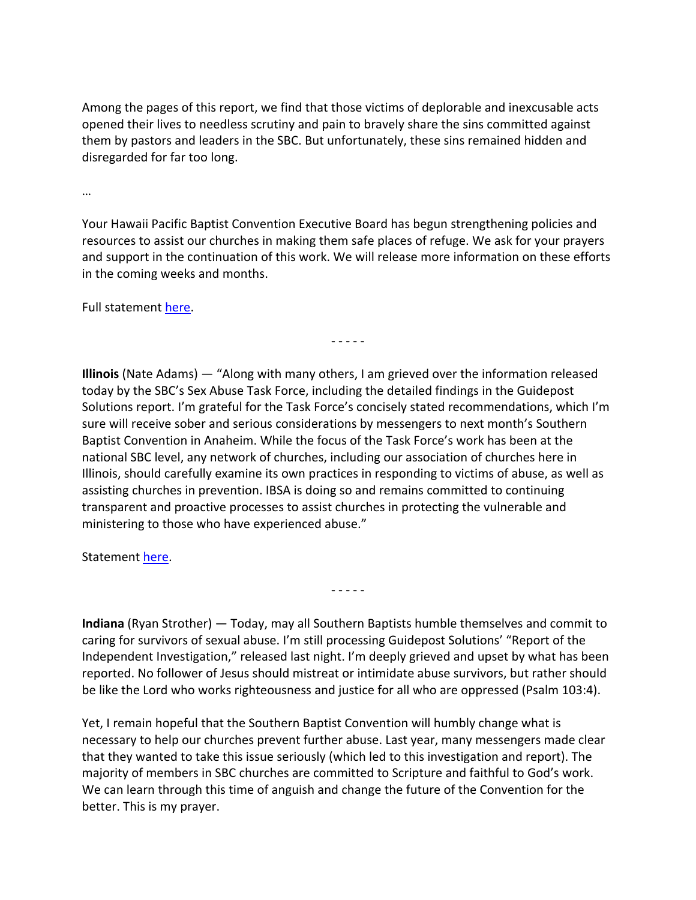Among the pages of this report, we find that those victims of deplorable and inexcusable acts opened their lives to needless scrutiny and pain to bravely share the sins committed against them by pastors and leaders in the SBC. But unfortunately, these sins remained hidden and disregarded for far too long.

…

Your Hawaii Pacific Baptist Convention Executive Board has begun strengthening policies and resources to assist our churches in making them safe places of refuge. We ask for your prayers and support in the continuation of this work. We will release more information on these efforts in the coming weeks and months.

Full statement here.

- - - - -

**Illinois** (Nate Adams) — "Along with many others, I am grieved over the information released today by the SBC's Sex Abuse Task Force, including the detailed findings in the Guidepost Solutions report. I'm grateful for the Task Force's concisely stated recommendations, which I'm sure will receive sober and serious considerations by messengers to next month's Southern Baptist Convention in Anaheim. While the focus of the Task Force's work has been at the national SBC level, any network of churches, including our association of churches here in Illinois, should carefully examine its own practices in responding to victims of abuse, as well as assisting churches in prevention. IBSA is doing so and remains committed to continuing transparent and proactive processes to assist churches in protecting the vulnerable and ministering to those who have experienced abuse."

Statement here.

- - - - -

**Indiana** (Ryan Strother) — Today, may all Southern Baptists humble themselves and commit to caring for survivors of sexual abuse. I'm still processing Guidepost Solutions' "Report of the Independent Investigation," released last night. I'm deeply grieved and upset by what has been reported. No follower of Jesus should mistreat or intimidate abuse survivors, but rather should be like the Lord who works righteousness and justice for all who are oppressed (Psalm 103:4).

Yet, I remain hopeful that the Southern Baptist Convention will humbly change what is necessary to help our churches prevent further abuse. Last year, many messengers made clear that they wanted to take this issue seriously (which led to this investigation and report). The majority of members in SBC churches are committed to Scripture and faithful to God's work. We can learn through this time of anguish and change the future of the Convention for the better. This is my prayer.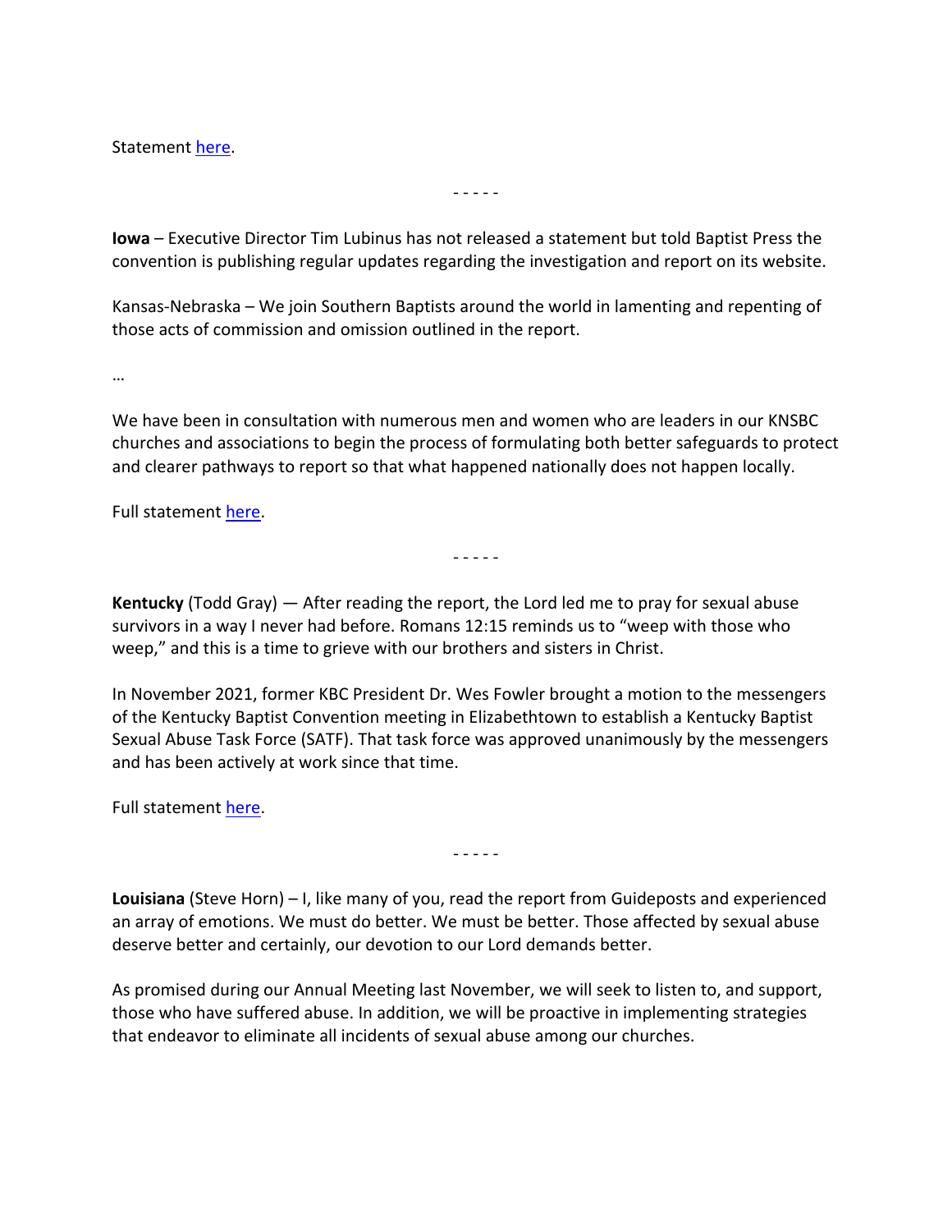Statement [here](#).

- - - - -

**Iowa** – Executive Director Tim Lubinus has not released a statement but told Baptist Press the convention is publishing regular updates regarding the investigation and report on its website.

Kansas-Nebraska – We join Southern Baptists around the world in lamenting and repenting of those acts of commission and omission outlined in the report.

…

We have been in consultation with numerous men and women who are leaders in our KNSBC churches and associations to begin the process of formulating both better safeguards to protect and clearer pathways to report so that what happened nationally does not happen locally.

Full statement [here](#).

- - - - -

**Kentucky** (Todd Gray) — After reading the report, the Lord led me to pray for sexual abuse survivors in a way I never had before. Romans 12:15 reminds us to "weep with those who weep," and this is a time to grieve with our brothers and sisters in Christ.

In November 2021, former KBC President Dr. Wes Fowler brought a motion to the messengers of the Kentucky Baptist Convention meeting in Elizabethtown to establish a Kentucky Baptist Sexual Abuse Task Force (SATF). That task force was approved unanimously by the messengers and has been actively at work since that time.

Full statement [here](#).

- - - - -

**Louisiana** (Steve Horn) – I, like many of you, read the report from Guideposts and experienced an array of emotions. We must do better. We must be better. Those affected by sexual abuse deserve better and certainly, our devotion to our Lord demands better.

As promised during our Annual Meeting last November, we will seek to listen to, and support, those who have suffered abuse. In addition, we will be proactive in implementing strategies that endeavor to eliminate all incidents of sexual abuse among our churches.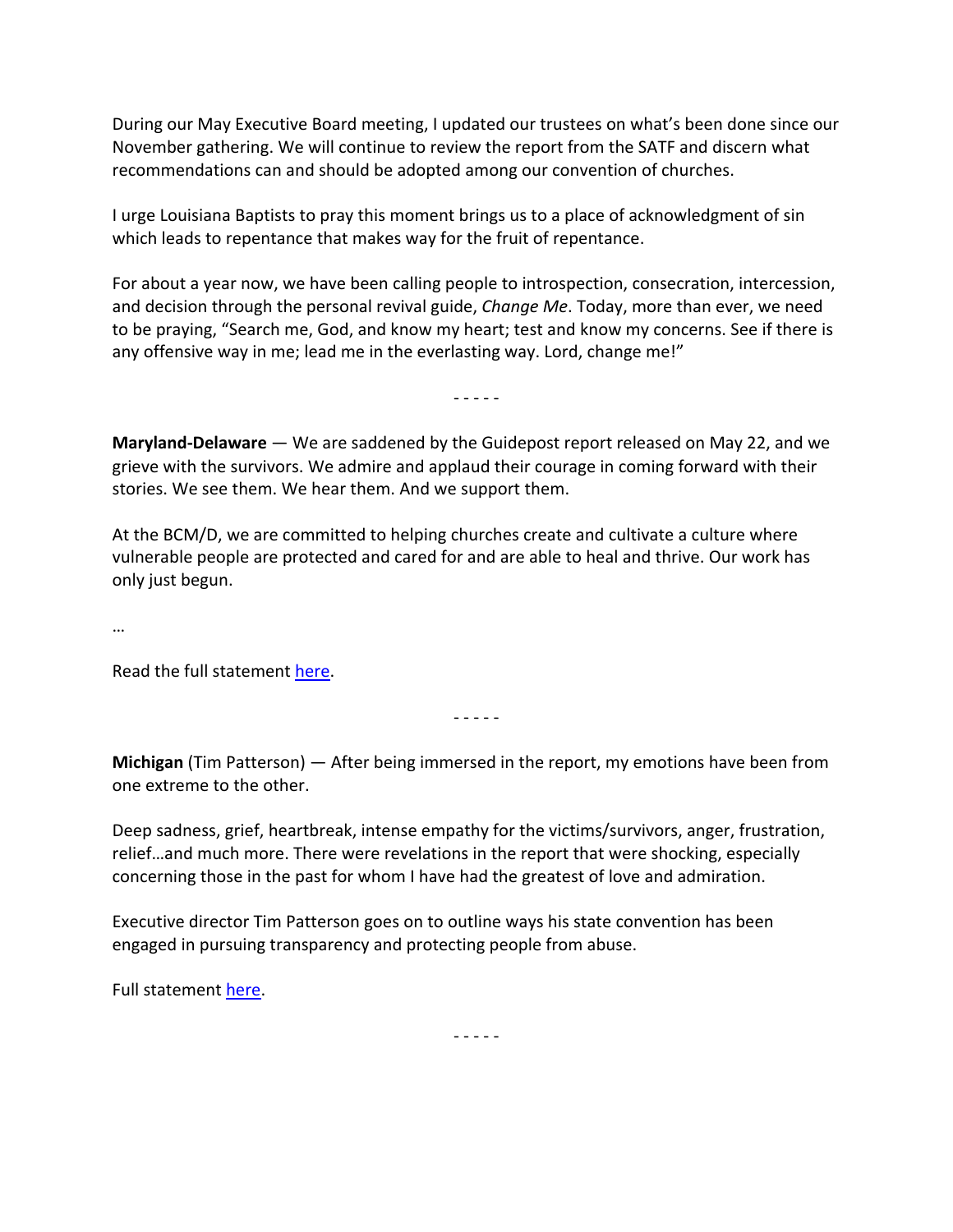During our May Executive Board meeting, I updated our trustees on what's been done since our November gathering. We will continue to review the report from the SATF and discern what recommendations can and should be adopted among our convention of churches.

I urge Louisiana Baptists to pray this moment brings us to a place of acknowledgment of sin which leads to repentance that makes way for the fruit of repentance.

For about a year now, we have been calling people to introspection, consecration, intercession, and decision through the personal revival guide, *Change Me*. Today, more than ever, we need to be praying, "Search me, God, and know my heart; test and know my concerns. See if there is any offensive way in me; lead me in the everlasting way. Lord, change me!"

- - - - -

**Maryland-Delaware** — We are saddened by the Guidepost report released on May 22, and we grieve with the survivors. We admire and applaud their courage in coming forward with their stories. We see them. We hear them. And we support them.

At the BCM/D, we are committed to helping churches create and cultivate a culture where vulnerable people are protected and cared for and are able to heal and thrive. Our work has only just begun.

…

Read the full statement here.

- - - - -

**Michigan** (Tim Patterson) — After being immersed in the report, my emotions have been from one extreme to the other.

Deep sadness, grief, heartbreak, intense empathy for the victims/survivors, anger, frustration, relief…and much more. There were revelations in the report that were shocking, especially concerning those in the past for whom I have had the greatest of love and admiration.

Executive director Tim Patterson goes on to outline ways his state convention has been engaged in pursuing transparency and protecting people from abuse.

Full statement here.

- - - - -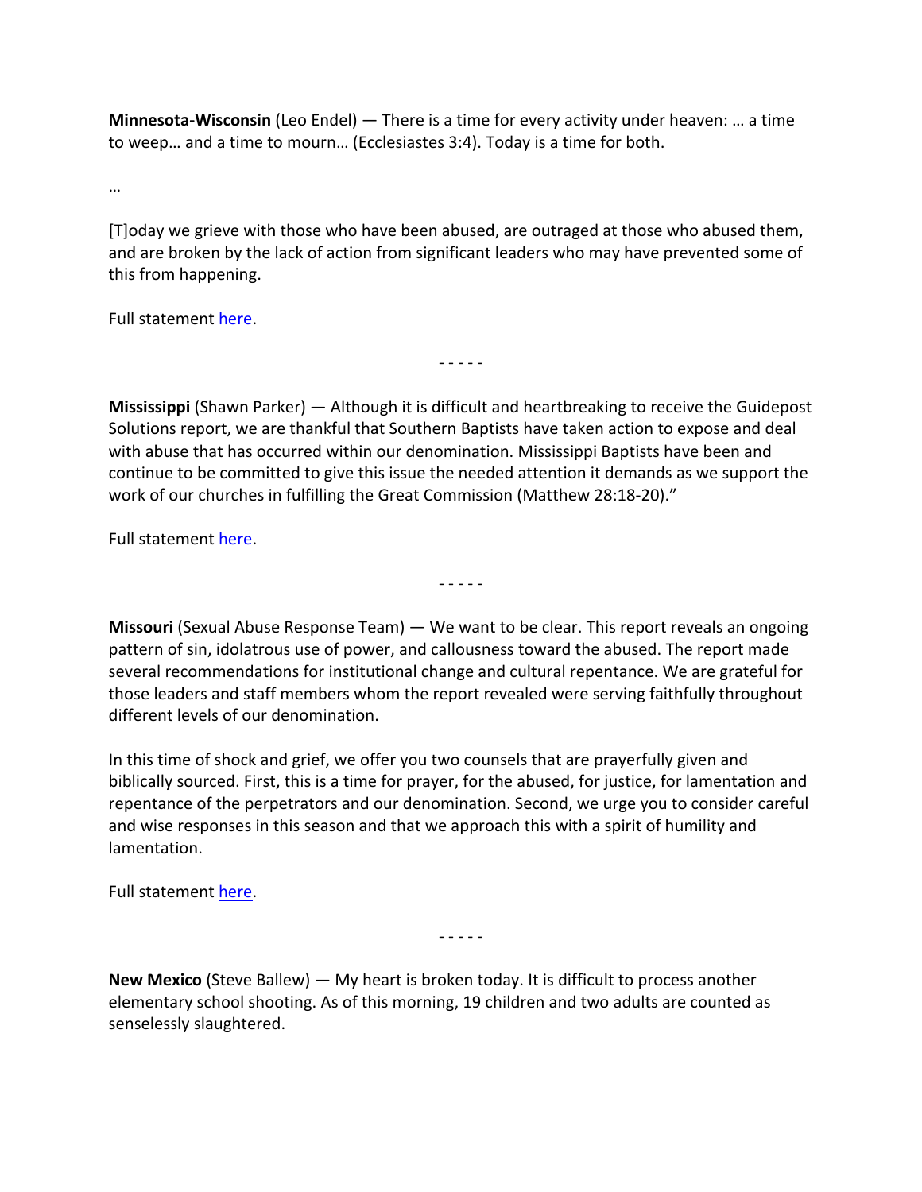**Minnesota-Wisconsin** (Leo Endel) — There is a time for every activity under heaven: … a time to weep… and a time to mourn… (Ecclesiastes 3:4). Today is a time for both.

…

[T]oday we grieve with those who have been abused, are outraged at those who abused them, and are broken by the lack of action from significant leaders who may have prevented some of this from happening.

Full statement here.

- - - - -

**Mississippi** (Shawn Parker) — Although it is difficult and heartbreaking to receive the Guidepost Solutions report, we are thankful that Southern Baptists have taken action to expose and deal with abuse that has occurred within our denomination. Mississippi Baptists have been and continue to be committed to give this issue the needed attention it demands as we support the work of our churches in fulfilling the Great Commission (Matthew 28:18-20)."

Full statement here.

- - - - -

**Missouri** (Sexual Abuse Response Team) — We want to be clear. This report reveals an ongoing pattern of sin, idolatrous use of power, and callousness toward the abused. The report made several recommendations for institutional change and cultural repentance. We are grateful for those leaders and staff members whom the report revealed were serving faithfully throughout different levels of our denomination.

In this time of shock and grief, we offer you two counsels that are prayerfully given and biblically sourced. First, this is a time for prayer, for the abused, for justice, for lamentation and repentance of the perpetrators and our denomination. Second, we urge you to consider careful and wise responses in this season and that we approach this with a spirit of humility and lamentation.

Full statement here.

- - - - -

**New Mexico** (Steve Ballew) — My heart is broken today. It is difficult to process another elementary school shooting. As of this morning, 19 children and two adults are counted as senselessly slaughtered.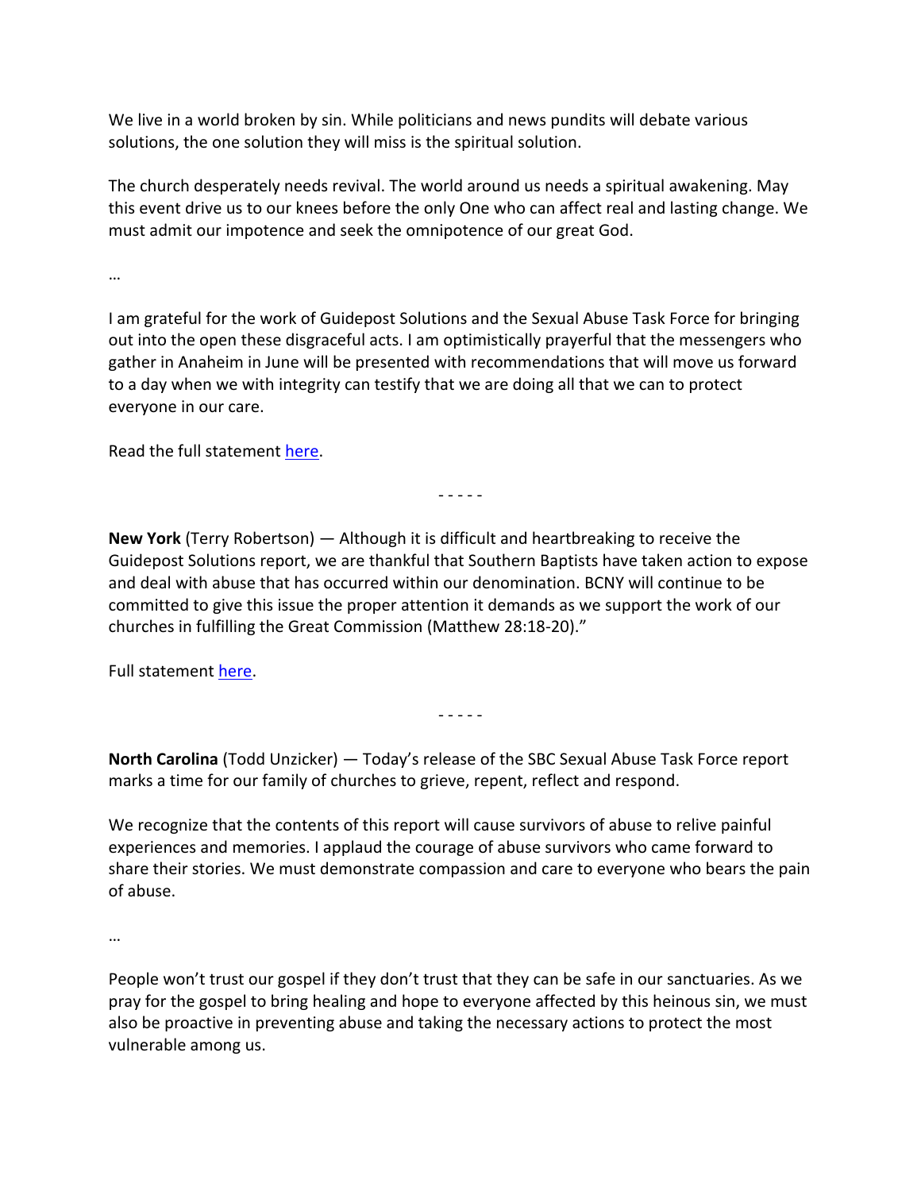We live in a world broken by sin. While politicians and news pundits will debate various solutions, the one solution they will miss is the spiritual solution.

The church desperately needs revival. The world around us needs a spiritual awakening. May this event drive us to our knees before the only One who can affect real and lasting change. We must admit our impotence and seek the omnipotence of our great God.

…

I am grateful for the work of Guidepost Solutions and the Sexual Abuse Task Force for bringing out into the open these disgraceful acts. I am optimistically prayerful that the messengers who gather in Anaheim in June will be presented with recommendations that will move us forward to a day when we with integrity can testify that we are doing all that we can to protect everyone in our care.

Read the full statement here.

- - - - -

**New York** (Terry Robertson) — Although it is difficult and heartbreaking to receive the Guidepost Solutions report, we are thankful that Southern Baptists have taken action to expose and deal with abuse that has occurred within our denomination. BCNY will continue to be committed to give this issue the proper attention it demands as we support the work of our churches in fulfilling the Great Commission (Matthew 28:18-20)."

Full statement here.

- - - - -

**North Carolina** (Todd Unzicker) — Today's release of the SBC Sexual Abuse Task Force report marks a time for our family of churches to grieve, repent, reflect and respond.

We recognize that the contents of this report will cause survivors of abuse to relive painful experiences and memories. I applaud the courage of abuse survivors who came forward to share their stories. We must demonstrate compassion and care to everyone who bears the pain of abuse.

…

People won't trust our gospel if they don't trust that they can be safe in our sanctuaries. As we pray for the gospel to bring healing and hope to everyone affected by this heinous sin, we must also be proactive in preventing abuse and taking the necessary actions to protect the most vulnerable among us.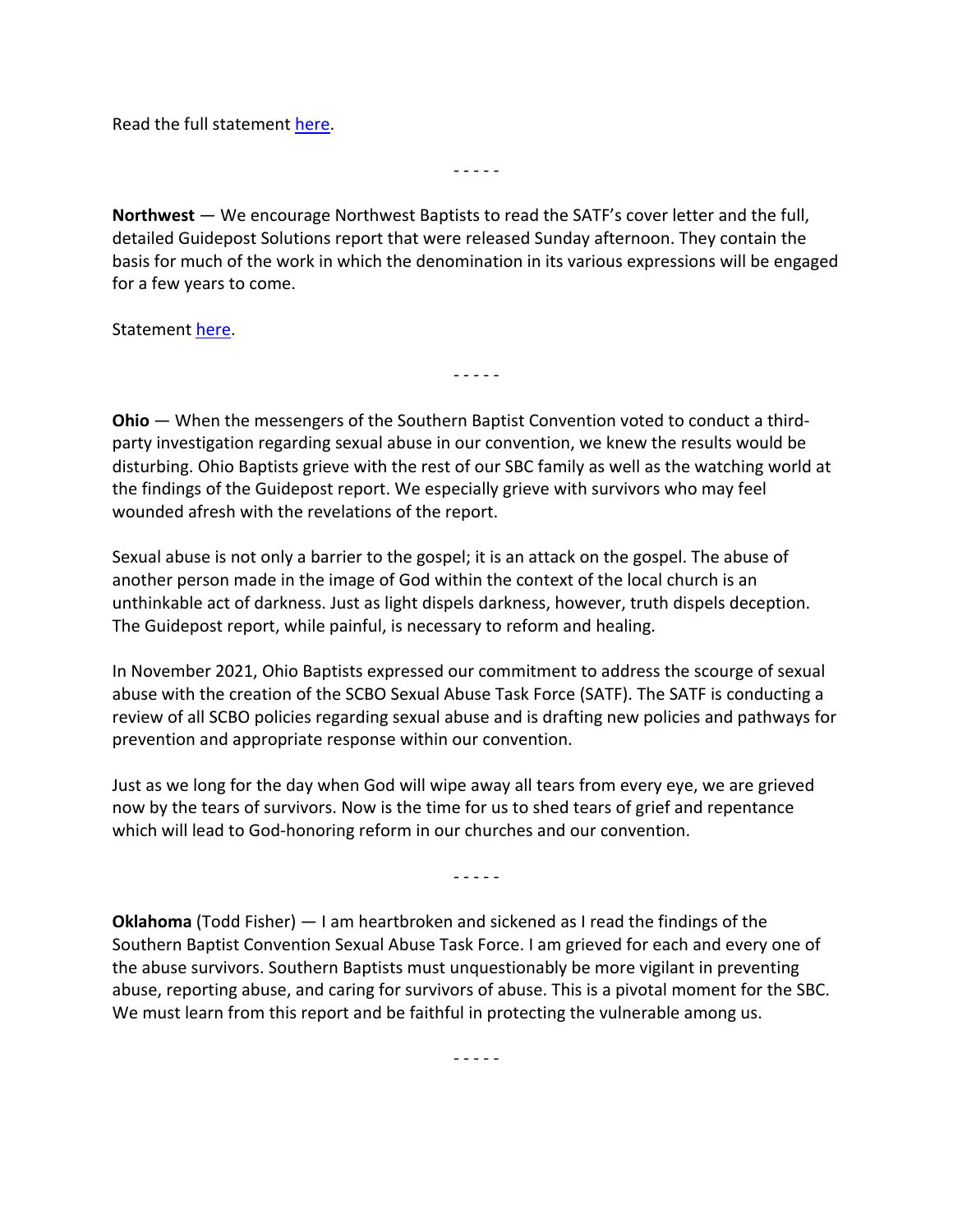Read the full statement here.

- - - - -

**Northwest** — We encourage Northwest Baptists to read the SATF's cover letter and the full, detailed Guidepost Solutions report that were released Sunday afternoon. They contain the basis for much of the work in which the denomination in its various expressions will be engaged for a few years to come.

Statement here.

- - - - -

**Ohio** — When the messengers of the Southern Baptist Convention voted to conduct a third-party investigation regarding sexual abuse in our convention, we knew the results would be disturbing. Ohio Baptists grieve with the rest of our SBC family as well as the watching world at the findings of the Guidepost report. We especially grieve with survivors who may feel wounded afresh with the revelations of the report.

Sexual abuse is not only a barrier to the gospel; it is an attack on the gospel. The abuse of another person made in the image of God within the context of the local church is an unthinkable act of darkness. Just as light dispels darkness, however, truth dispels deception. The Guidepost report, while painful, is necessary to reform and healing.

In November 2021, Ohio Baptists expressed our commitment to address the scourge of sexual abuse with the creation of the SCBO Sexual Abuse Task Force (SATF). The SATF is conducting a review of all SCBO policies regarding sexual abuse and is drafting new policies and pathways for prevention and appropriate response within our convention.

Just as we long for the day when God will wipe away all tears from every eye, we are grieved now by the tears of survivors. Now is the time for us to shed tears of grief and repentance which will lead to God-honoring reform in our churches and our convention.

- - - - -

**Oklahoma** (Todd Fisher) — I am heartbroken and sickened as I read the findings of the Southern Baptist Convention Sexual Abuse Task Force. I am grieved for each and every one of the abuse survivors. Southern Baptists must unquestionably be more vigilant in preventing abuse, reporting abuse, and caring for survivors of abuse. This is a pivotal moment for the SBC. We must learn from this report and be faithful in protecting the vulnerable among us.

- - - - -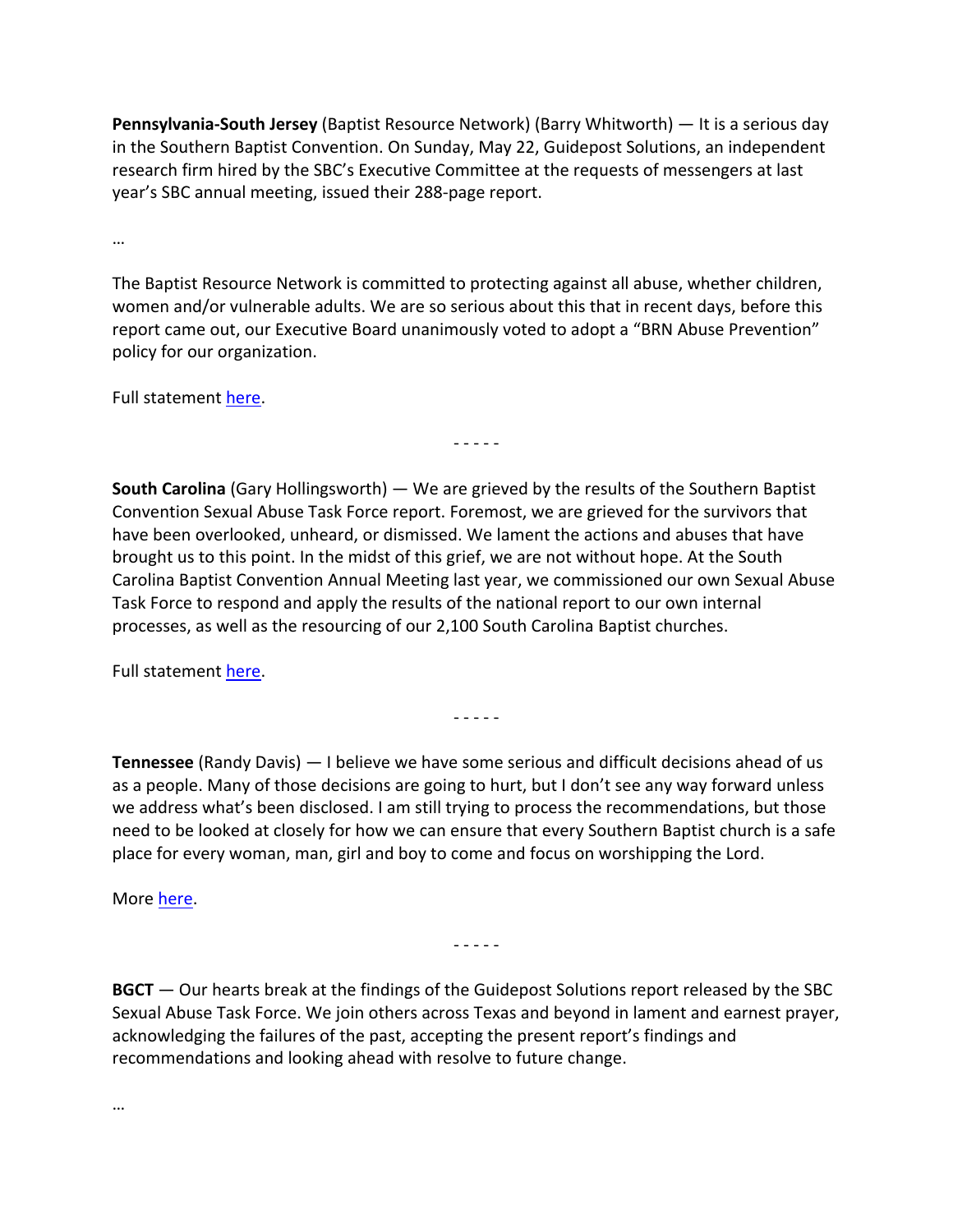**Pennsylvania-South Jersey** (Baptist Resource Network) (Barry Whitworth) — It is a serious day in the Southern Baptist Convention. On Sunday, May 22, Guidepost Solutions, an independent research firm hired by the SBC's Executive Committee at the requests of messengers at last year's SBC annual meeting, issued their 288-page report.

…

The Baptist Resource Network is committed to protecting against all abuse, whether children, women and/or vulnerable adults. We are so serious about this that in recent days, before this report came out, our Executive Board unanimously voted to adopt a "BRN Abuse Prevention" policy for our organization.

Full statement here.

- - - - -

**South Carolina** (Gary Hollingsworth) — We are grieved by the results of the Southern Baptist Convention Sexual Abuse Task Force report. Foremost, we are grieved for the survivors that have been overlooked, unheard, or dismissed. We lament the actions and abuses that have brought us to this point. In the midst of this grief, we are not without hope. At the South Carolina Baptist Convention Annual Meeting last year, we commissioned our own Sexual Abuse Task Force to respond and apply the results of the national report to our own internal processes, as well as the resourcing of our 2,100 South Carolina Baptist churches.

Full statement here.

- - - - -

**Tennessee** (Randy Davis) — I believe we have some serious and difficult decisions ahead of us as a people. Many of those decisions are going to hurt, but I don't see any way forward unless we address what's been disclosed. I am still trying to process the recommendations, but those need to be looked at closely for how we can ensure that every Southern Baptist church is a safe place for every woman, man, girl and boy to come and focus on worshipping the Lord.

More here.

- - - - -

**BGCT** — Our hearts break at the findings of the Guidepost Solutions report released by the SBC Sexual Abuse Task Force. We join others across Texas and beyond in lament and earnest prayer, acknowledging the failures of the past, accepting the present report's findings and recommendations and looking ahead with resolve to future change.

…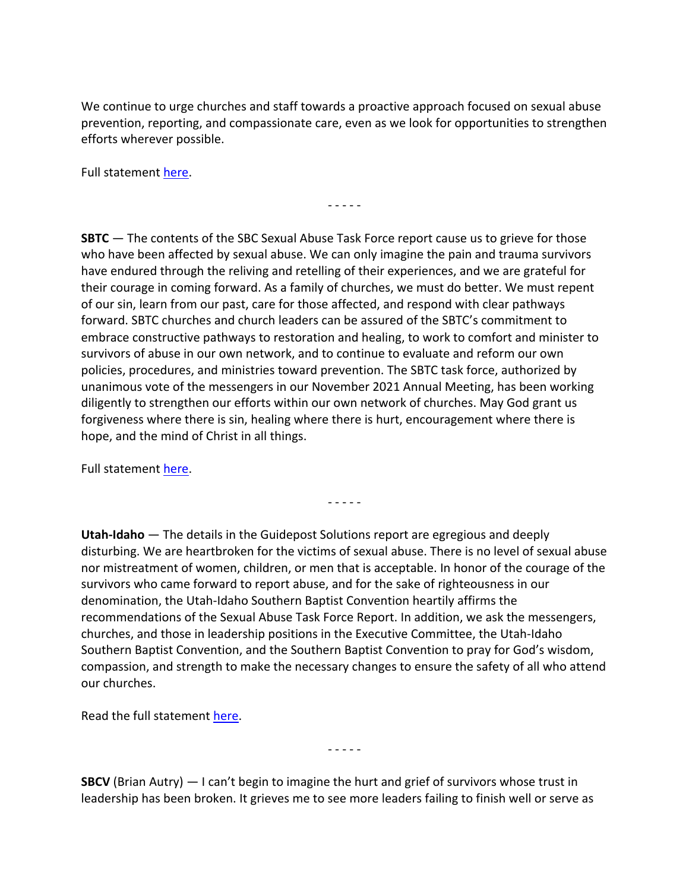We continue to urge churches and staff towards a proactive approach focused on sexual abuse prevention, reporting, and compassionate care, even as we look for opportunities to strengthen efforts wherever possible.

Full statement [here](#).

- - - - -

**SBTC** — The contents of the SBC Sexual Abuse Task Force report cause us to grieve for those who have been affected by sexual abuse. We can only imagine the pain and trauma survivors have endured through the reliving and retelling of their experiences, and we are grateful for their courage in coming forward. As a family of churches, we must do better. We must repent of our sin, learn from our past, care for those affected, and respond with clear pathways forward. SBTC churches and church leaders can be assured of the SBTC's commitment to embrace constructive pathways to restoration and healing, to work to comfort and minister to survivors of abuse in our own network, and to continue to evaluate and reform our own policies, procedures, and ministries toward prevention. The SBTC task force, authorized by unanimous vote of the messengers in our November 2021 Annual Meeting, has been working diligently to strengthen our efforts within our own network of churches. May God grant us forgiveness where there is sin, healing where there is hurt, encouragement where there is hope, and the mind of Christ in all things.

Full statement [here](#).

- - - - -

**Utah-Idaho** — The details in the Guidepost Solutions report are egregious and deeply disturbing. We are heartbroken for the victims of sexual abuse. There is no level of sexual abuse nor mistreatment of women, children, or men that is acceptable. In honor of the courage of the survivors who came forward to report abuse, and for the sake of righteousness in our denomination, the Utah-Idaho Southern Baptist Convention heartily affirms the recommendations of the Sexual Abuse Task Force Report. In addition, we ask the messengers, churches, and those in leadership positions in the Executive Committee, the Utah-Idaho Southern Baptist Convention, and the Southern Baptist Convention to pray for God's wisdom, compassion, and strength to make the necessary changes to ensure the safety of all who attend our churches.

Read the full statement [here](#).

- - - - -

**SBCV** (Brian Autry) — I can't begin to imagine the hurt and grief of survivors whose trust in leadership has been broken. It grieves me to see more leaders failing to finish well or serve as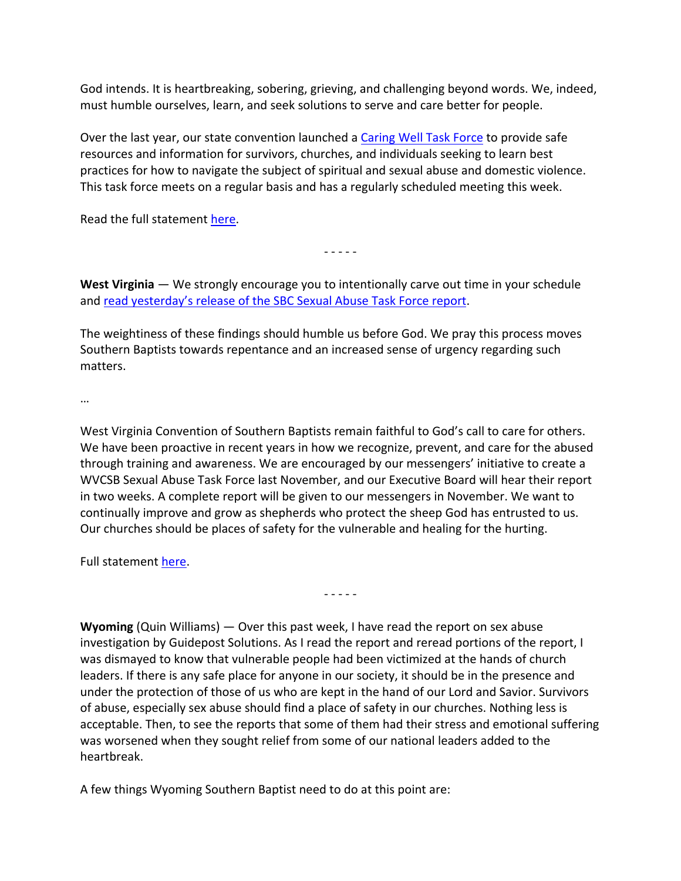God intends. It is heartbreaking, sobering, grieving, and challenging beyond words. We, indeed, must humble ourselves, learn, and seek solutions to serve and care better for people.

Over the last year, our state convention launched a [Caring Well Task Force](#) to provide safe resources and information for survivors, churches, and individuals seeking to learn best practices for how to navigate the subject of spiritual and sexual abuse and domestic violence. This task force meets on a regular basis and has a regularly scheduled meeting this week.

Read the full statement [here](#).

- - - - -

**West Virginia** — We strongly encourage you to intentionally carve out time in your schedule and [read yesterday's release of the SBC Sexual Abuse Task Force report](#).

The weightiness of these findings should humble us before God. We pray this process moves Southern Baptists towards repentance and an increased sense of urgency regarding such matters.

…

West Virginia Convention of Southern Baptists remain faithful to God's call to care for others. We have been proactive in recent years in how we recognize, prevent, and care for the abused through training and awareness. We are encouraged by our messengers' initiative to create a WVCSB Sexual Abuse Task Force last November, and our Executive Board will hear their report in two weeks. A complete report will be given to our messengers in November. We want to continually improve and grow as shepherds who protect the sheep God has entrusted to us. Our churches should be places of safety for the vulnerable and healing for the hurting.

Full statement [here](#).

- - - - -

**Wyoming** (Quin Williams) — Over this past week, I have read the report on sex abuse investigation by Guidepost Solutions. As I read the report and reread portions of the report, I was dismayed to know that vulnerable people had been victimized at the hands of church leaders. If there is any safe place for anyone in our society, it should be in the presence and under the protection of those of us who are kept in the hand of our Lord and Savior. Survivors of abuse, especially sex abuse should find a place of safety in our churches. Nothing less is acceptable. Then, to see the reports that some of them had their stress and emotional suffering was worsened when they sought relief from some of our national leaders added to the heartbreak.

A few things Wyoming Southern Baptist need to do at this point are: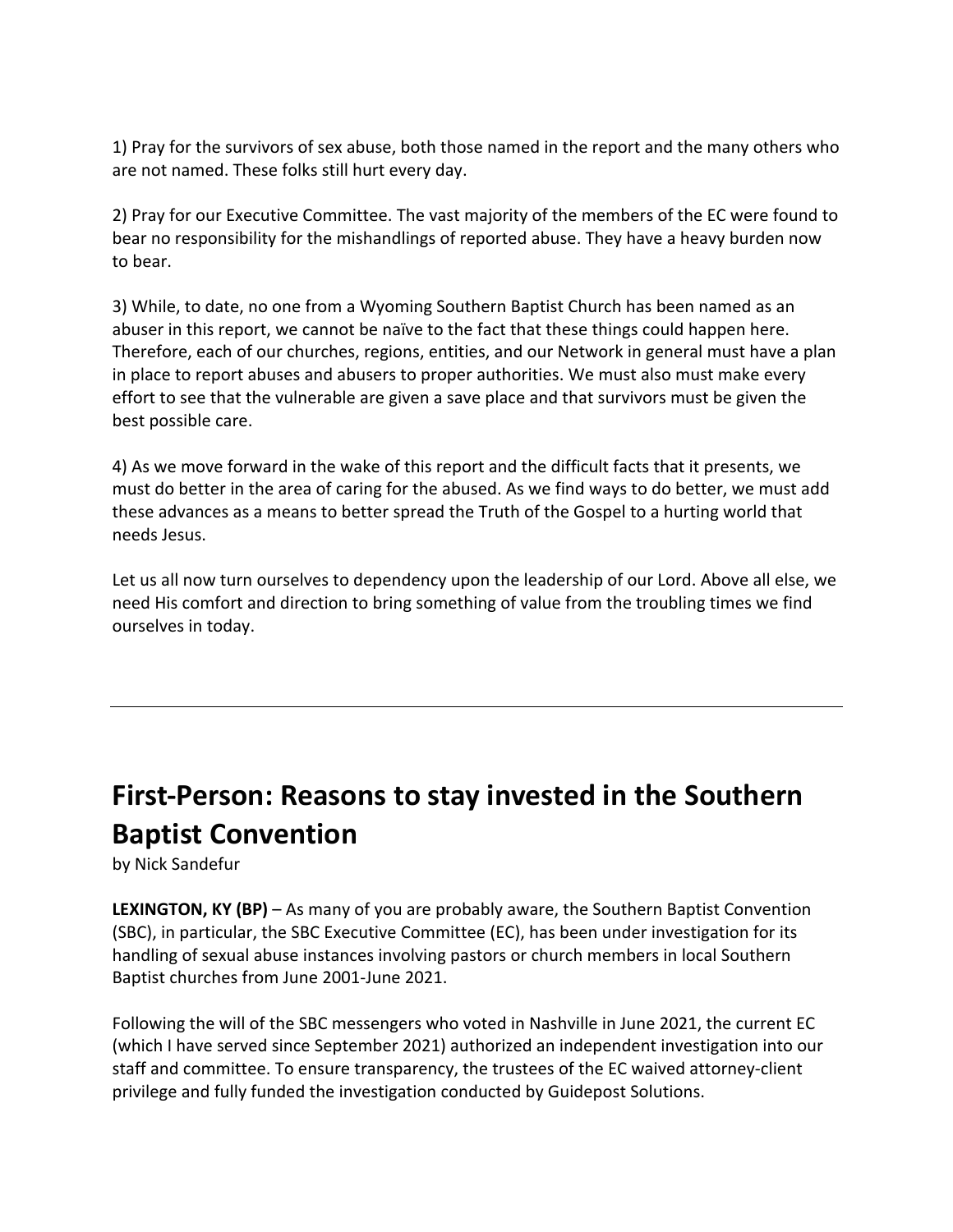1) Pray for the survivors of sex abuse, both those named in the report and the many others who are not named. These folks still hurt every day.

2) Pray for our Executive Committee. The vast majority of the members of the EC were found to bear no responsibility for the mishandlings of reported abuse. They have a heavy burden now to bear.

3) While, to date, no one from a Wyoming Southern Baptist Church has been named as an abuser in this report, we cannot be naïve to the fact that these things could happen here. Therefore, each of our churches, regions, entities, and our Network in general must have a plan in place to report abuses and abusers to proper authorities. We must also must make every effort to see that the vulnerable are given a save place and that survivors must be given the best possible care.

4) As we move forward in the wake of this report and the difficult facts that it presents, we must do better in the area of caring for the abused. As we find ways to do better, we must add these advances as a means to better spread the Truth of the Gospel to a hurting world that needs Jesus.

Let us all now turn ourselves to dependency upon the leadership of our Lord. Above all else, we need His comfort and direction to bring something of value from the troubling times we find ourselves in today.

---

# First-Person: Reasons to stay invested in the Southern Baptist Convention

by Nick Sandefur

**LEXINGTON, KY (BP)** – As many of you are probably aware, the Southern Baptist Convention (SBC), in particular, the SBC Executive Committee (EC), has been under investigation for its handling of sexual abuse instances involving pastors or church members in local Southern Baptist churches from June 2001-June 2021.

Following the will of the SBC messengers who voted in Nashville in June 2021, the current EC (which I have served since September 2021) authorized an independent investigation into our staff and committee. To ensure transparency, the trustees of the EC waived attorney-client privilege and fully funded the investigation conducted by Guidepost Solutions.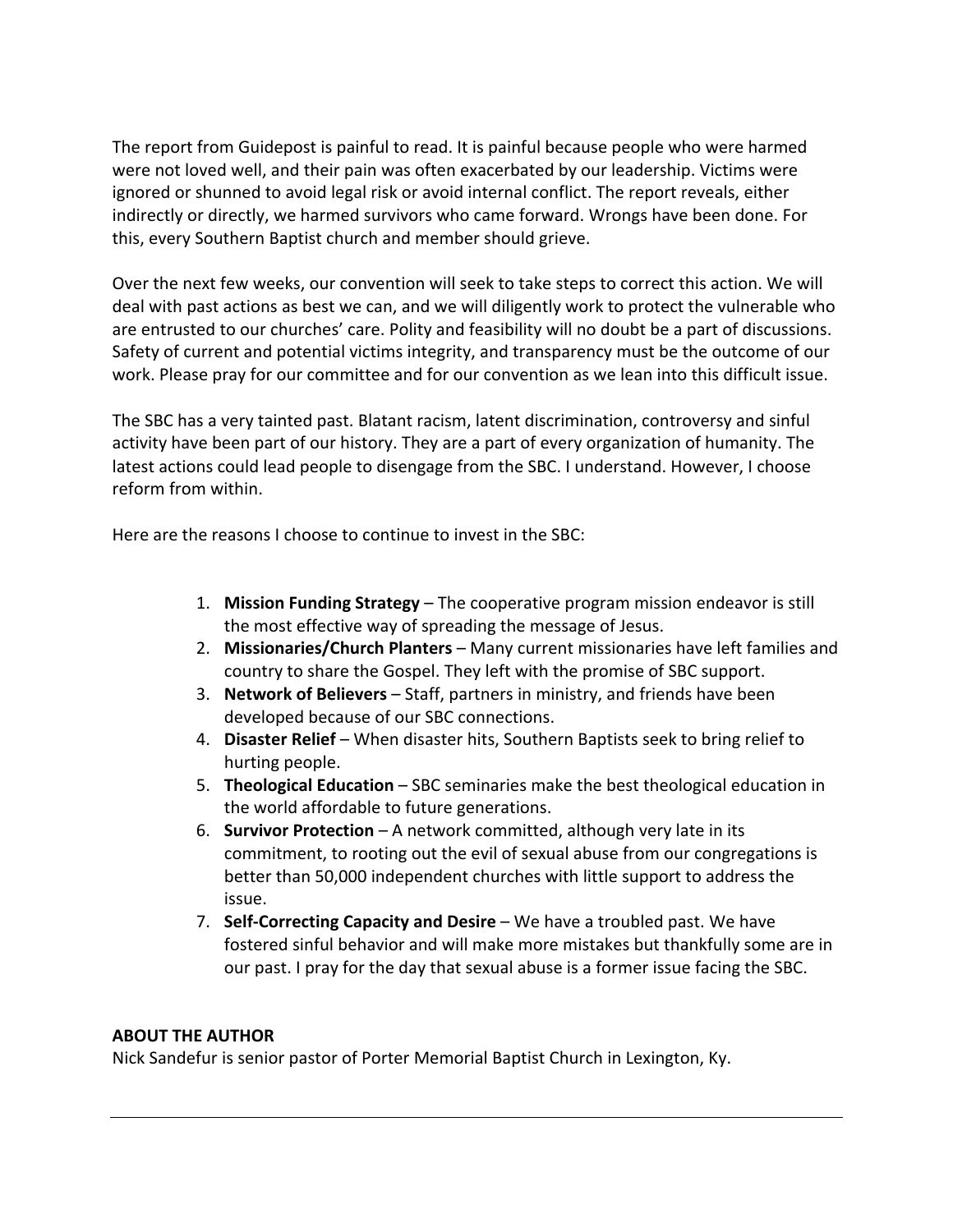The report from Guidepost is painful to read. It is painful because people who were harmed were not loved well, and their pain was often exacerbated by our leadership. Victims were ignored or shunned to avoid legal risk or avoid internal conflict. The report reveals, either indirectly or directly, we harmed survivors who came forward. Wrongs have been done. For this, every Southern Baptist church and member should grieve.

Over the next few weeks, our convention will seek to take steps to correct this action. We will deal with past actions as best we can, and we will diligently work to protect the vulnerable who are entrusted to our churches' care. Polity and feasibility will no doubt be a part of discussions. Safety of current and potential victims integrity, and transparency must be the outcome of our work. Please pray for our committee and for our convention as we lean into this difficult issue.

The SBC has a very tainted past. Blatant racism, latent discrimination, controversy and sinful activity have been part of our history. They are a part of every organization of humanity. The latest actions could lead people to disengage from the SBC. I understand. However, I choose reform from within.

Here are the reasons I choose to continue to invest in the SBC:

1. **Mission Funding Strategy** – The cooperative program mission endeavor is still the most effective way of spreading the message of Jesus.
2. **Missionaries/Church Planters** – Many current missionaries have left families and country to share the Gospel. They left with the promise of SBC support.
3. **Network of Believers** – Staff, partners in ministry, and friends have been developed because of our SBC connections.
4. **Disaster Relief** – When disaster hits, Southern Baptists seek to bring relief to hurting people.
5. **Theological Education** – SBC seminaries make the best theological education in the world affordable to future generations.
6. **Survivor Protection** – A network committed, although very late in its commitment, to rooting out the evil of sexual abuse from our congregations is better than 50,000 independent churches with little support to address the issue.
7. **Self-Correcting Capacity and Desire** – We have a troubled past. We have fostered sinful behavior and will make more mistakes but thankfully some are in our past. I pray for the day that sexual abuse is a former issue facing the SBC.

**ABOUT THE AUTHOR**
Nick Sandefur is senior pastor of Porter Memorial Baptist Church in Lexington, Ky.

---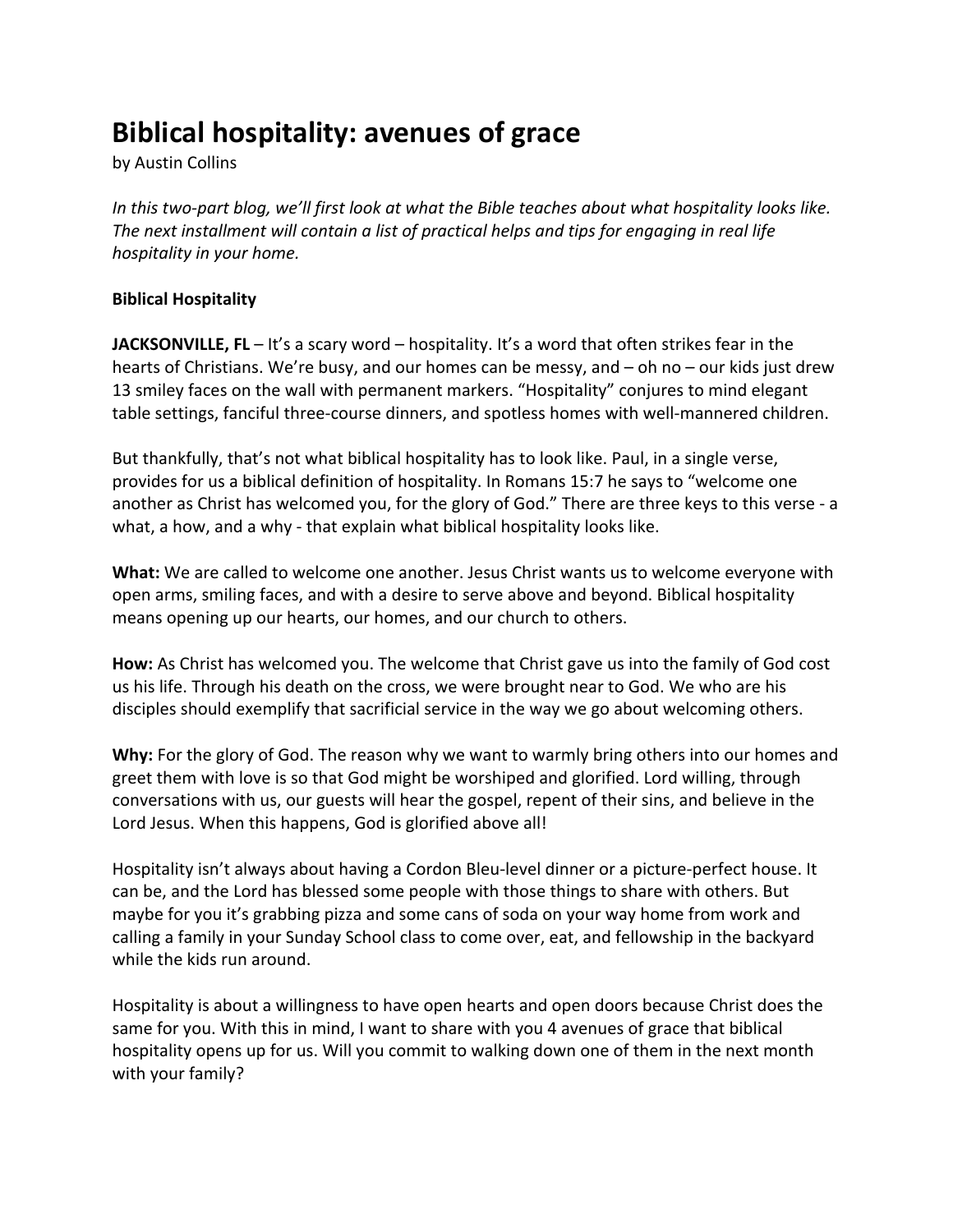# Biblical hospitality: avenues of grace

by Austin Collins

*In this two-part blog, we'll first look at what the Bible teaches about what hospitality looks like. The next installment will contain a list of practical helps and tips for engaging in real life hospitality in your home.*

**Biblical Hospitality**

**JACKSONVILLE, FL** – It's a scary word – hospitality. It's a word that often strikes fear in the hearts of Christians. We're busy, and our homes can be messy, and – oh no – our kids just drew 13 smiley faces on the wall with permanent markers. "Hospitality" conjures to mind elegant table settings, fanciful three-course dinners, and spotless homes with well-mannered children.

But thankfully, that's not what biblical hospitality has to look like. Paul, in a single verse, provides for us a biblical definition of hospitality. In Romans 15:7 he says to "welcome one another as Christ has welcomed you, for the glory of God." There are three keys to this verse - a what, a how, and a why - that explain what biblical hospitality looks like.

**What:** We are called to welcome one another. Jesus Christ wants us to welcome everyone with open arms, smiling faces, and with a desire to serve above and beyond. Biblical hospitality means opening up our hearts, our homes, and our church to others.

**How:** As Christ has welcomed you. The welcome that Christ gave us into the family of God cost us his life. Through his death on the cross, we were brought near to God. We who are his disciples should exemplify that sacrificial service in the way we go about welcoming others.

**Why:** For the glory of God. The reason why we want to warmly bring others into our homes and greet them with love is so that God might be worshiped and glorified. Lord willing, through conversations with us, our guests will hear the gospel, repent of their sins, and believe in the Lord Jesus. When this happens, God is glorified above all!

Hospitality isn't always about having a Cordon Bleu-level dinner or a picture-perfect house. It can be, and the Lord has blessed some people with those things to share with others. But maybe for you it's grabbing pizza and some cans of soda on your way home from work and calling a family in your Sunday School class to come over, eat, and fellowship in the backyard while the kids run around.

Hospitality is about a willingness to have open hearts and open doors because Christ does the same for you. With this in mind, I want to share with you 4 avenues of grace that biblical hospitality opens up for us. Will you commit to walking down one of them in the next month with your family?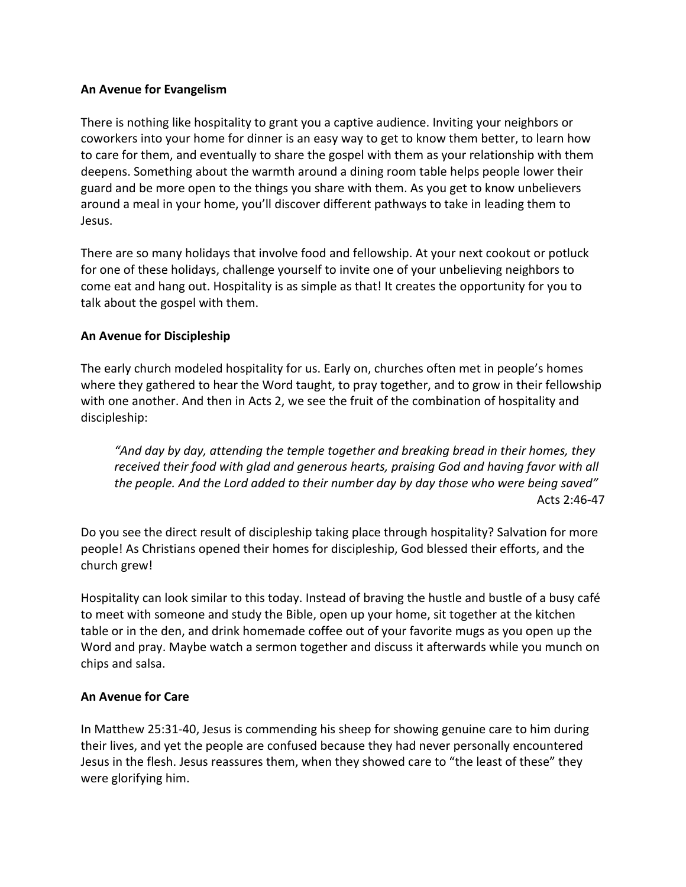**An Avenue for Evangelism**

There is nothing like hospitality to grant you a captive audience. Inviting your neighbors or coworkers into your home for dinner is an easy way to get to know them better, to learn how to care for them, and eventually to share the gospel with them as your relationship with them deepens. Something about the warmth around a dining room table helps people lower their guard and be more open to the things you share with them. As you get to know unbelievers around a meal in your home, you'll discover different pathways to take in leading them to Jesus.

There are so many holidays that involve food and fellowship. At your next cookout or potluck for one of these holidays, challenge yourself to invite one of your unbelieving neighbors to come eat and hang out. Hospitality is as simple as that! It creates the opportunity for you to talk about the gospel with them.

**An Avenue for Discipleship**

The early church modeled hospitality for us. Early on, churches often met in people's homes where they gathered to hear the Word taught, to pray together, and to grow in their fellowship with one another. And then in Acts 2, we see the fruit of the combination of hospitality and discipleship:

> *"And day by day, attending the temple together and breaking bread in their homes, they received their food with glad and generous hearts, praising God and having favor with all the people. And the Lord added to their number day by day those who were being saved"*
> Acts 2:46-47

Do you see the direct result of discipleship taking place through hospitality? Salvation for more people! As Christians opened their homes for discipleship, God blessed their efforts, and the church grew!

Hospitality can look similar to this today. Instead of braving the hustle and bustle of a busy café to meet with someone and study the Bible, open up your home, sit together at the kitchen table or in the den, and drink homemade coffee out of your favorite mugs as you open up the Word and pray. Maybe watch a sermon together and discuss it afterwards while you munch on chips and salsa.

**An Avenue for Care**

In Matthew 25:31-40, Jesus is commending his sheep for showing genuine care to him during their lives, and yet the people are confused because they had never personally encountered Jesus in the flesh. Jesus reassures them, when they showed care to "the least of these" they were glorifying him.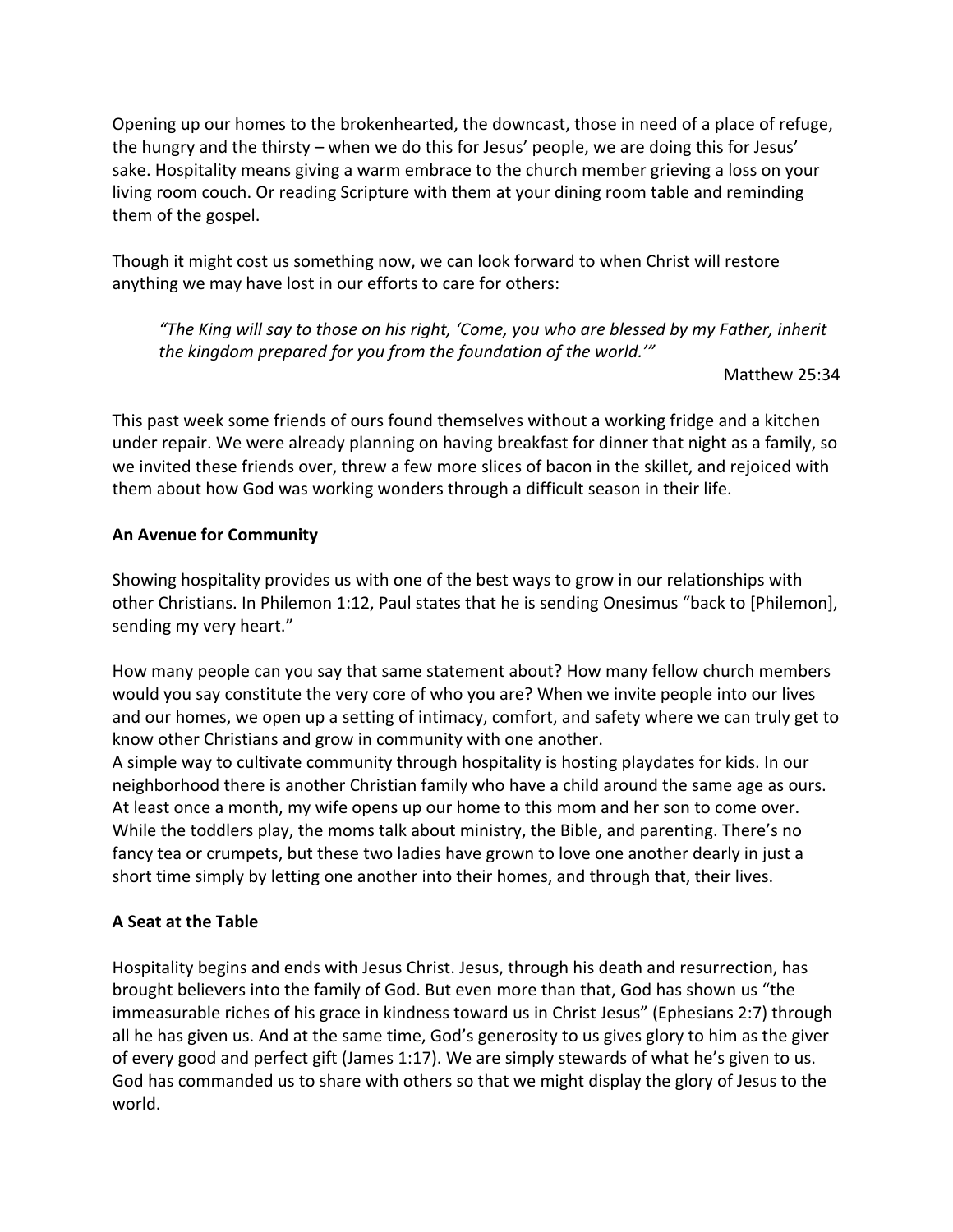Opening up our homes to the brokenhearted, the downcast, those in need of a place of refuge, the hungry and the thirsty – when we do this for Jesus' people, we are doing this for Jesus' sake. Hospitality means giving a warm embrace to the church member grieving a loss on your living room couch. Or reading Scripture with them at your dining room table and reminding them of the gospel.

Though it might cost us something now, we can look forward to when Christ will restore anything we may have lost in our efforts to care for others:

> *"The King will say to those on his right, 'Come, you who are blessed by my Father, inherit the kingdom prepared for you from the foundation of the world.'"*
>
> Matthew 25:34

This past week some friends of ours found themselves without a working fridge and a kitchen under repair. We were already planning on having breakfast for dinner that night as a family, so we invited these friends over, threw a few more slices of bacon in the skillet, and rejoiced with them about how God was working wonders through a difficult season in their life.

**An Avenue for Community**

Showing hospitality provides us with one of the best ways to grow in our relationships with other Christians. In Philemon 1:12, Paul states that he is sending Onesimus "back to [Philemon], sending my very heart."

How many people can you say that same statement about? How many fellow church members would you say constitute the very core of who you are? When we invite people into our lives and our homes, we open up a setting of intimacy, comfort, and safety where we can truly get to know other Christians and grow in community with one another.

A simple way to cultivate community through hospitality is hosting playdates for kids. In our neighborhood there is another Christian family who have a child around the same age as ours. At least once a month, my wife opens up our home to this mom and her son to come over. While the toddlers play, the moms talk about ministry, the Bible, and parenting. There's no fancy tea or crumpets, but these two ladies have grown to love one another dearly in just a short time simply by letting one another into their homes, and through that, their lives.

**A Seat at the Table**

Hospitality begins and ends with Jesus Christ. Jesus, through his death and resurrection, has brought believers into the family of God. But even more than that, God has shown us "the immeasurable riches of his grace in kindness toward us in Christ Jesus" (Ephesians 2:7) through all he has given us. And at the same time, God's generosity to us gives glory to him as the giver of every good and perfect gift (James 1:17). We are simply stewards of what he's given to us. God has commanded us to share with others so that we might display the glory of Jesus to the world.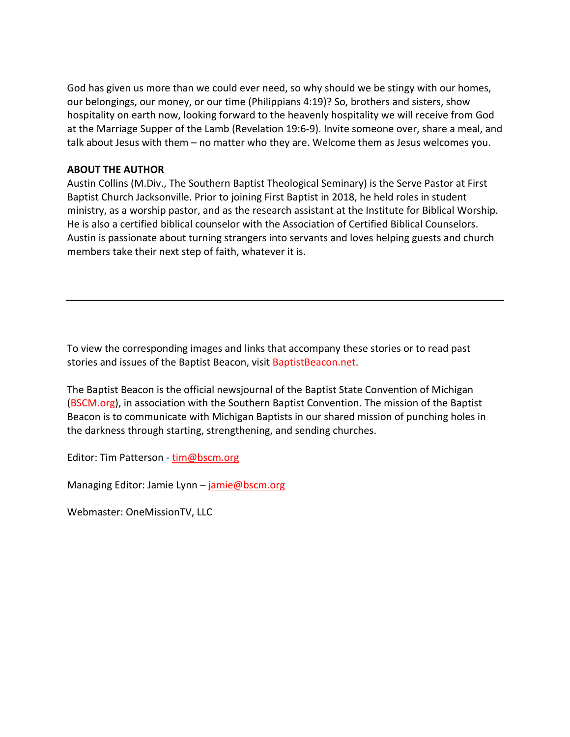God has given us more than we could ever need, so why should we be stingy with our homes, our belongings, our money, or our time (Philippians 4:19)? So, brothers and sisters, show hospitality on earth now, looking forward to the heavenly hospitality we will receive from God at the Marriage Supper of the Lamb (Revelation 19:6-9). Invite someone over, share a meal, and talk about Jesus with them – no matter who they are. Welcome them as Jesus welcomes you.

**ABOUT THE AUTHOR**

Austin Collins (M.Div., The Southern Baptist Theological Seminary) is the Serve Pastor at First Baptist Church Jacksonville. Prior to joining First Baptist in 2018, he held roles in student ministry, as a worship pastor, and as the research assistant at the Institute for Biblical Worship. He is also a certified biblical counselor with the Association of Certified Biblical Counselors. Austin is passionate about turning strangers into servants and loves helping guests and church members take their next step of faith, whatever it is.

---

To view the corresponding images and links that accompany these stories or to read past stories and issues of the Baptist Beacon, visit BaptistBeacon.net.

The Baptist Beacon is the official newsjournal of the Baptist State Convention of Michigan (BSCM.org), in association with the Southern Baptist Convention. The mission of the Baptist Beacon is to communicate with Michigan Baptists in our shared mission of punching holes in the darkness through starting, strengthening, and sending churches.

Editor: Tim Patterson - tim@bscm.org

Managing Editor: Jamie Lynn – jamie@bscm.org

Webmaster: OneMissionTV, LLC